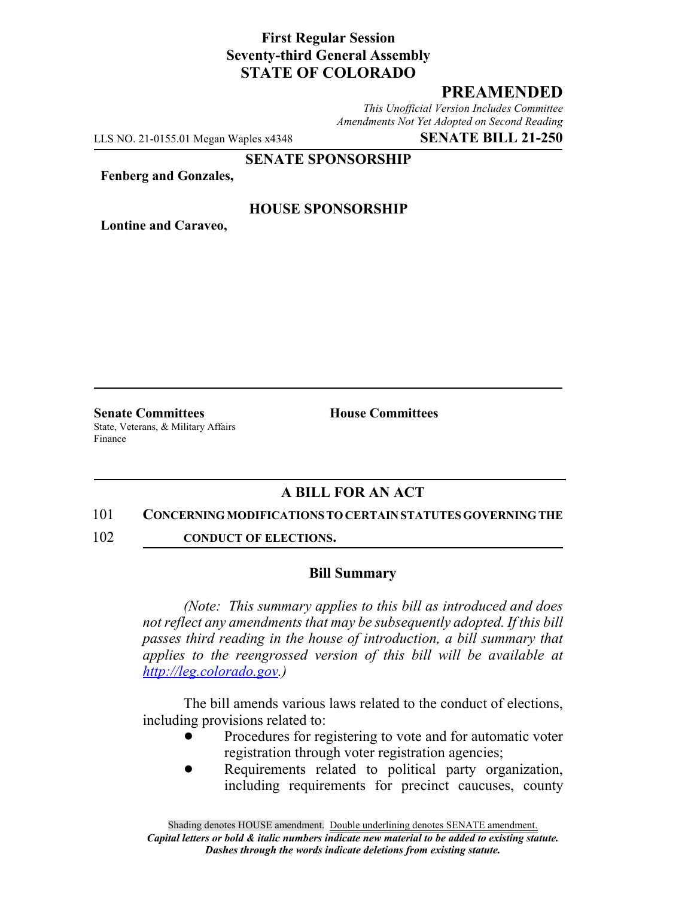**First Regular Session**
**Seventy-third General Assembly**
**STATE OF COLORADO**

# PREAMENDED

*This Unofficial Version Includes Committee Amendments Not Yet Adopted on Second Reading*

LLS NO. 21-0155.01 Megan Waples x4348 **SENATE BILL 21-250**

**SENATE SPONSORSHIP**

**Fenberg and Gonzales,**

**HOUSE SPONSORSHIP**

**Lontine and Caraveo,**

**Senate Committees**
State, Veterans, & Military Affairs
Finance

**House Committees**

## A BILL FOR AN ACT

101 **CONCERNING MODIFICATIONS TO CERTAIN STATUTES GOVERNING THE**
102 **CONDUCT OF ELECTIONS.**

### Bill Summary

*(Note: This summary applies to this bill as introduced and does not reflect any amendments that may be subsequently adopted. If this bill passes third reading in the house of introduction, a bill summary that applies to the reengrossed version of this bill will be available at http://leg.colorado.gov.)*

The bill amends various laws related to the conduct of elections, including provisions related to:

- Procedures for registering to vote and for automatic voter registration through voter registration agencies;
- Requirements related to political party organization, including requirements for precinct caucuses, county

Shading denotes HOUSE amendment. Double underlining denotes SENATE amendment.
*Capital letters or bold & italic numbers indicate new material to be added to existing statute.*
*Dashes through the words indicate deletions from existing statute.*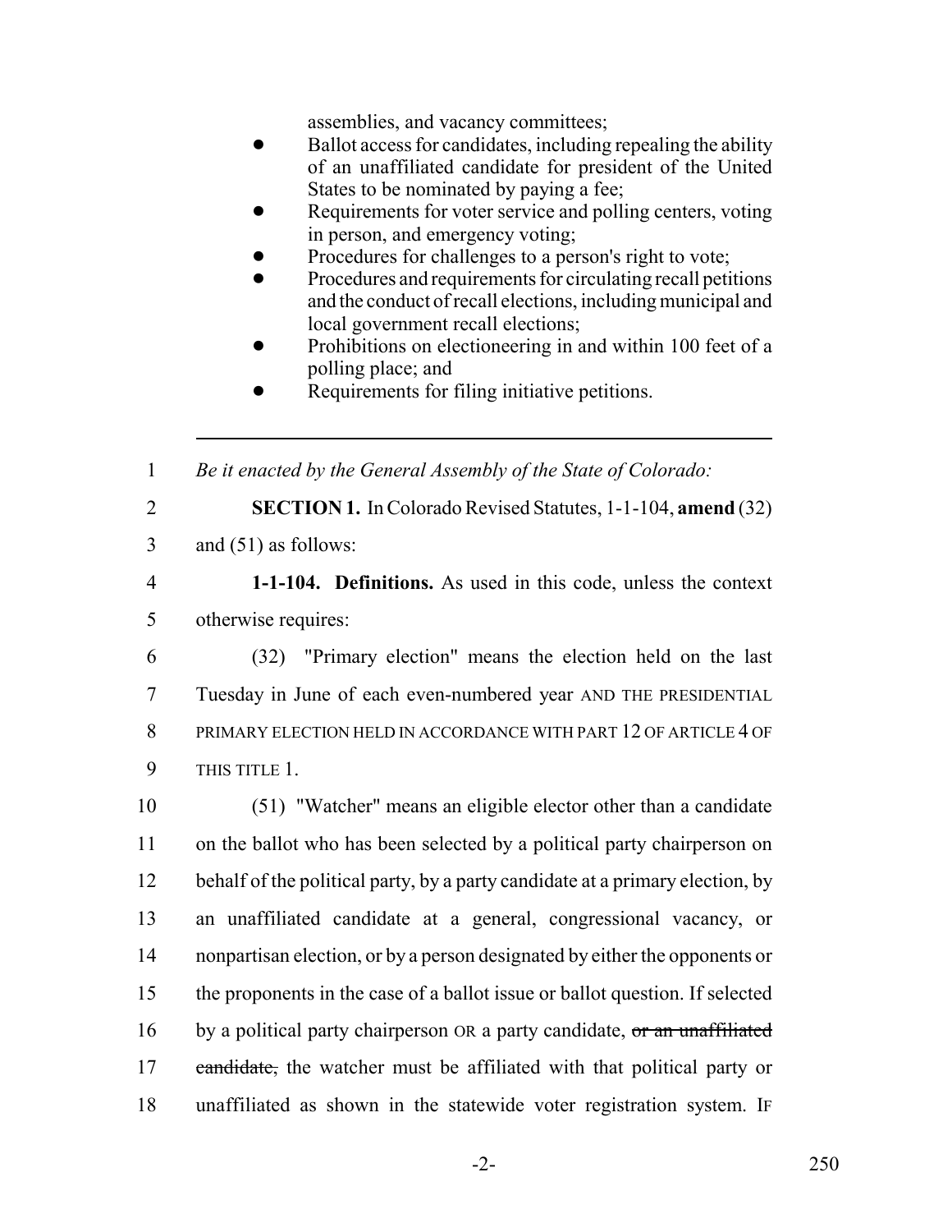assemblies, and vacancy committees;

- Ballot access for candidates, including repealing the ability of an unaffiliated candidate for president of the United States to be nominated by paying a fee;
- Requirements for voter service and polling centers, voting in person, and emergency voting;
- Procedures for challenges to a person's right to vote;
- Procedures and requirements for circulating recall petitions and the conduct of recall elections, including municipal and local government recall elections;
- Prohibitions on electioneering in and within 100 feet of a polling place; and
- Requirements for filing initiative petitions.

---

1 *Be it enacted by the General Assembly of the State of Colorado:*

2 **SECTION 1.** In Colorado Revised Statutes, 1-1-104, **amend** (32)
3 and (51) as follows:

4 **1-1-104. Definitions.** As used in this code, unless the context
5 otherwise requires:

6 (32) "Primary election" means the election held on the last
7 Tuesday in June of each even-numbered year AND THE PRESIDENTIAL
8 PRIMARY ELECTION HELD IN ACCORDANCE WITH PART 12 OF ARTICLE 4 OF
9 THIS TITLE 1.

10 (51) "Watcher" means an eligible elector other than a candidate
11 on the ballot who has been selected by a political party chairperson on
12 behalf of the political party, by a party candidate at a primary election, by
13 an unaffiliated candidate at a general, congressional vacancy, or
14 nonpartisan election, or by a person designated by either the opponents or
15 the proponents in the case of a ballot issue or ballot question. If selected
16 by a political party chairperson OR a party candidate, ~~or an unaffiliated~~
17 ~~candidate,~~ the watcher must be affiliated with that political party or
18 unaffiliated as shown in the statewide voter registration system. IF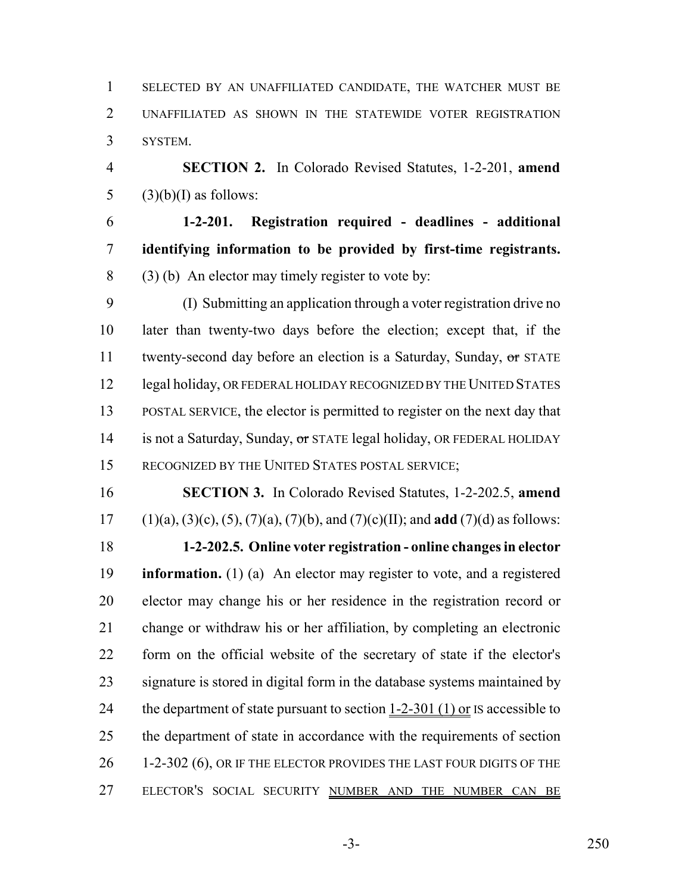SELECTED BY AN UNAFFILIATED CANDIDATE, THE WATCHER MUST BE UNAFFILIATED AS SHOWN IN THE STATEWIDE VOTER REGISTRATION SYSTEM.

**SECTION 2.** In Colorado Revised Statutes, 1-2-201, **amend** (3)(b)(I) as follows:

**1-2-201. Registration required - deadlines - additional identifying information to be provided by first-time registrants.** (3) (b) An elector may timely register to vote by:

(I) Submitting an application through a voter registration drive no later than twenty-two days before the election; except that, if the twenty-second day before an election is a Saturday, Sunday, ~~or~~ STATE legal holiday, OR FEDERAL HOLIDAY RECOGNIZED BY THE UNITED STATES POSTAL SERVICE, the elector is permitted to register on the next day that is not a Saturday, Sunday, ~~or~~ STATE legal holiday, OR FEDERAL HOLIDAY RECOGNIZED BY THE UNITED STATES POSTAL SERVICE;

**SECTION 3.** In Colorado Revised Statutes, 1-2-202.5, **amend** (1)(a), (3)(c), (5), (7)(a), (7)(b), and (7)(c)(II); and **add** (7)(d) as follows:

**1-2-202.5. Online voter registration - online changes in elector information.** (1) (a) An elector may register to vote, and a registered elector may change his or her residence in the registration record or change or withdraw his or her affiliation, by completing an electronic form on the official website of the secretary of state if the elector's signature is stored in digital form in the database systems maintained by the department of state pursuant to section 1-2-301 (1) or IS accessible to the department of state in accordance with the requirements of section 1-2-302 (6), OR IF THE ELECTOR PROVIDES THE LAST FOUR DIGITS OF THE ELECTOR'S SOCIAL SECURITY NUMBER AND THE NUMBER CAN BE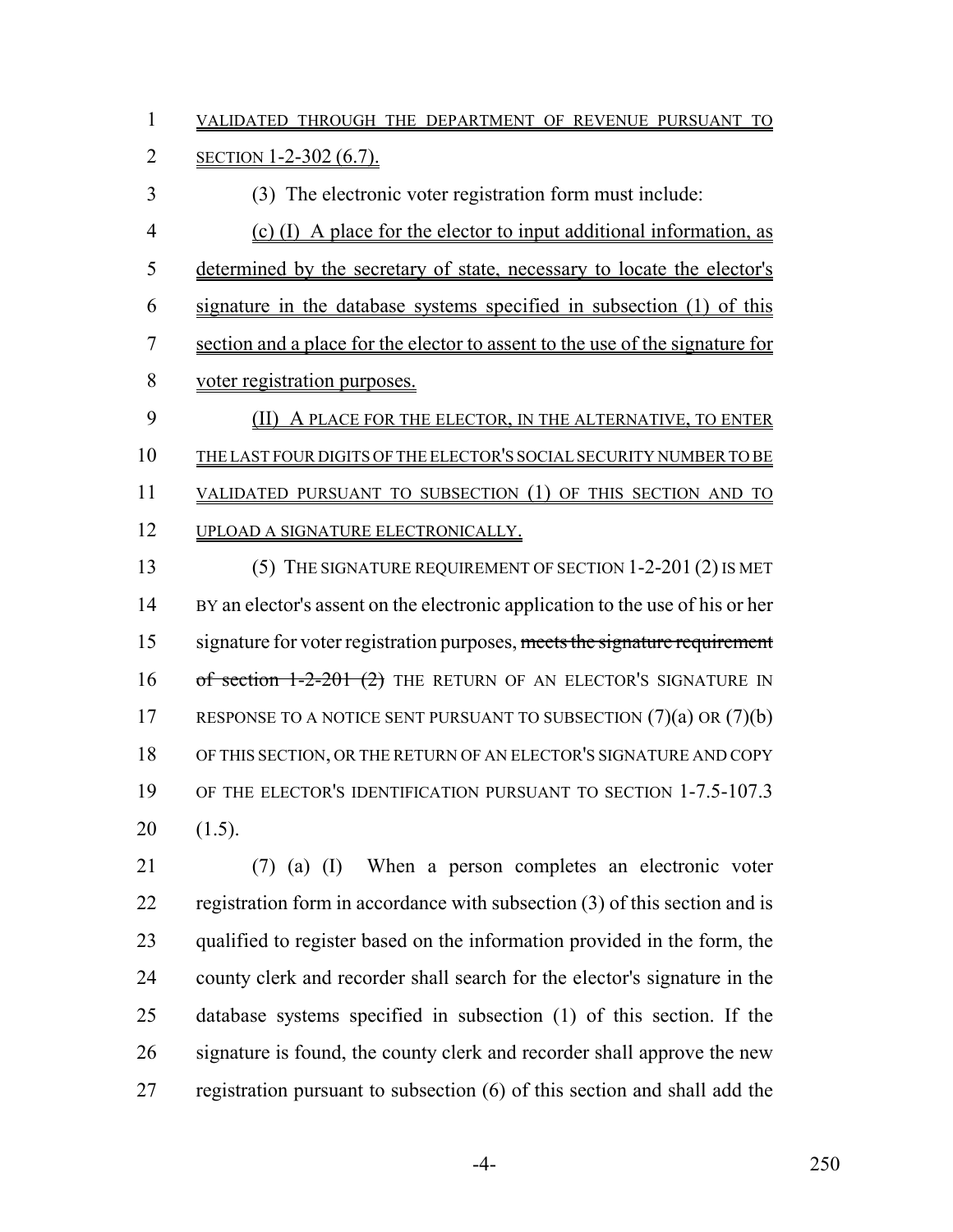VALIDATED THROUGH THE DEPARTMENT OF REVENUE PURSUANT TO SECTION 1-2-302 (6.7).

(3) The electronic voter registration form must include:

(c) (I) A place for the elector to input additional information, as determined by the secretary of state, necessary to locate the elector's signature in the database systems specified in subsection (1) of this section and a place for the elector to assent to the use of the signature for voter registration purposes.

(II) A PLACE FOR THE ELECTOR, IN THE ALTERNATIVE, TO ENTER THE LAST FOUR DIGITS OF THE ELECTOR'S SOCIAL SECURITY NUMBER TO BE VALIDATED PURSUANT TO SUBSECTION (1) OF THIS SECTION AND TO UPLOAD A SIGNATURE ELECTRONICALLY.

(5) THE SIGNATURE REQUIREMENT OF SECTION 1-2-201 (2) IS MET BY an elector's assent on the electronic application to the use of his or her signature for voter registration purposes, ~~meets the signature requirement of section 1-2-201 (2)~~ THE RETURN OF AN ELECTOR'S SIGNATURE IN RESPONSE TO A NOTICE SENT PURSUANT TO SUBSECTION (7)(a) OR (7)(b) OF THIS SECTION, OR THE RETURN OF AN ELECTOR'S SIGNATURE AND COPY OF THE ELECTOR'S IDENTIFICATION PURSUANT TO SECTION 1-7.5-107.3 (1.5).

(7) (a) (I) When a person completes an electronic voter registration form in accordance with subsection (3) of this section and is qualified to register based on the information provided in the form, the county clerk and recorder shall search for the elector's signature in the database systems specified in subsection (1) of this section. If the signature is found, the county clerk and recorder shall approve the new registration pursuant to subsection (6) of this section and shall add the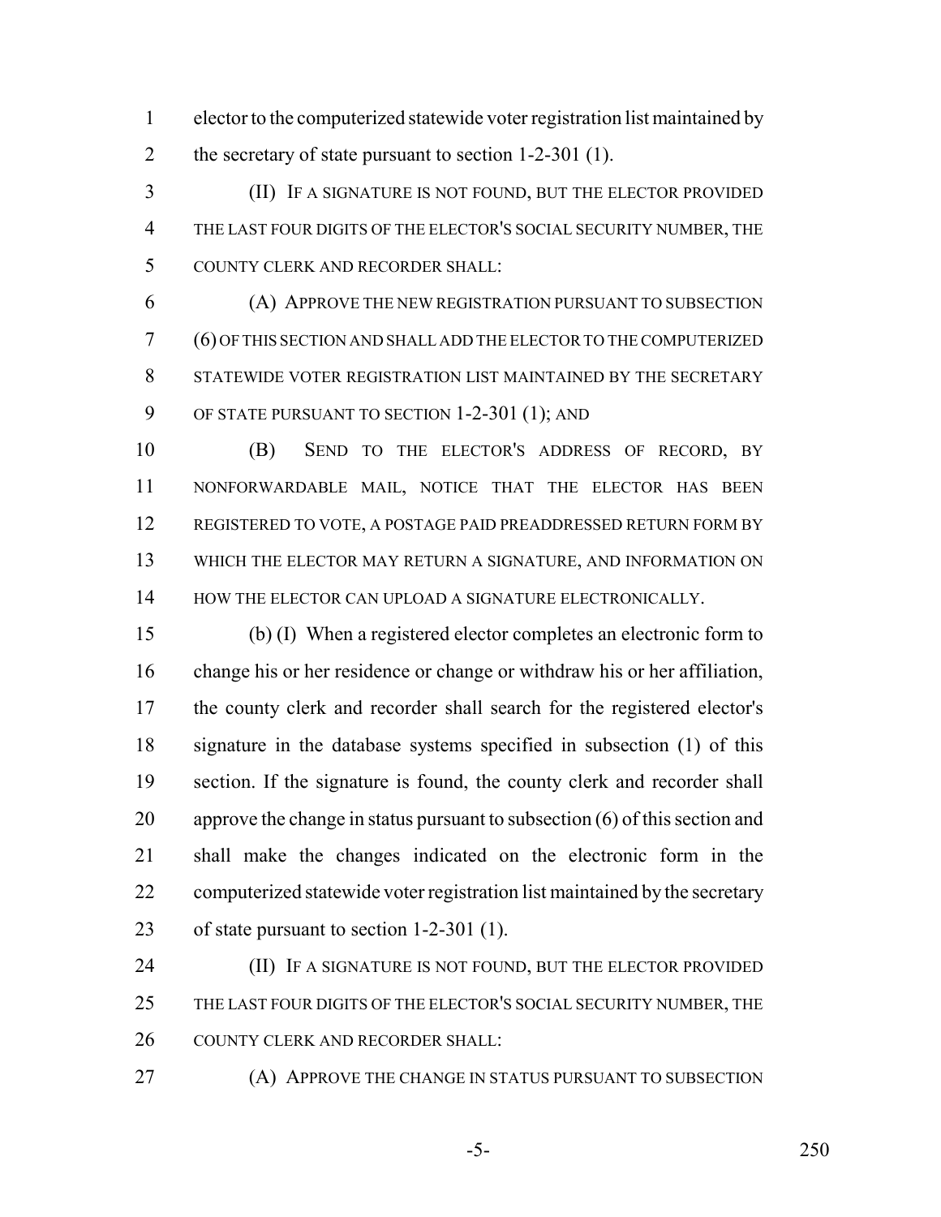elector to the computerized statewide voter registration list maintained by the secretary of state pursuant to section 1-2-301 (1).

(II) IF A SIGNATURE IS NOT FOUND, BUT THE ELECTOR PROVIDED THE LAST FOUR DIGITS OF THE ELECTOR'S SOCIAL SECURITY NUMBER, THE COUNTY CLERK AND RECORDER SHALL:

(A) APPROVE THE NEW REGISTRATION PURSUANT TO SUBSECTION (6) OF THIS SECTION AND SHALL ADD THE ELECTOR TO THE COMPUTERIZED STATEWIDE VOTER REGISTRATION LIST MAINTAINED BY THE SECRETARY OF STATE PURSUANT TO SECTION 1-2-301 (1); AND

(B) SEND TO THE ELECTOR'S ADDRESS OF RECORD, BY NONFORWARDABLE MAIL, NOTICE THAT THE ELECTOR HAS BEEN REGISTERED TO VOTE, A POSTAGE PAID PREADDRESSED RETURN FORM BY WHICH THE ELECTOR MAY RETURN A SIGNATURE, AND INFORMATION ON HOW THE ELECTOR CAN UPLOAD A SIGNATURE ELECTRONICALLY.

(b) (I) When a registered elector completes an electronic form to change his or her residence or change or withdraw his or her affiliation, the county clerk and recorder shall search for the registered elector's signature in the database systems specified in subsection (1) of this section. If the signature is found, the county clerk and recorder shall approve the change in status pursuant to subsection (6) of this section and shall make the changes indicated on the electronic form in the computerized statewide voter registration list maintained by the secretary of state pursuant to section 1-2-301 (1).

(II) IF A SIGNATURE IS NOT FOUND, BUT THE ELECTOR PROVIDED THE LAST FOUR DIGITS OF THE ELECTOR'S SOCIAL SECURITY NUMBER, THE COUNTY CLERK AND RECORDER SHALL:

(A) APPROVE THE CHANGE IN STATUS PURSUANT TO SUBSECTION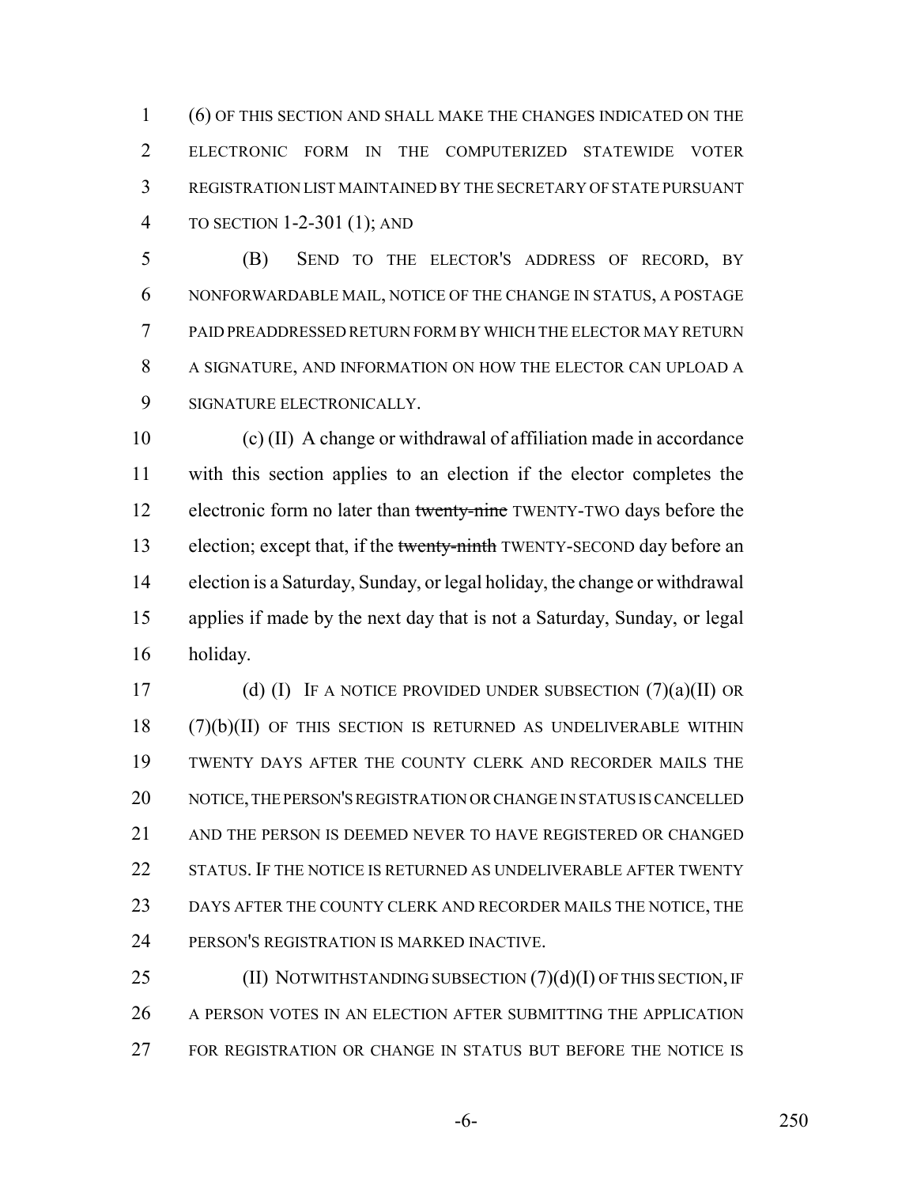(6) OF THIS SECTION AND SHALL MAKE THE CHANGES INDICATED ON THE ELECTRONIC FORM IN THE COMPUTERIZED STATEWIDE VOTER REGISTRATION LIST MAINTAINED BY THE SECRETARY OF STATE PURSUANT TO SECTION 1-2-301 (1); AND

(B) SEND TO THE ELECTOR'S ADDRESS OF RECORD, BY NONFORWARDABLE MAIL, NOTICE OF THE CHANGE IN STATUS, A POSTAGE PAID PREADDRESSED RETURN FORM BY WHICH THE ELECTOR MAY RETURN A SIGNATURE, AND INFORMATION ON HOW THE ELECTOR CAN UPLOAD A SIGNATURE ELECTRONICALLY.

(c) (II) A change or withdrawal of affiliation made in accordance with this section applies to an election if the elector completes the electronic form no later than ~~twenty-nine~~ TWENTY-TWO days before the election; except that, if the ~~twenty-ninth~~ TWENTY-SECOND day before an election is a Saturday, Sunday, or legal holiday, the change or withdrawal applies if made by the next day that is not a Saturday, Sunday, or legal holiday.

(d) (I) IF A NOTICE PROVIDED UNDER SUBSECTION (7)(a)(II) OR (7)(b)(II) OF THIS SECTION IS RETURNED AS UNDELIVERABLE WITHIN TWENTY DAYS AFTER THE COUNTY CLERK AND RECORDER MAILS THE NOTICE, THE PERSON'S REGISTRATION OR CHANGE IN STATUS IS CANCELLED AND THE PERSON IS DEEMED NEVER TO HAVE REGISTERED OR CHANGED STATUS. IF THE NOTICE IS RETURNED AS UNDELIVERABLE AFTER TWENTY DAYS AFTER THE COUNTY CLERK AND RECORDER MAILS THE NOTICE, THE PERSON'S REGISTRATION IS MARKED INACTIVE.

(II) NOTWITHSTANDING SUBSECTION (7)(d)(I) OF THIS SECTION, IF A PERSON VOTES IN AN ELECTION AFTER SUBMITTING THE APPLICATION FOR REGISTRATION OR CHANGE IN STATUS BUT BEFORE THE NOTICE IS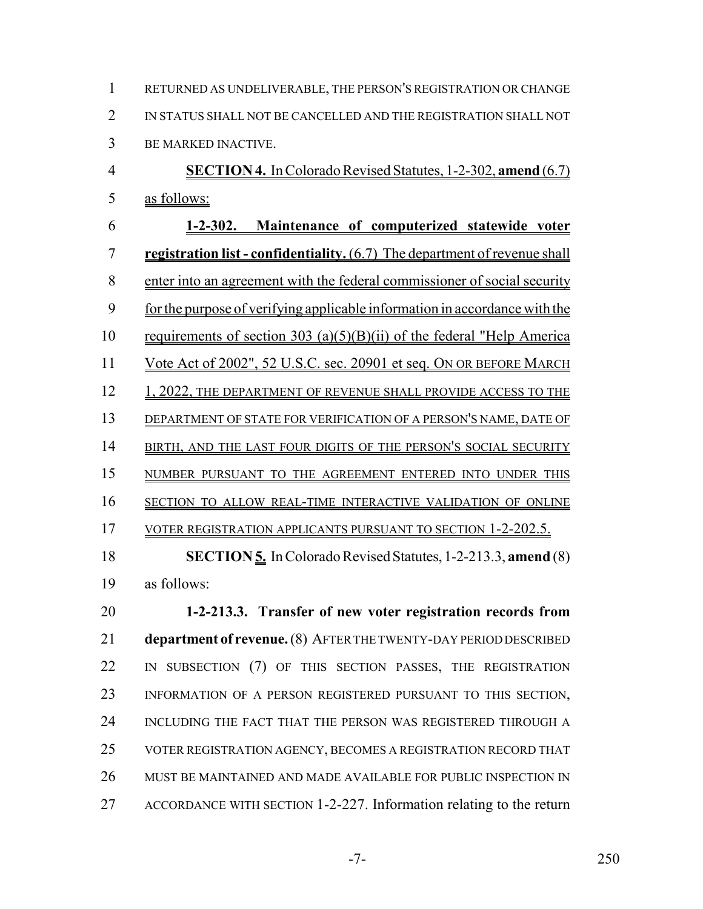RETURNED AS UNDELIVERABLE, THE PERSON'S REGISTRATION OR CHANGE IN STATUS SHALL NOT BE CANCELLED AND THE REGISTRATION SHALL NOT BE MARKED INACTIVE.

**SECTION 4.** In Colorado Revised Statutes, 1-2-302, **amend** (6.7) as follows:

**1-2-302. Maintenance of computerized statewide voter registration list - confidentiality.** (6.7) The department of revenue shall enter into an agreement with the federal commissioner of social security for the purpose of verifying applicable information in accordance with the requirements of section 303 (a)(5)(B)(ii) of the federal "Help America Vote Act of 2002", 52 U.S.C. sec. 20901 et seq. ON OR BEFORE MARCH 1, 2022, THE DEPARTMENT OF REVENUE SHALL PROVIDE ACCESS TO THE DEPARTMENT OF STATE FOR VERIFICATION OF A PERSON'S NAME, DATE OF BIRTH, AND THE LAST FOUR DIGITS OF THE PERSON'S SOCIAL SECURITY NUMBER PURSUANT TO THE AGREEMENT ENTERED INTO UNDER THIS SECTION TO ALLOW REAL-TIME INTERACTIVE VALIDATION OF ONLINE VOTER REGISTRATION APPLICANTS PURSUANT TO SECTION 1-2-202.5.

**SECTION 5.** In Colorado Revised Statutes, 1-2-213.3, **amend** (8) as follows:

**1-2-213.3. Transfer of new voter registration records from department of revenue.** (8) AFTER THE TWENTY-DAY PERIOD DESCRIBED IN SUBSECTION (7) OF THIS SECTION PASSES, THE REGISTRATION INFORMATION OF A PERSON REGISTERED PURSUANT TO THIS SECTION, INCLUDING THE FACT THAT THE PERSON WAS REGISTERED THROUGH A VOTER REGISTRATION AGENCY, BECOMES A REGISTRATION RECORD THAT MUST BE MAINTAINED AND MADE AVAILABLE FOR PUBLIC INSPECTION IN ACCORDANCE WITH SECTION 1-2-227. Information relating to the return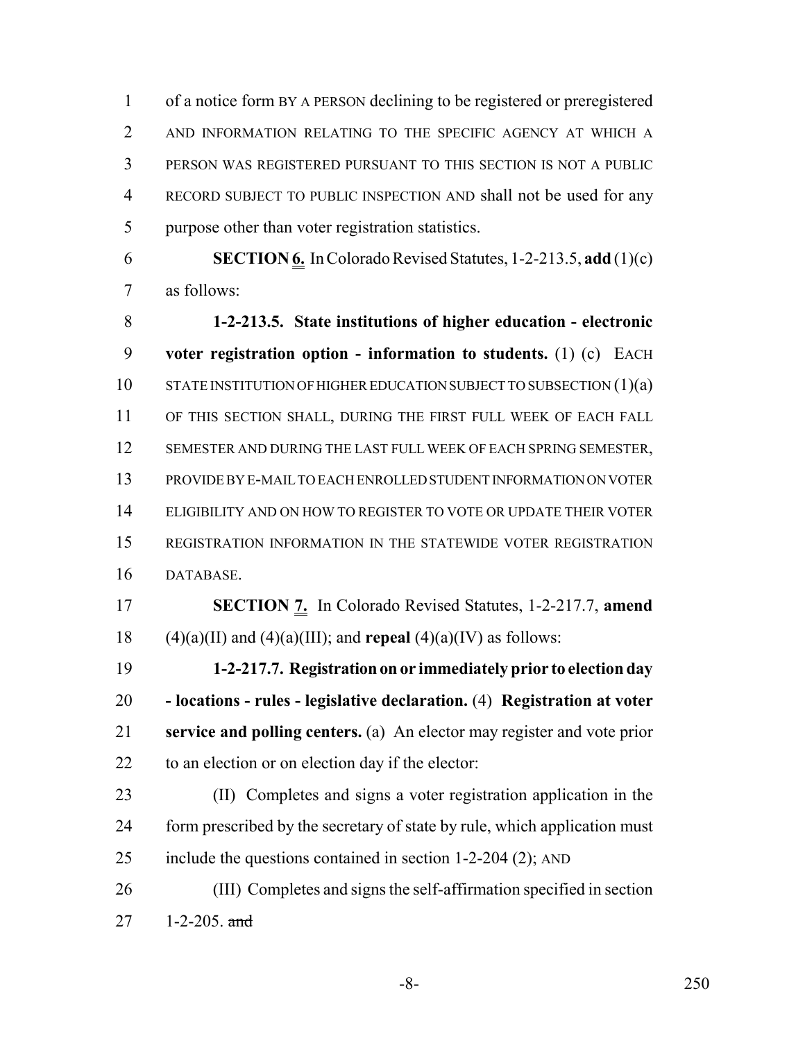of a notice form BY A PERSON declining to be registered or preregistered AND INFORMATION RELATING TO THE SPECIFIC AGENCY AT WHICH A PERSON WAS REGISTERED PURSUANT TO THIS SECTION IS NOT A PUBLIC RECORD SUBJECT TO PUBLIC INSPECTION AND shall not be used for any purpose other than voter registration statistics.

**SECTION 6.** In Colorado Revised Statutes, 1-2-213.5, **add** (1)(c) as follows:

**1-2-213.5. State institutions of higher education - electronic voter registration option - information to students.** (1) (c) EACH STATE INSTITUTION OF HIGHER EDUCATION SUBJECT TO SUBSECTION (1)(a) OF THIS SECTION SHALL, DURING THE FIRST FULL WEEK OF EACH FALL SEMESTER AND DURING THE LAST FULL WEEK OF EACH SPRING SEMESTER, PROVIDE BY E-MAIL TO EACH ENROLLED STUDENT INFORMATION ON VOTER ELIGIBILITY AND ON HOW TO REGISTER TO VOTE OR UPDATE THEIR VOTER REGISTRATION INFORMATION IN THE STATEWIDE VOTER REGISTRATION DATABASE.

**SECTION 7.** In Colorado Revised Statutes, 1-2-217.7, **amend** (4)(a)(II) and (4)(a)(III); and **repeal** (4)(a)(IV) as follows:

**1-2-217.7. Registration on or immediately prior to election day - locations - rules - legislative declaration.** (4) **Registration at voter service and polling centers.** (a) An elector may register and vote prior to an election or on election day if the elector:

(II) Completes and signs a voter registration application in the form prescribed by the secretary of state by rule, which application must include the questions contained in section 1-2-204 (2); AND

(III) Completes and signs the self-affirmation specified in section 1-2-205. ~~and~~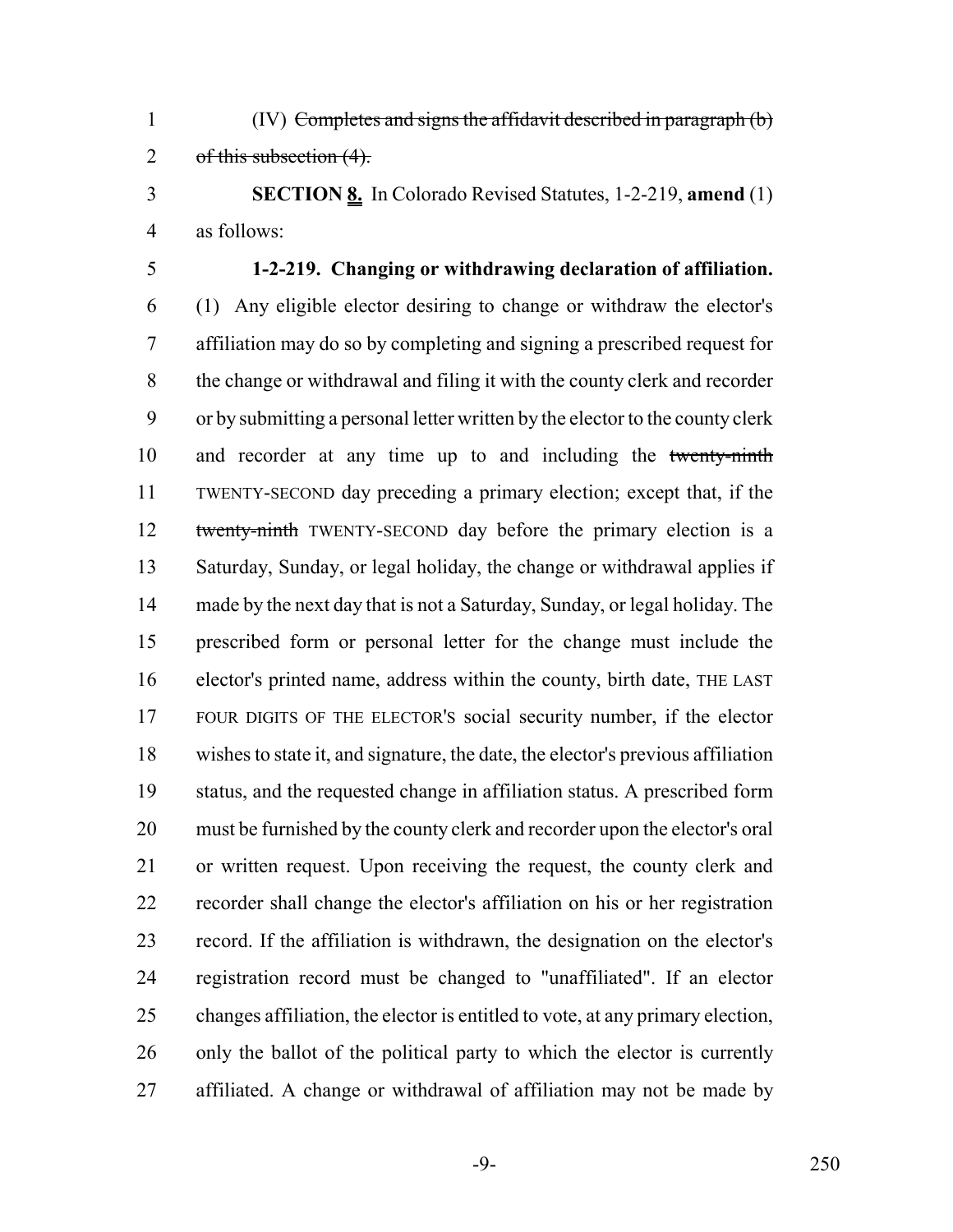(IV) ~~Completes and signs the affidavit described in paragraph (b) of this subsection (4).~~

**SECTION 8.** In Colorado Revised Statutes, 1-2-219, **amend** (1) as follows:

**1-2-219. Changing or withdrawing declaration of affiliation.** (1) Any eligible elector desiring to change or withdraw the elector's affiliation may do so by completing and signing a prescribed request for the change or withdrawal and filing it with the county clerk and recorder or by submitting a personal letter written by the elector to the county clerk and recorder at any time up to and including the ~~twenty-ninth~~ TWENTY-SECOND day preceding a primary election; except that, if the ~~twenty-ninth~~ TWENTY-SECOND day before the primary election is a Saturday, Sunday, or legal holiday, the change or withdrawal applies if made by the next day that is not a Saturday, Sunday, or legal holiday. The prescribed form or personal letter for the change must include the elector's printed name, address within the county, birth date, THE LAST FOUR DIGITS OF THE ELECTOR'S social security number, if the elector wishes to state it, and signature, the date, the elector's previous affiliation status, and the requested change in affiliation status. A prescribed form must be furnished by the county clerk and recorder upon the elector's oral or written request. Upon receiving the request, the county clerk and recorder shall change the elector's affiliation on his or her registration record. If the affiliation is withdrawn, the designation on the elector's registration record must be changed to "unaffiliated". If an elector changes affiliation, the elector is entitled to vote, at any primary election, only the ballot of the political party to which the elector is currently affiliated. A change or withdrawal of affiliation may not be made by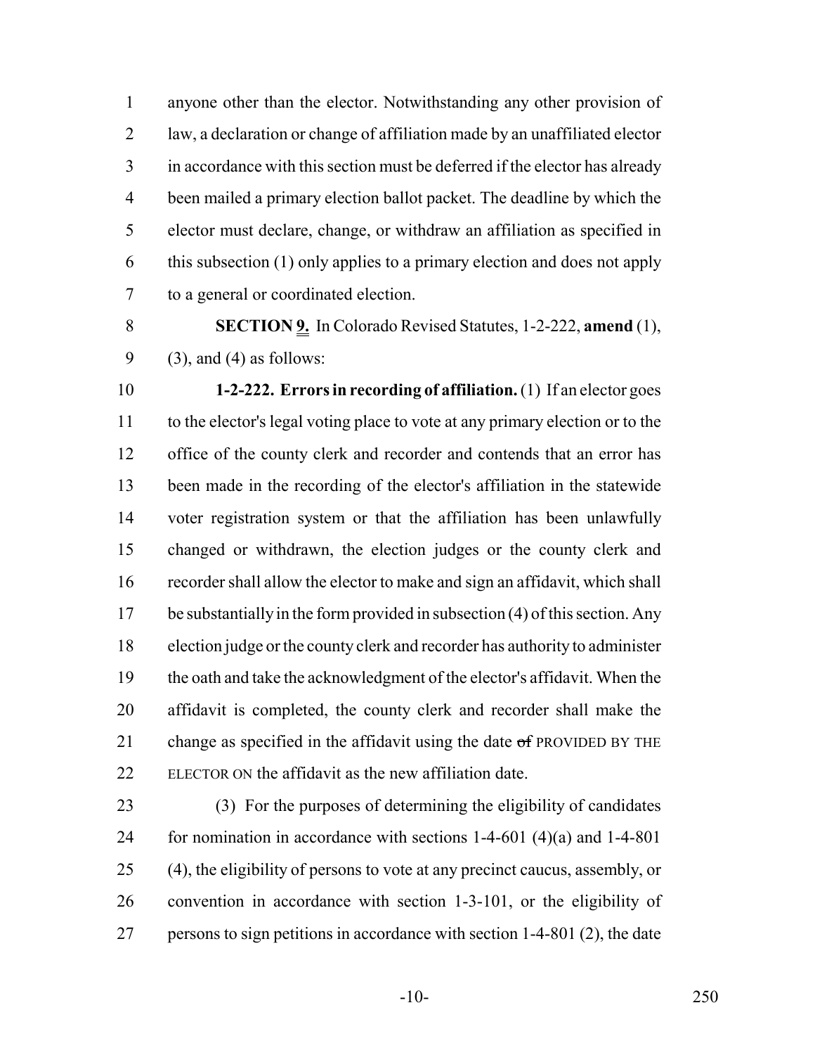anyone other than the elector. Notwithstanding any other provision of law, a declaration or change of affiliation made by an unaffiliated elector in accordance with this section must be deferred if the elector has already been mailed a primary election ballot packet. The deadline by which the elector must declare, change, or withdraw an affiliation as specified in this subsection (1) only applies to a primary election and does not apply to a general or coordinated election.

**SECTION 9.** In Colorado Revised Statutes, 1-2-222, **amend** (1), (3), and (4) as follows:

**1-2-222. Errors in recording of affiliation.** (1) If an elector goes to the elector's legal voting place to vote at any primary election or to the office of the county clerk and recorder and contends that an error has been made in the recording of the elector's affiliation in the statewide voter registration system or that the affiliation has been unlawfully changed or withdrawn, the election judges or the county clerk and recorder shall allow the elector to make and sign an affidavit, which shall be substantially in the form provided in subsection (4) of this section. Any election judge or the county clerk and recorder has authority to administer the oath and take the acknowledgment of the elector's affidavit. When the affidavit is completed, the county clerk and recorder shall make the change as specified in the affidavit using the date ~~of~~ PROVIDED BY THE ELECTOR ON the affidavit as the new affiliation date.

(3) For the purposes of determining the eligibility of candidates for nomination in accordance with sections 1-4-601 (4)(a) and 1-4-801 (4), the eligibility of persons to vote at any precinct caucus, assembly, or convention in accordance with section 1-3-101, or the eligibility of persons to sign petitions in accordance with section 1-4-801 (2), the date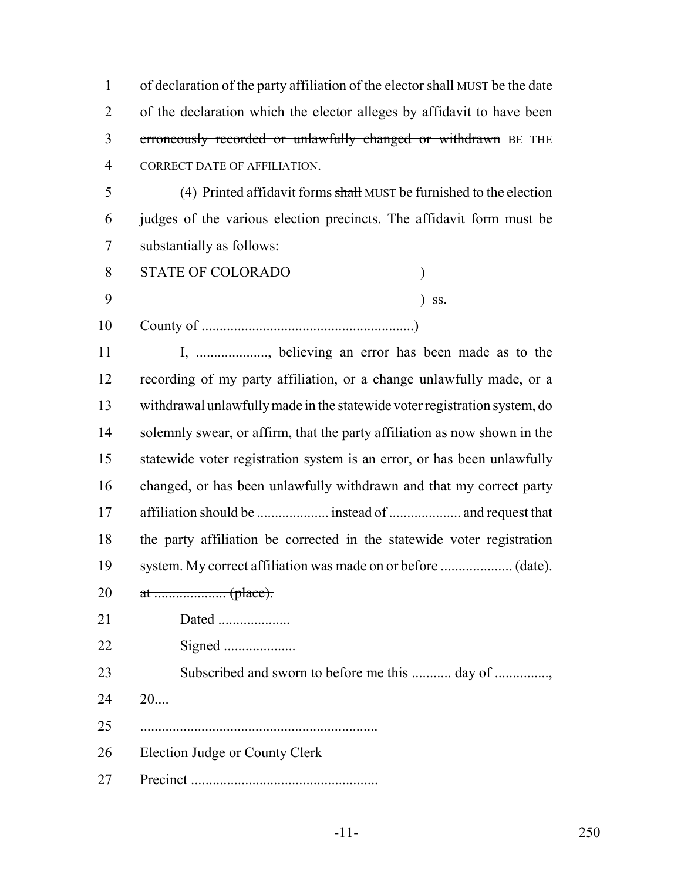of declaration of the party affiliation of the elector ~~shall~~ MUST be the date ~~of the declaration~~ which the elector alleges by affidavit to ~~have been erroneously recorded or unlawfully changed or withdrawn~~ BE THE CORRECT DATE OF AFFILIATION.

(4) Printed affidavit forms ~~shall~~ MUST be furnished to the election judges of the various election precincts. The affidavit form must be substantially as follows:

STATE OF COLORADO )

) ss.

County of ..........................................................)

I, ..................., believing an error has been made as to the recording of my party affiliation, or a change unlawfully made, or a withdrawal unlawfully made in the statewide voter registration system, do solemnly swear, or affirm, that the party affiliation as now shown in the statewide voter registration system is an error, or has been unlawfully changed, or has been unlawfully withdrawn and that my correct party affiliation should be ................... instead of ................... and request that the party affiliation be corrected in the statewide voter registration system. My correct affiliation was made on or before ................... (date). ~~at ................... (place).~~

Dated ...................

Signed ...................

Subscribed and sworn to before me this .......... day of .............., 20....

.................................................................

Election Judge or County Clerk

~~Precinct ..................................................~~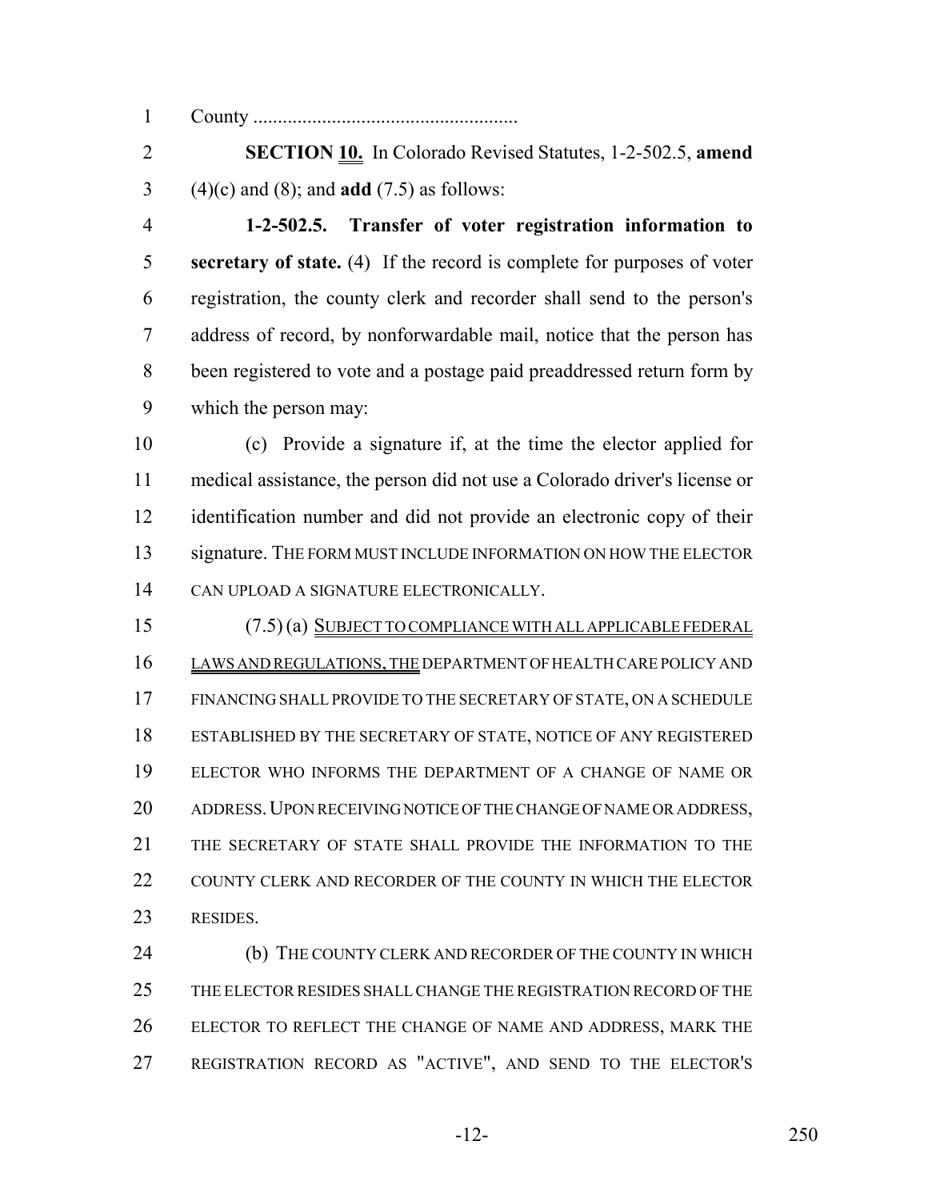County .....................................................

**SECTION 10.** In Colorado Revised Statutes, 1-2-502.5, **amend** (4)(c) and (8); and **add** (7.5) as follows:

**1-2-502.5. Transfer of voter registration information to secretary of state.** (4) If the record is complete for purposes of voter registration, the county clerk and recorder shall send to the person's address of record, by nonforwardable mail, notice that the person has been registered to vote and a postage paid preaddressed return form by which the person may:

(c) Provide a signature if, at the time the elector applied for medical assistance, the person did not use a Colorado driver's license or identification number and did not provide an electronic copy of their signature. THE FORM MUST INCLUDE INFORMATION ON HOW THE ELECTOR CAN UPLOAD A SIGNATURE ELECTRONICALLY.

(7.5) (a) SUBJECT TO COMPLIANCE WITH ALL APPLICABLE FEDERAL LAWS AND REGULATIONS, THE DEPARTMENT OF HEALTH CARE POLICY AND FINANCING SHALL PROVIDE TO THE SECRETARY OF STATE, ON A SCHEDULE ESTABLISHED BY THE SECRETARY OF STATE, NOTICE OF ANY REGISTERED ELECTOR WHO INFORMS THE DEPARTMENT OF A CHANGE OF NAME OR ADDRESS. UPON RECEIVING NOTICE OF THE CHANGE OF NAME OR ADDRESS, THE SECRETARY OF STATE SHALL PROVIDE THE INFORMATION TO THE COUNTY CLERK AND RECORDER OF THE COUNTY IN WHICH THE ELECTOR RESIDES.

(b) THE COUNTY CLERK AND RECORDER OF THE COUNTY IN WHICH THE ELECTOR RESIDES SHALL CHANGE THE REGISTRATION RECORD OF THE ELECTOR TO REFLECT THE CHANGE OF NAME AND ADDRESS, MARK THE REGISTRATION RECORD AS "ACTIVE", AND SEND TO THE ELECTOR'S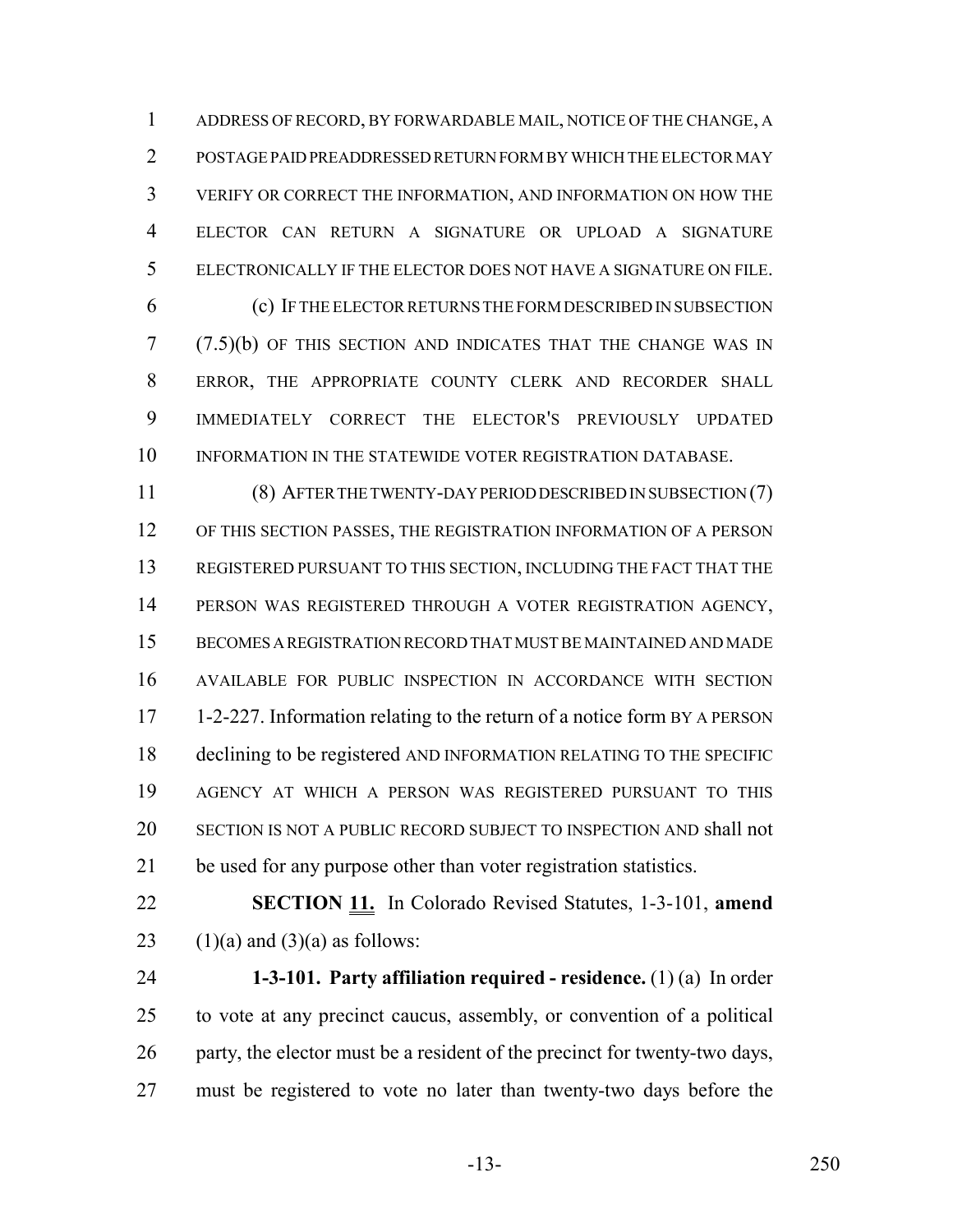ADDRESS OF RECORD, BY FORWARDABLE MAIL, NOTICE OF THE CHANGE, A POSTAGE PAID PREADDRESSED RETURN FORM BY WHICH THE ELECTOR MAY VERIFY OR CORRECT THE INFORMATION, AND INFORMATION ON HOW THE ELECTOR CAN RETURN A SIGNATURE OR UPLOAD A SIGNATURE ELECTRONICALLY IF THE ELECTOR DOES NOT HAVE A SIGNATURE ON FILE.

(c) IF THE ELECTOR RETURNS THE FORM DESCRIBED IN SUBSECTION (7.5)(b) OF THIS SECTION AND INDICATES THAT THE CHANGE WAS IN ERROR, THE APPROPRIATE COUNTY CLERK AND RECORDER SHALL IMMEDIATELY CORRECT THE ELECTOR'S PREVIOUSLY UPDATED INFORMATION IN THE STATEWIDE VOTER REGISTRATION DATABASE.

(8) AFTER THE TWENTY-DAY PERIOD DESCRIBED IN SUBSECTION (7) OF THIS SECTION PASSES, THE REGISTRATION INFORMATION OF A PERSON REGISTERED PURSUANT TO THIS SECTION, INCLUDING THE FACT THAT THE PERSON WAS REGISTERED THROUGH A VOTER REGISTRATION AGENCY, BECOMES A REGISTRATION RECORD THAT MUST BE MAINTAINED AND MADE AVAILABLE FOR PUBLIC INSPECTION IN ACCORDANCE WITH SECTION 1-2-227. Information relating to the return of a notice form BY A PERSON declining to be registered AND INFORMATION RELATING TO THE SPECIFIC AGENCY AT WHICH A PERSON WAS REGISTERED PURSUANT TO THIS SECTION IS NOT A PUBLIC RECORD SUBJECT TO INSPECTION AND shall not be used for any purpose other than voter registration statistics.

**SECTION 11.** In Colorado Revised Statutes, 1-3-101, **amend** (1)(a) and (3)(a) as follows:

**1-3-101. Party affiliation required - residence.** (1) (a) In order to vote at any precinct caucus, assembly, or convention of a political party, the elector must be a resident of the precinct for twenty-two days, must be registered to vote no later than twenty-two days before the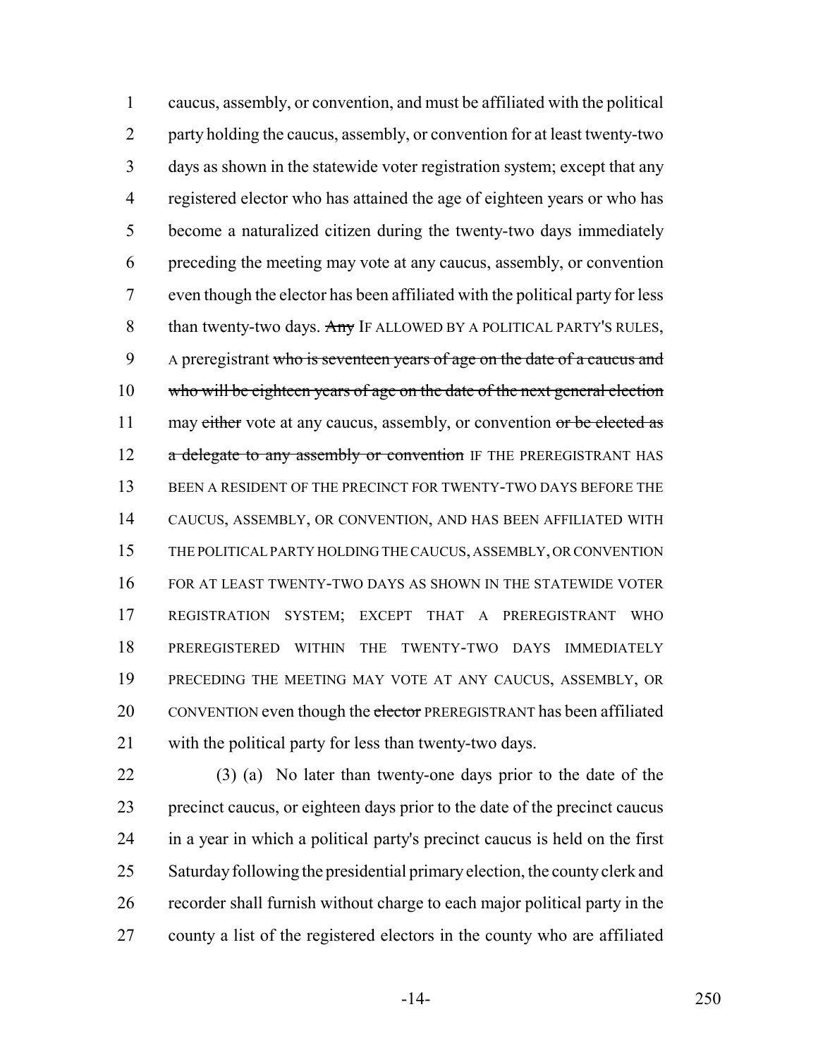caucus, assembly, or convention, and must be affiliated with the political party holding the caucus, assembly, or convention for at least twenty-two days as shown in the statewide voter registration system; except that any registered elector who has attained the age of eighteen years or who has become a naturalized citizen during the twenty-two days immediately preceding the meeting may vote at any caucus, assembly, or convention even though the elector has been affiliated with the political party for less than twenty-two days. ~~Any~~ IF ALLOWED BY A POLITICAL PARTY'S RULES, A preregistrant ~~who is seventeen years of age on the date of a caucus and who will be eighteen years of age on the date of the next general election~~ may ~~either~~ vote at any caucus, assembly, or convention ~~or be elected as a delegate to any assembly or convention~~ IF THE PREREGISTRANT HAS BEEN A RESIDENT OF THE PRECINCT FOR TWENTY-TWO DAYS BEFORE THE CAUCUS, ASSEMBLY, OR CONVENTION, AND HAS BEEN AFFILIATED WITH THE POLITICAL PARTY HOLDING THE CAUCUS, ASSEMBLY, OR CONVENTION FOR AT LEAST TWENTY-TWO DAYS AS SHOWN IN THE STATEWIDE VOTER REGISTRATION SYSTEM; EXCEPT THAT A PREREGISTRANT WHO PREREGISTERED WITHIN THE TWENTY-TWO DAYS IMMEDIATELY PRECEDING THE MEETING MAY VOTE AT ANY CAUCUS, ASSEMBLY, OR CONVENTION even though the ~~elector~~ PREREGISTRANT has been affiliated with the political party for less than twenty-two days.

(3) (a) No later than twenty-one days prior to the date of the precinct caucus, or eighteen days prior to the date of the precinct caucus in a year in which a political party's precinct caucus is held on the first Saturday following the presidential primary election, the county clerk and recorder shall furnish without charge to each major political party in the county a list of the registered electors in the county who are affiliated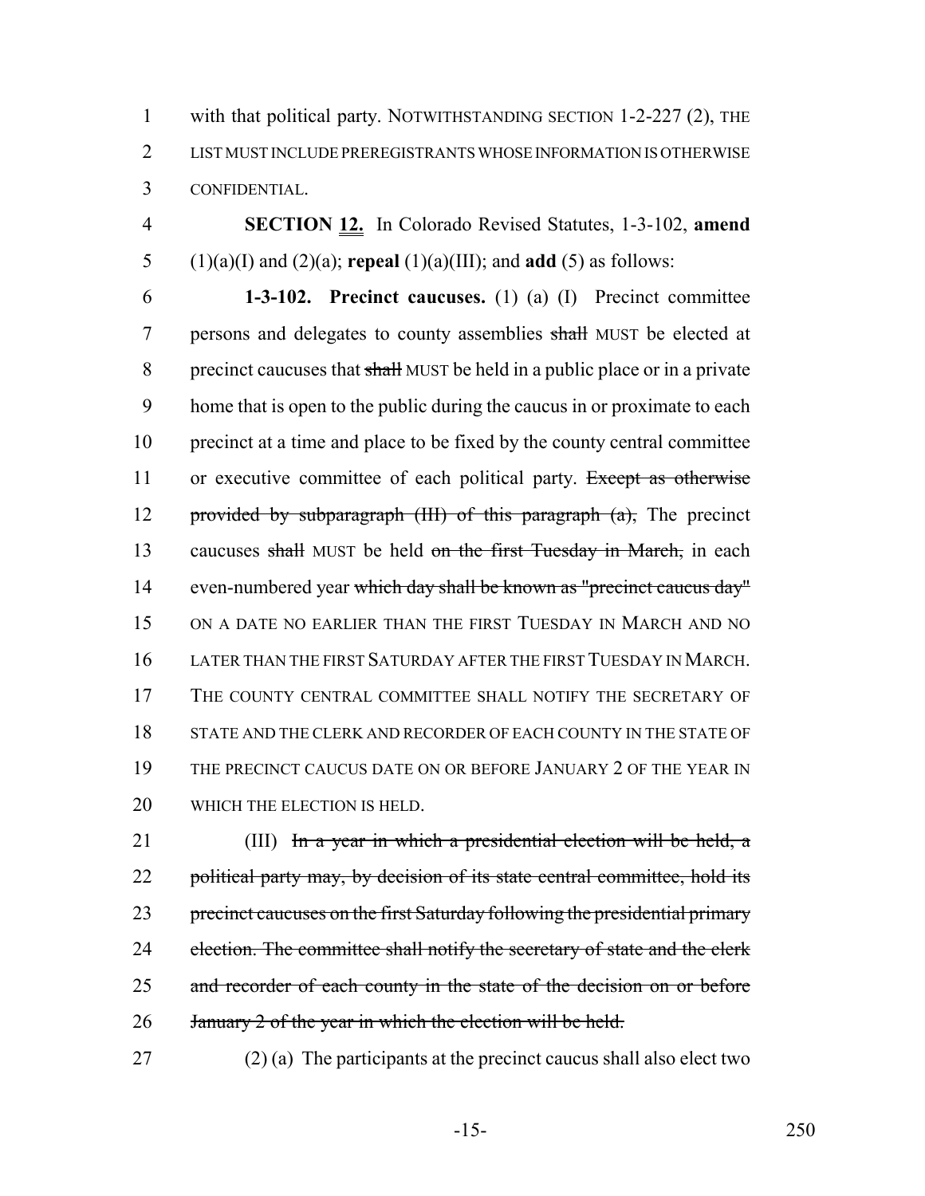with that political party. NOTWITHSTANDING SECTION 1-2-227 (2), THE LIST MUST INCLUDE PREREGISTRANTS WHOSE INFORMATION IS OTHERWISE CONFIDENTIAL.

**SECTION 12.** In Colorado Revised Statutes, 1-3-102, **amend** (1)(a)(I) and (2)(a); **repeal** (1)(a)(III); and **add** (5) as follows:

**1-3-102. Precinct caucuses.** (1) (a) (I) Precinct committee persons and delegates to county assemblies ~~shall~~ MUST be elected at precinct caucuses that ~~shall~~ MUST be held in a public place or in a private home that is open to the public during the caucus in or proximate to each precinct at a time and place to be fixed by the county central committee or executive committee of each political party. ~~Except as otherwise provided by subparagraph (III) of this paragraph (a),~~ The precinct caucuses ~~shall~~ MUST be held ~~on the first Tuesday in March,~~ in each even-numbered year ~~which day shall be known as "precinct caucus day"~~ ON A DATE NO EARLIER THAN THE FIRST TUESDAY IN MARCH AND NO LATER THAN THE FIRST SATURDAY AFTER THE FIRST TUESDAY IN MARCH. THE COUNTY CENTRAL COMMITTEE SHALL NOTIFY THE SECRETARY OF STATE AND THE CLERK AND RECORDER OF EACH COUNTY IN THE STATE OF THE PRECINCT CAUCUS DATE ON OR BEFORE JANUARY 2 OF THE YEAR IN WHICH THE ELECTION IS HELD.

(III) ~~In a year in which a presidential election will be held, a political party may, by decision of its state central committee, hold its precinct caucuses on the first Saturday following the presidential primary election. The committee shall notify the secretary of state and the clerk and recorder of each county in the state of the decision on or before January 2 of the year in which the election will be held.~~

(2) (a) The participants at the precinct caucus shall also elect two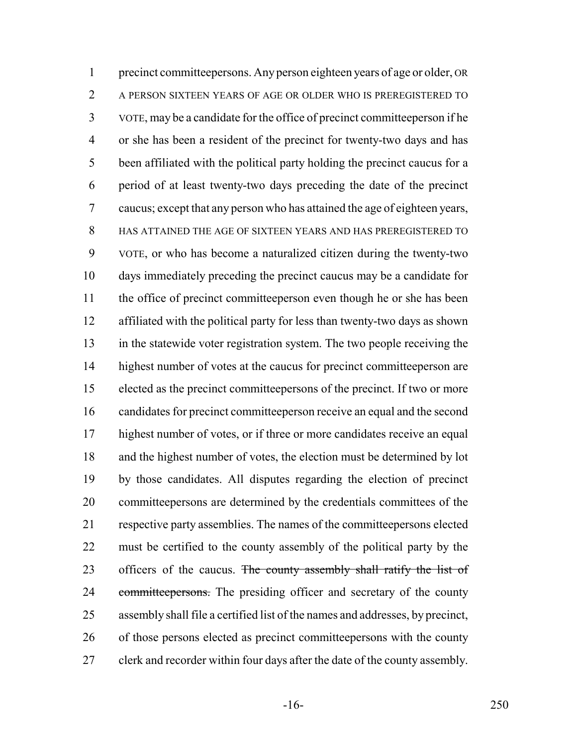precinct committeepersons. Any person eighteen years of age or older, OR A PERSON SIXTEEN YEARS OF AGE OR OLDER WHO IS PREREGISTERED TO VOTE, may be a candidate for the office of precinct committeeperson if he or she has been a resident of the precinct for twenty-two days and has been affiliated with the political party holding the precinct caucus for a period of at least twenty-two days preceding the date of the precinct caucus; except that any person who has attained the age of eighteen years, HAS ATTAINED THE AGE OF SIXTEEN YEARS AND HAS PREREGISTERED TO VOTE, or who has become a naturalized citizen during the twenty-two days immediately preceding the precinct caucus may be a candidate for the office of precinct committeeperson even though he or she has been affiliated with the political party for less than twenty-two days as shown in the statewide voter registration system. The two people receiving the highest number of votes at the caucus for precinct committeeperson are elected as the precinct committeepersons of the precinct. If two or more candidates for precinct committeeperson receive an equal and the second highest number of votes, or if three or more candidates receive an equal and the highest number of votes, the election must be determined by lot by those candidates. All disputes regarding the election of precinct committeepersons are determined by the credentials committees of the respective party assemblies. The names of the committeepersons elected must be certified to the county assembly of the political party by the officers of the caucus. ~~The county assembly shall ratify the list of committeepersons.~~ The presiding officer and secretary of the county assembly shall file a certified list of the names and addresses, by precinct, of those persons elected as precinct committeepersons with the county clerk and recorder within four days after the date of the county assembly.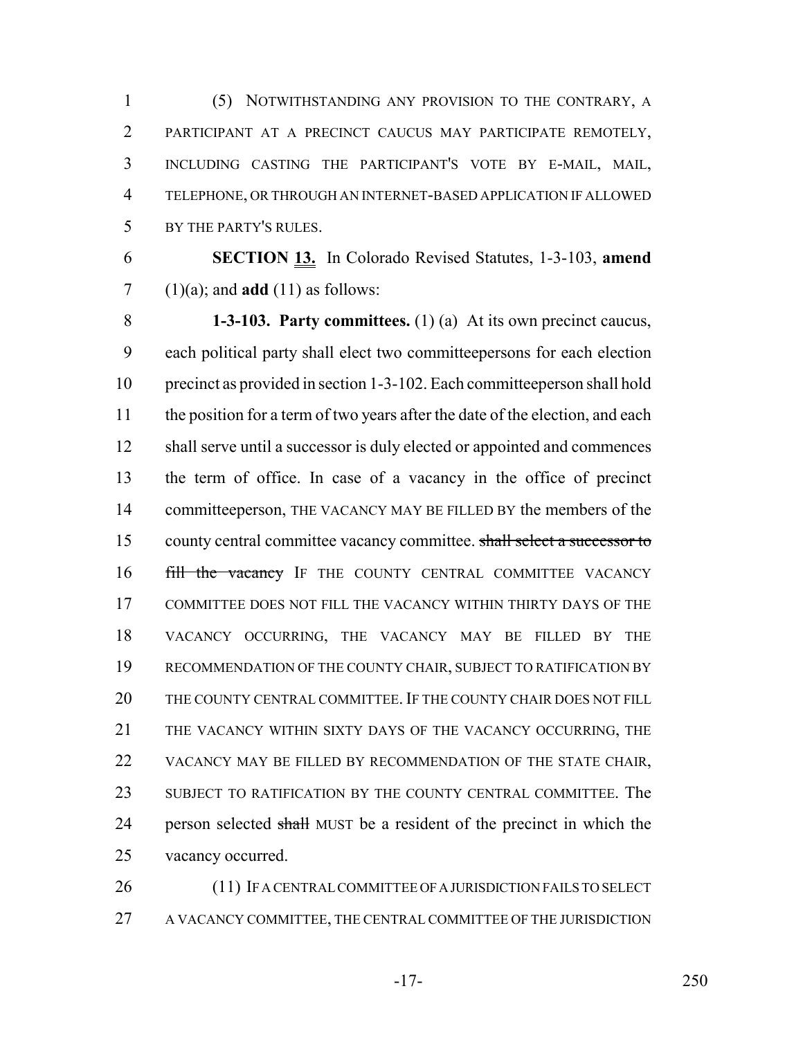(5) NOTWITHSTANDING ANY PROVISION TO THE CONTRARY, A PARTICIPANT AT A PRECINCT CAUCUS MAY PARTICIPATE REMOTELY, INCLUDING CASTING THE PARTICIPANT'S VOTE BY E-MAIL, MAIL, TELEPHONE, OR THROUGH AN INTERNET-BASED APPLICATION IF ALLOWED BY THE PARTY'S RULES.

**SECTION 13.** In Colorado Revised Statutes, 1-3-103, **amend** (1)(a); and **add** (11) as follows:

**1-3-103. Party committees.** (1) (a) At its own precinct caucus, each political party shall elect two committeepersons for each election precinct as provided in section 1-3-102. Each committeeperson shall hold the position for a term of two years after the date of the election, and each shall serve until a successor is duly elected or appointed and commences the term of office. In case of a vacancy in the office of precinct committeeperson, THE VACANCY MAY BE FILLED BY the members of the county central committee vacancy committee. ~~shall select a successor to fill the vacancy~~ IF THE COUNTY CENTRAL COMMITTEE VACANCY COMMITTEE DOES NOT FILL THE VACANCY WITHIN THIRTY DAYS OF THE VACANCY OCCURRING, THE VACANCY MAY BE FILLED BY THE RECOMMENDATION OF THE COUNTY CHAIR, SUBJECT TO RATIFICATION BY THE COUNTY CENTRAL COMMITTEE. IF THE COUNTY CHAIR DOES NOT FILL THE VACANCY WITHIN SIXTY DAYS OF THE VACANCY OCCURRING, THE VACANCY MAY BE FILLED BY RECOMMENDATION OF THE STATE CHAIR, SUBJECT TO RATIFICATION BY THE COUNTY CENTRAL COMMITTEE. The person selected ~~shall~~ MUST be a resident of the precinct in which the vacancy occurred.

(11) IF A CENTRAL COMMITTEE OF A JURISDICTION FAILS TO SELECT A VACANCY COMMITTEE, THE CENTRAL COMMITTEE OF THE JURISDICTION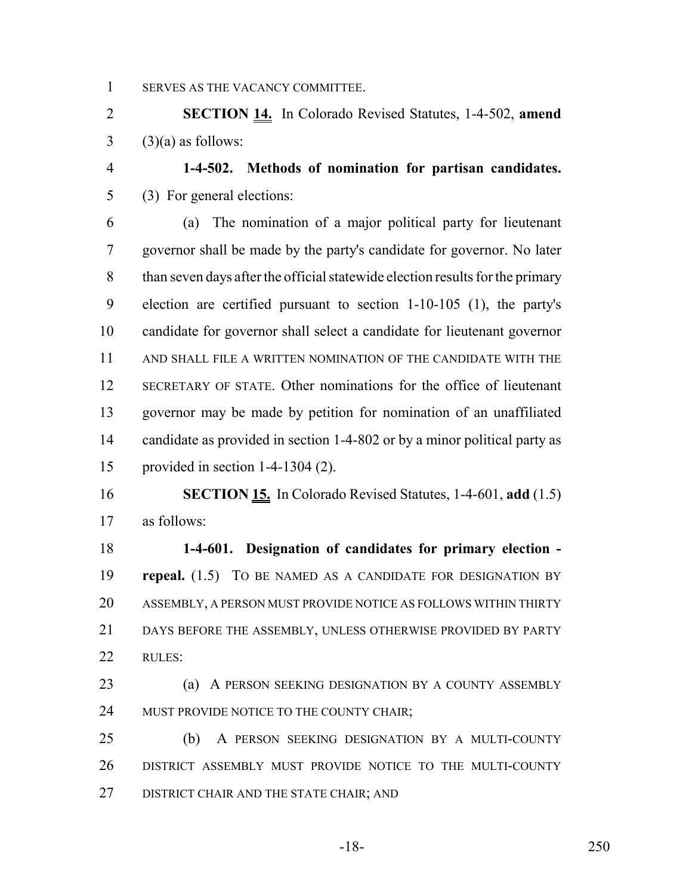SERVES AS THE VACANCY COMMITTEE.

**SECTION 14.** In Colorado Revised Statutes, 1-4-502, **amend** (3)(a) as follows:

**1-4-502. Methods of nomination for partisan candidates.** (3) For general elections:

(a) The nomination of a major political party for lieutenant governor shall be made by the party's candidate for governor. No later than seven days after the official statewide election results for the primary election are certified pursuant to section 1-10-105 (1), the party's candidate for governor shall select a candidate for lieutenant governor AND SHALL FILE A WRITTEN NOMINATION OF THE CANDIDATE WITH THE SECRETARY OF STATE. Other nominations for the office of lieutenant governor may be made by petition for nomination of an unaffiliated candidate as provided in section 1-4-802 or by a minor political party as provided in section 1-4-1304 (2).

**SECTION 15.** In Colorado Revised Statutes, 1-4-601, **add** (1.5) as follows:

**1-4-601. Designation of candidates for primary election - repeal.** (1.5) TO BE NAMED AS A CANDIDATE FOR DESIGNATION BY ASSEMBLY, A PERSON MUST PROVIDE NOTICE AS FOLLOWS WITHIN THIRTY DAYS BEFORE THE ASSEMBLY, UNLESS OTHERWISE PROVIDED BY PARTY RULES:

(a) A PERSON SEEKING DESIGNATION BY A COUNTY ASSEMBLY MUST PROVIDE NOTICE TO THE COUNTY CHAIR;

(b) A PERSON SEEKING DESIGNATION BY A MULTI-COUNTY DISTRICT ASSEMBLY MUST PROVIDE NOTICE TO THE MULTI-COUNTY DISTRICT CHAIR AND THE STATE CHAIR; AND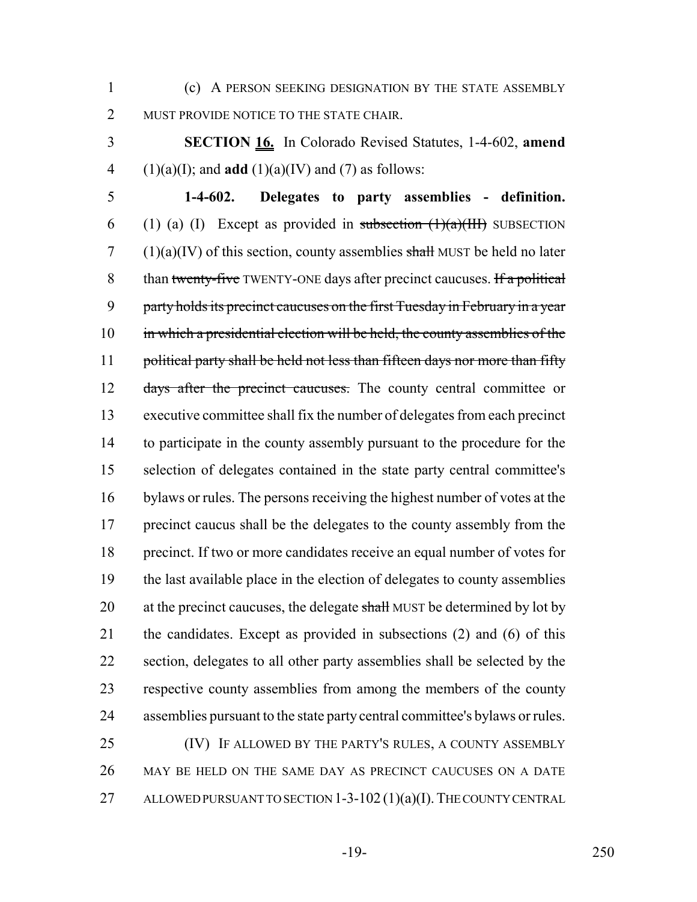(c) A PERSON SEEKING DESIGNATION BY THE STATE ASSEMBLY MUST PROVIDE NOTICE TO THE STATE CHAIR.

**SECTION 16.** In Colorado Revised Statutes, 1-4-602, **amend** (1)(a)(I); and **add** (1)(a)(IV) and (7) as follows:

**1-4-602. Delegates to party assemblies - definition.** (1) (a) (I) Except as provided in ~~subsection (1)(a)(III)~~ SUBSECTION (1)(a)(IV) of this section, county assemblies ~~shall~~ MUST be held no later than ~~twenty-five~~ TWENTY-ONE days after precinct caucuses. ~~If a political party holds its precinct caucuses on the first Tuesday in February in a year in which a presidential election will be held, the county assemblies of the political party shall be held not less than fifteen days nor more than fifty days after the precinct caucuses.~~ The county central committee or executive committee shall fix the number of delegates from each precinct to participate in the county assembly pursuant to the procedure for the selection of delegates contained in the state party central committee's bylaws or rules. The persons receiving the highest number of votes at the precinct caucus shall be the delegates to the county assembly from the precinct. If two or more candidates receive an equal number of votes for the last available place in the election of delegates to county assemblies at the precinct caucuses, the delegate ~~shall~~ MUST be determined by lot by the candidates. Except as provided in subsections (2) and (6) of this section, delegates to all other party assemblies shall be selected by the respective county assemblies from among the members of the county assemblies pursuant to the state party central committee's bylaws or rules.

(IV) IF ALLOWED BY THE PARTY'S RULES, A COUNTY ASSEMBLY MAY BE HELD ON THE SAME DAY AS PRECINCT CAUCUSES ON A DATE ALLOWED PURSUANT TO SECTION 1-3-102 (1)(a)(I). THE COUNTY CENTRAL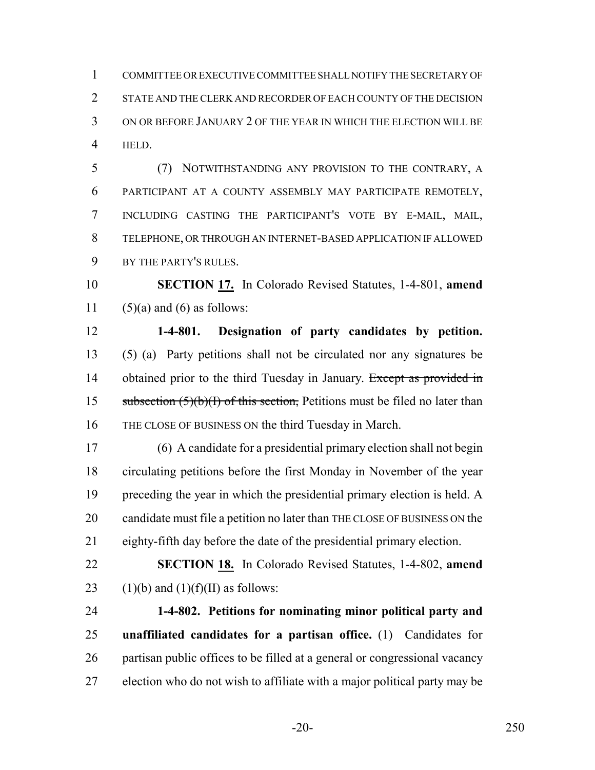COMMITTEE OR EXECUTIVE COMMITTEE SHALL NOTIFY THE SECRETARY OF STATE AND THE CLERK AND RECORDER OF EACH COUNTY OF THE DECISION ON OR BEFORE JANUARY 2 OF THE YEAR IN WHICH THE ELECTION WILL BE HELD.

(7) NOTWITHSTANDING ANY PROVISION TO THE CONTRARY, A PARTICIPANT AT A COUNTY ASSEMBLY MAY PARTICIPATE REMOTELY, INCLUDING CASTING THE PARTICIPANT'S VOTE BY E-MAIL, MAIL, TELEPHONE, OR THROUGH AN INTERNET-BASED APPLICATION IF ALLOWED BY THE PARTY'S RULES.

**SECTION 17.** In Colorado Revised Statutes, 1-4-801, **amend** (5)(a) and (6) as follows:

**1-4-801. Designation of party candidates by petition.** (5) (a) Party petitions shall not be circulated nor any signatures be obtained prior to the third Tuesday in January. ~~Except as provided in subsection (5)(b)(I) of this section,~~ Petitions must be filed no later than THE CLOSE OF BUSINESS ON the third Tuesday in March.

(6) A candidate for a presidential primary election shall not begin circulating petitions before the first Monday in November of the year preceding the year in which the presidential primary election is held. A candidate must file a petition no later than THE CLOSE OF BUSINESS ON the eighty-fifth day before the date of the presidential primary election.

**SECTION 18.** In Colorado Revised Statutes, 1-4-802, **amend** (1)(b) and (1)(f)(II) as follows:

**1-4-802. Petitions for nominating minor political party and unaffiliated candidates for a partisan office.** (1) Candidates for partisan public offices to be filled at a general or congressional vacancy election who do not wish to affiliate with a major political party may be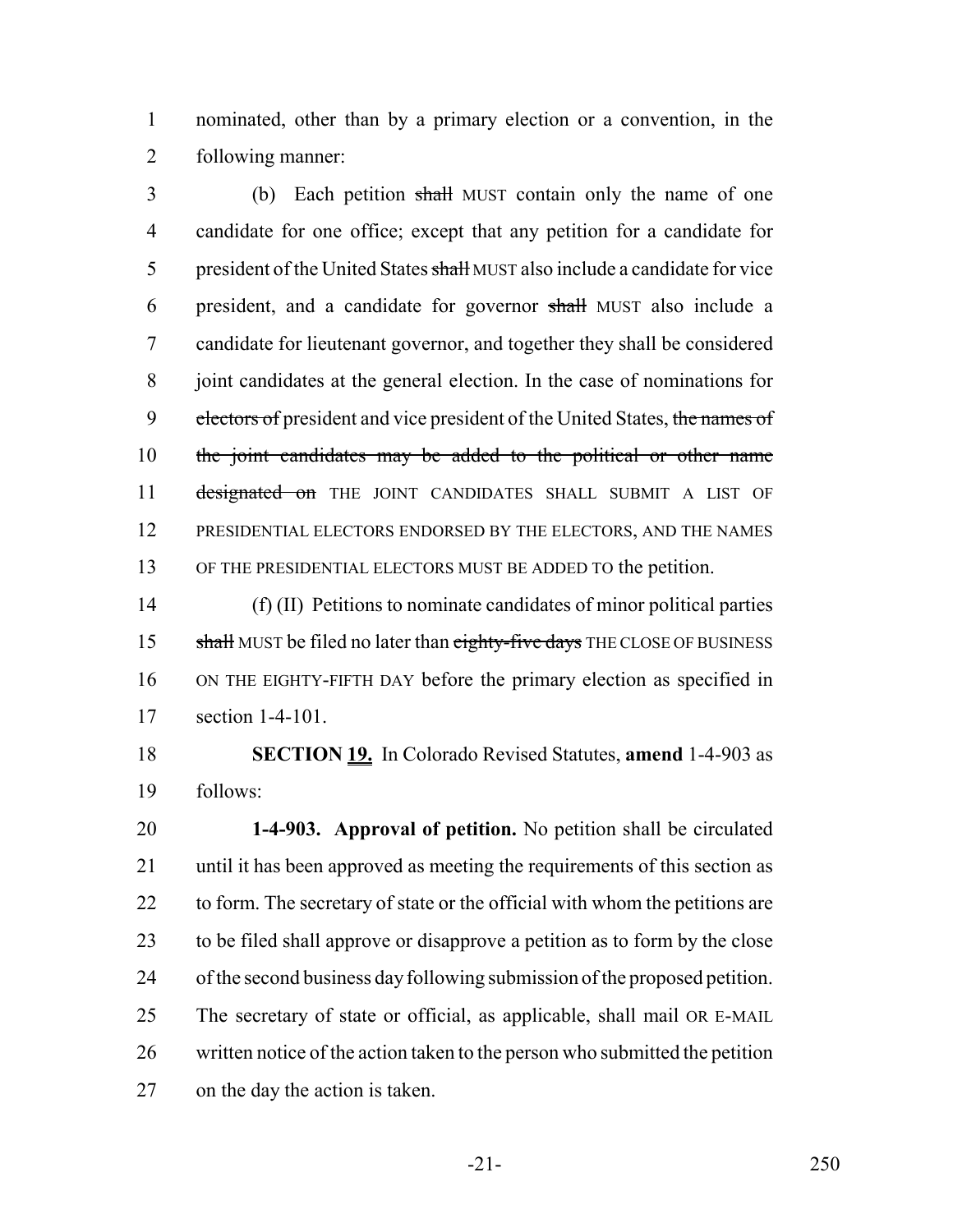nominated, other than by a primary election or a convention, in the following manner:

(b) Each petition ~~shall~~ MUST contain only the name of one candidate for one office; except that any petition for a candidate for president of the United States ~~shall~~ MUST also include a candidate for vice president, and a candidate for governor ~~shall~~ MUST also include a candidate for lieutenant governor, and together they shall be considered joint candidates at the general election. In the case of nominations for ~~electors of~~ president and vice president of the United States, ~~the names of the joint candidates may be added to the political or other name designated on~~ THE JOINT CANDIDATES SHALL SUBMIT A LIST OF PRESIDENTIAL ELECTORS ENDORSED BY THE ELECTORS, AND THE NAMES OF THE PRESIDENTIAL ELECTORS MUST BE ADDED TO the petition.

(f) (II) Petitions to nominate candidates of minor political parties ~~shall~~ MUST be filed no later than ~~eighty-five days~~ THE CLOSE OF BUSINESS ON THE EIGHTY-FIFTH DAY before the primary election as specified in section 1-4-101.

**SECTION 19.** In Colorado Revised Statutes, **amend** 1-4-903 as follows:

**1-4-903. Approval of petition.** No petition shall be circulated until it has been approved as meeting the requirements of this section as to form. The secretary of state or the official with whom the petitions are to be filed shall approve or disapprove a petition as to form by the close of the second business day following submission of the proposed petition. The secretary of state or official, as applicable, shall mail OR E-MAIL written notice of the action taken to the person who submitted the petition on the day the action is taken.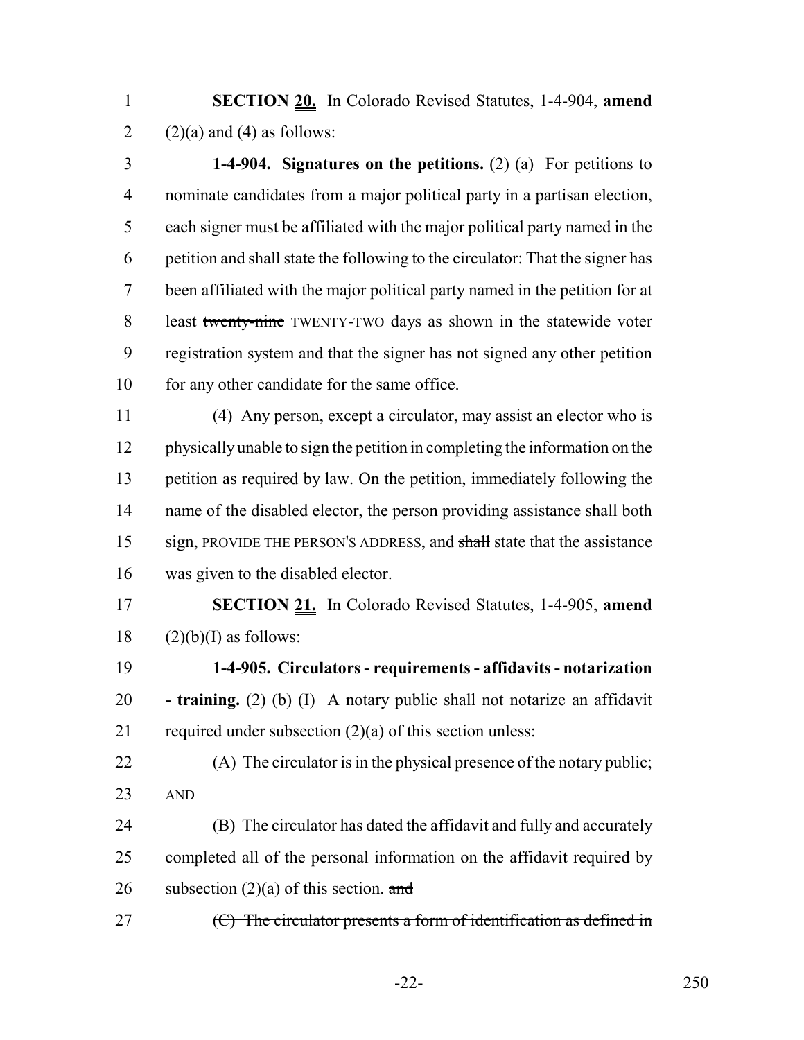**SECTION 20.** In Colorado Revised Statutes, 1-4-904, **amend** (2)(a) and (4) as follows:

**1-4-904. Signatures on the petitions.** (2) (a) For petitions to nominate candidates from a major political party in a partisan election, each signer must be affiliated with the major political party named in the petition and shall state the following to the circulator: That the signer has been affiliated with the major political party named in the petition for at least ~~twenty-nine~~ TWENTY-TWO days as shown in the statewide voter registration system and that the signer has not signed any other petition for any other candidate for the same office.

(4) Any person, except a circulator, may assist an elector who is physically unable to sign the petition in completing the information on the petition as required by law. On the petition, immediately following the name of the disabled elector, the person providing assistance shall ~~both~~ sign, PROVIDE THE PERSON'S ADDRESS, and ~~shall~~ state that the assistance was given to the disabled elector.

**SECTION 21.** In Colorado Revised Statutes, 1-4-905, **amend** (2)(b)(I) as follows:

**1-4-905. Circulators - requirements - affidavits - notarization - training.** (2) (b) (I) A notary public shall not notarize an affidavit required under subsection (2)(a) of this section unless:

(A) The circulator is in the physical presence of the notary public; AND

(B) The circulator has dated the affidavit and fully and accurately completed all of the personal information on the affidavit required by subsection (2)(a) of this section. ~~and~~

~~(C) The circulator presents a form of identification as defined in~~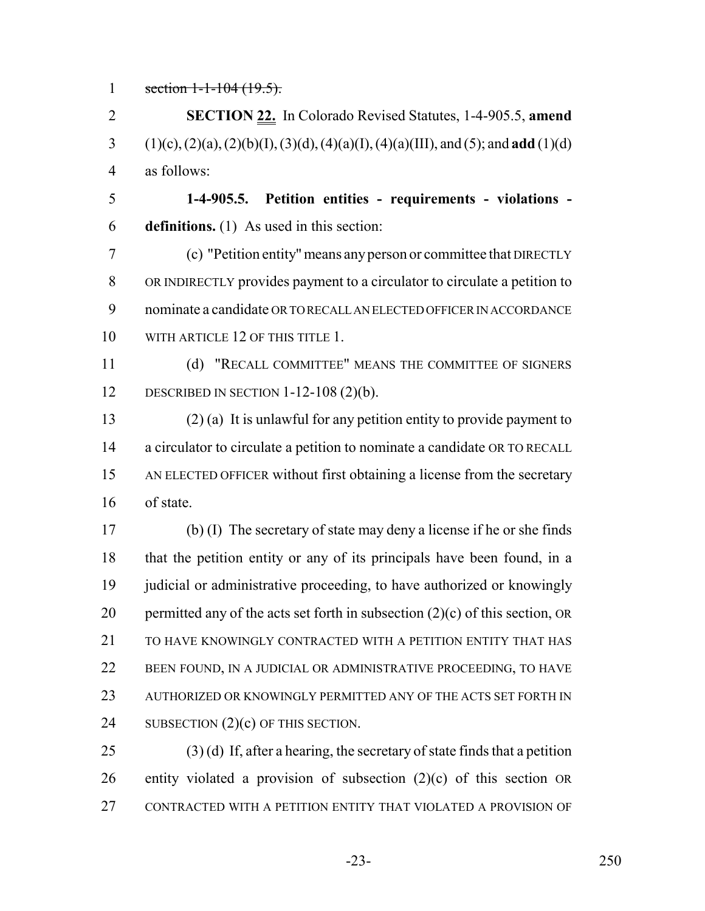~~section 1-1-104 (19.5).~~

**SECTION 22.** In Colorado Revised Statutes, 1-4-905.5, **amend** (1)(c), (2)(a), (2)(b)(I), (3)(d), (4)(a)(I), (4)(a)(III), and (5); and **add** (1)(d) as follows:

**1-4-905.5. Petition entities - requirements - violations - definitions.** (1) As used in this section:

(c) "Petition entity" means any person or committee that DIRECTLY OR INDIRECTLY provides payment to a circulator to circulate a petition to nominate a candidate OR TO RECALL AN ELECTED OFFICER IN ACCORDANCE WITH ARTICLE 12 OF THIS TITLE 1.

(d) "RECALL COMMITTEE" MEANS THE COMMITTEE OF SIGNERS DESCRIBED IN SECTION 1-12-108 (2)(b).

(2) (a) It is unlawful for any petition entity to provide payment to a circulator to circulate a petition to nominate a candidate OR TO RECALL AN ELECTED OFFICER without first obtaining a license from the secretary of state.

(b) (I) The secretary of state may deny a license if he or she finds that the petition entity or any of its principals have been found, in a judicial or administrative proceeding, to have authorized or knowingly permitted any of the acts set forth in subsection (2)(c) of this section, OR TO HAVE KNOWINGLY CONTRACTED WITH A PETITION ENTITY THAT HAS BEEN FOUND, IN A JUDICIAL OR ADMINISTRATIVE PROCEEDING, TO HAVE AUTHORIZED OR KNOWINGLY PERMITTED ANY OF THE ACTS SET FORTH IN SUBSECTION (2)(c) OF THIS SECTION.

(3) (d) If, after a hearing, the secretary of state finds that a petition entity violated a provision of subsection (2)(c) of this section OR CONTRACTED WITH A PETITION ENTITY THAT VIOLATED A PROVISION OF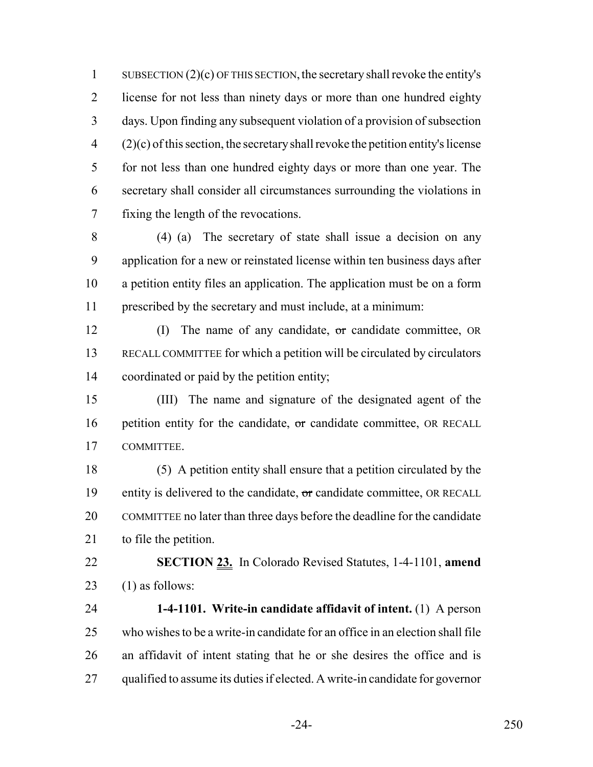SUBSECTION (2)(c) OF THIS SECTION, the secretary shall revoke the entity's license for not less than ninety days or more than one hundred eighty days. Upon finding any subsequent violation of a provision of subsection (2)(c) of this section, the secretary shall revoke the petition entity's license for not less than one hundred eighty days or more than one year. The secretary shall consider all circumstances surrounding the violations in fixing the length of the revocations.

(4) (a) The secretary of state shall issue a decision on any application for a new or reinstated license within ten business days after a petition entity files an application. The application must be on a form prescribed by the secretary and must include, at a minimum:

(I) The name of any candidate, ~~or~~ candidate committee, OR RECALL COMMITTEE for which a petition will be circulated by circulators coordinated or paid by the petition entity;

(III) The name and signature of the designated agent of the petition entity for the candidate, ~~or~~ candidate committee, OR RECALL COMMITTEE.

(5) A petition entity shall ensure that a petition circulated by the entity is delivered to the candidate, ~~or~~ candidate committee, OR RECALL COMMITTEE no later than three days before the deadline for the candidate to file the petition.

**SECTION 23.** In Colorado Revised Statutes, 1-4-1101, **amend** (1) as follows:

**1-4-1101. Write-in candidate affidavit of intent.** (1) A person who wishes to be a write-in candidate for an office in an election shall file an affidavit of intent stating that he or she desires the office and is qualified to assume its duties if elected. A write-in candidate for governor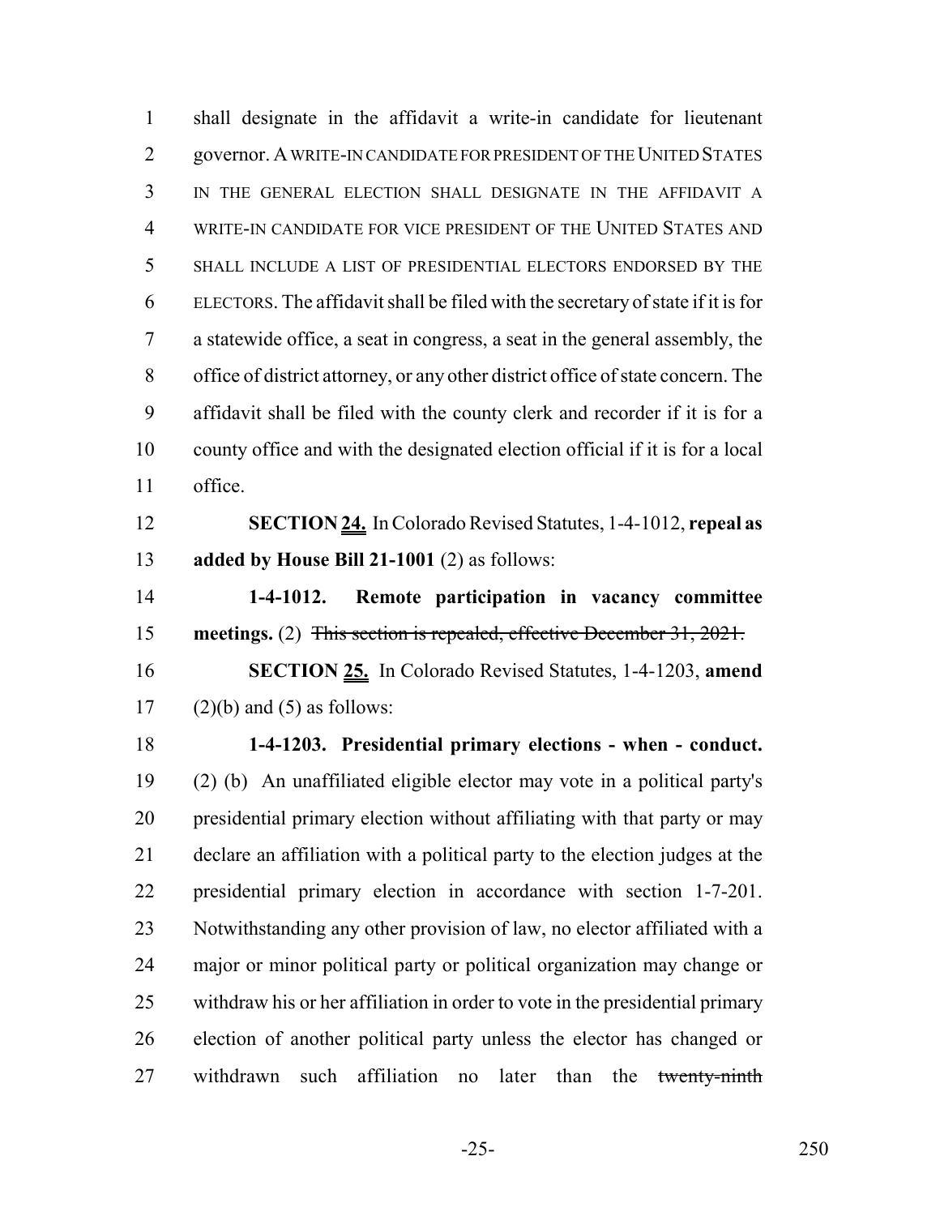shall designate in the affidavit a write-in candidate for lieutenant governor. A WRITE-IN CANDIDATE FOR PRESIDENT OF THE UNITED STATES IN THE GENERAL ELECTION SHALL DESIGNATE IN THE AFFIDAVIT A WRITE-IN CANDIDATE FOR VICE PRESIDENT OF THE UNITED STATES AND SHALL INCLUDE A LIST OF PRESIDENTIAL ELECTORS ENDORSED BY THE ELECTORS. The affidavit shall be filed with the secretary of state if it is for a statewide office, a seat in congress, a seat in the general assembly, the office of district attorney, or any other district office of state concern. The affidavit shall be filed with the county clerk and recorder if it is for a county office and with the designated election official if it is for a local office.

**SECTION 24.** In Colorado Revised Statutes, 1-4-1012, **repeal as added by House Bill 21-1001** (2) as follows:

**1-4-1012. Remote participation in vacancy committee meetings.** (2) ~~This section is repealed, effective December 31, 2021.~~

**SECTION 25.** In Colorado Revised Statutes, 1-4-1203, **amend** (2)(b) and (5) as follows:

**1-4-1203. Presidential primary elections - when - conduct.** (2) (b) An unaffiliated eligible elector may vote in a political party's presidential primary election without affiliating with that party or may declare an affiliation with a political party to the election judges at the presidential primary election in accordance with section 1-7-201. Notwithstanding any other provision of law, no elector affiliated with a major or minor political party or political organization may change or withdraw his or her affiliation in order to vote in the presidential primary election of another political party unless the elector has changed or withdrawn such affiliation no later than the ~~twenty-ninth~~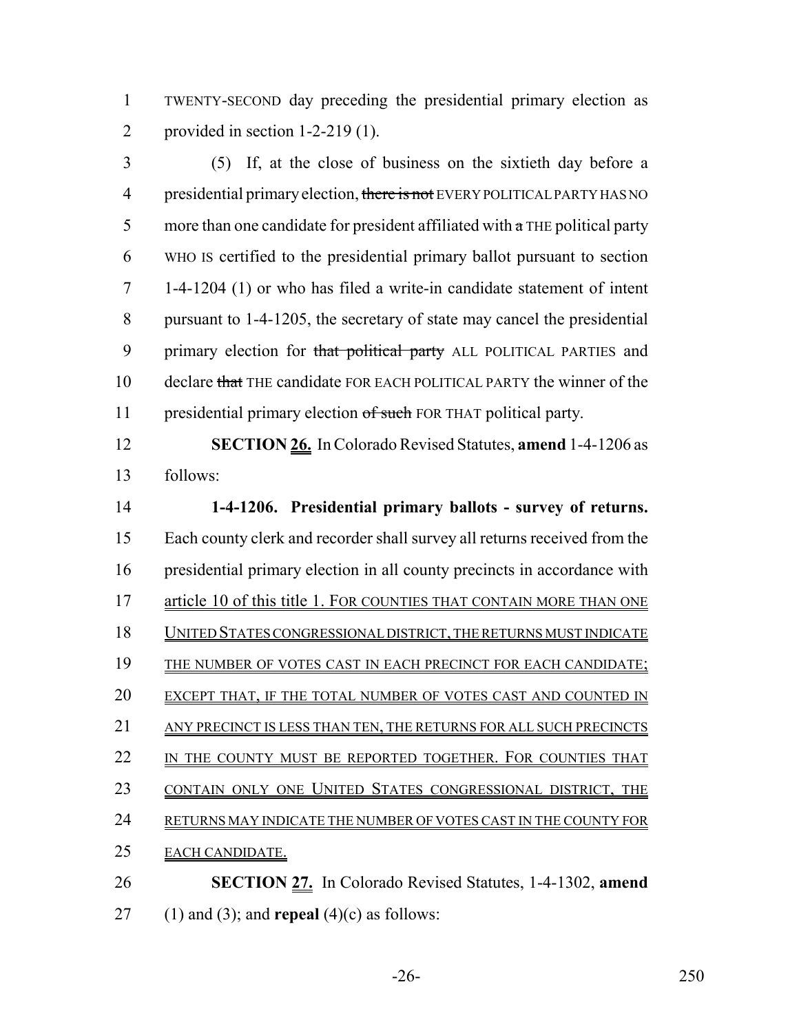TWENTY-SECOND day preceding the presidential primary election as provided in section 1-2-219 (1).

(5) If, at the close of business on the sixtieth day before a presidential primary election, ~~there is not~~ EVERY POLITICAL PARTY HAS NO more than one candidate for president affiliated with ~~a~~ THE political party WHO IS certified to the presidential primary ballot pursuant to section 1-4-1204 (1) or who has filed a write-in candidate statement of intent pursuant to 1-4-1205, the secretary of state may cancel the presidential primary election for ~~that political party~~ ALL POLITICAL PARTIES and declare ~~that~~ THE candidate FOR EACH POLITICAL PARTY the winner of the presidential primary election ~~of such~~ FOR THAT political party.

**SECTION 26.** In Colorado Revised Statutes, **amend** 1-4-1206 as follows:

**1-4-1206. Presidential primary ballots - survey of returns.** Each county clerk and recorder shall survey all returns received from the presidential primary election in all county precincts in accordance with article 10 of this title 1. FOR COUNTIES THAT CONTAIN MORE THAN ONE UNITED STATES CONGRESSIONAL DISTRICT, THE RETURNS MUST INDICATE THE NUMBER OF VOTES CAST IN EACH PRECINCT FOR EACH CANDIDATE; EXCEPT THAT, IF THE TOTAL NUMBER OF VOTES CAST AND COUNTED IN ANY PRECINCT IS LESS THAN TEN, THE RETURNS FOR ALL SUCH PRECINCTS IN THE COUNTY MUST BE REPORTED TOGETHER. FOR COUNTIES THAT CONTAIN ONLY ONE UNITED STATES CONGRESSIONAL DISTRICT, THE RETURNS MAY INDICATE THE NUMBER OF VOTES CAST IN THE COUNTY FOR EACH CANDIDATE.

**SECTION 27.** In Colorado Revised Statutes, 1-4-1302, **amend** (1) and (3); and **repeal** (4)(c) as follows: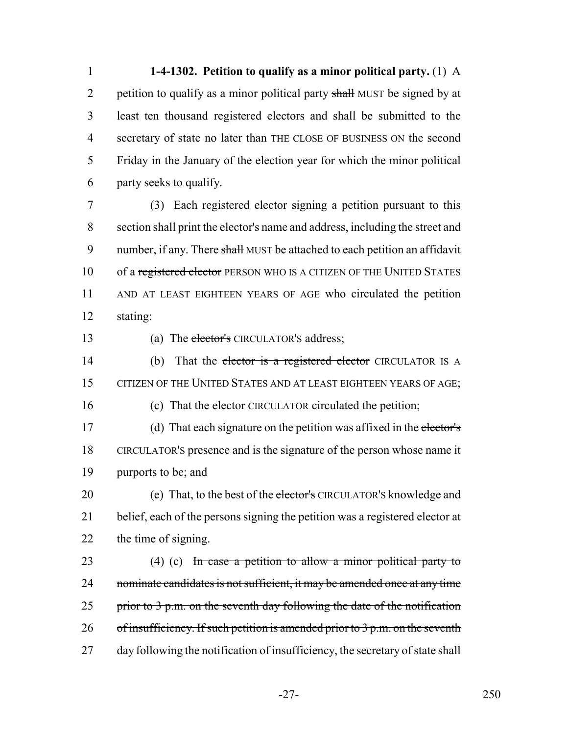**1-4-1302. Petition to qualify as a minor political party.** (1) A petition to qualify as a minor political party ~~shall~~ MUST be signed by at least ten thousand registered electors and shall be submitted to the secretary of state no later than THE CLOSE OF BUSINESS ON the second Friday in the January of the election year for which the minor political party seeks to qualify.

(3) Each registered elector signing a petition pursuant to this section shall print the elector's name and address, including the street and number, if any. There ~~shall~~ MUST be attached to each petition an affidavit of a ~~registered elector~~ PERSON WHO IS A CITIZEN OF THE UNITED STATES AND AT LEAST EIGHTEEN YEARS OF AGE who circulated the petition stating:

(a) The ~~elector's~~ CIRCULATOR'S address;

(b) That the ~~elector is a registered elector~~ CIRCULATOR IS A CITIZEN OF THE UNITED STATES AND AT LEAST EIGHTEEN YEARS OF AGE;

(c) That the ~~elector~~ CIRCULATOR circulated the petition;

(d) That each signature on the petition was affixed in the ~~elector's~~ CIRCULATOR'S presence and is the signature of the person whose name it purports to be; and

(e) That, to the best of the ~~elector's~~ CIRCULATOR'S knowledge and belief, each of the persons signing the petition was a registered elector at the time of signing.

(4) (c) ~~In case a petition to allow a minor political party to nominate candidates is not sufficient, it may be amended once at any time prior to 3 p.m. on the seventh day following the date of the notification of insufficiency. If such petition is amended prior to 3 p.m. on the seventh day following the notification of insufficiency, the secretary of state shall~~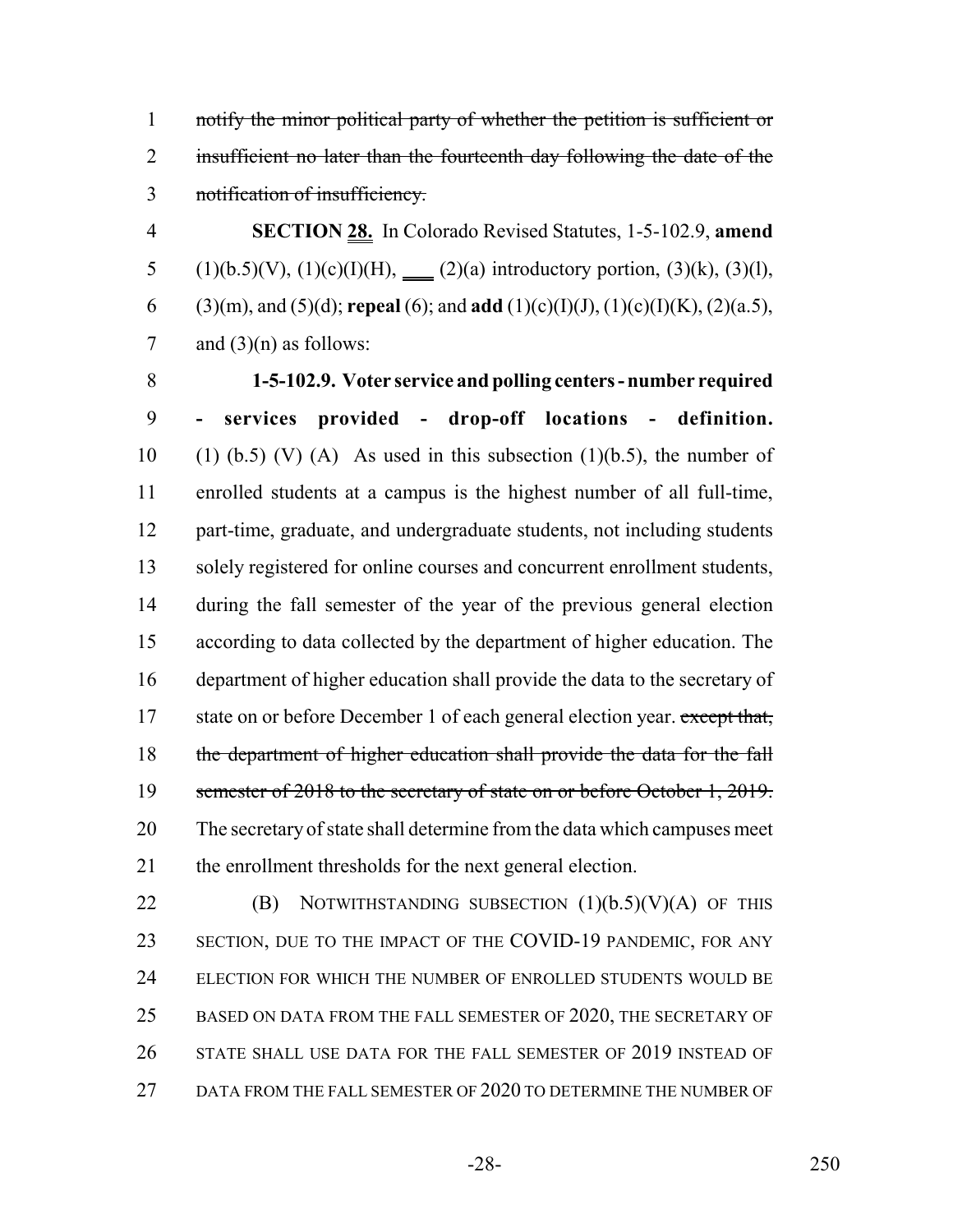~~notify the minor political party of whether the petition is sufficient or insufficient no later than the fourteenth day following the date of the notification of insufficiency.~~

**SECTION 28.** In Colorado Revised Statutes, 1-5-102.9, **amend** (1)(b.5)(V), (1)(c)(I)(H), ___ (2)(a) introductory portion, (3)(k), (3)(l), (3)(m), and (5)(d); **repeal** (6); and **add** (1)(c)(I)(J), (1)(c)(I)(K), (2)(a.5), and (3)(n) as follows:

**1-5-102.9. Voter service and polling centers - number required - services provided - drop-off locations - definition.** (1) (b.5) (V) (A) As used in this subsection (1)(b.5), the number of enrolled students at a campus is the highest number of all full-time, part-time, graduate, and undergraduate students, not including students solely registered for online courses and concurrent enrollment students, during the fall semester of the year of the previous general election according to data collected by the department of higher education. The department of higher education shall provide the data to the secretary of state on or before December 1 of each general election year. ~~except that, the department of higher education shall provide the data for the fall semester of 2018 to the secretary of state on or before October 1, 2019.~~ The secretary of state shall determine from the data which campuses meet the enrollment thresholds for the next general election.

(B) NOTWITHSTANDING SUBSECTION (1)(b.5)(V)(A) OF THIS SECTION, DUE TO THE IMPACT OF THE COVID-19 PANDEMIC, FOR ANY ELECTION FOR WHICH THE NUMBER OF ENROLLED STUDENTS WOULD BE BASED ON DATA FROM THE FALL SEMESTER OF 2020, THE SECRETARY OF STATE SHALL USE DATA FOR THE FALL SEMESTER OF 2019 INSTEAD OF DATA FROM THE FALL SEMESTER OF 2020 TO DETERMINE THE NUMBER OF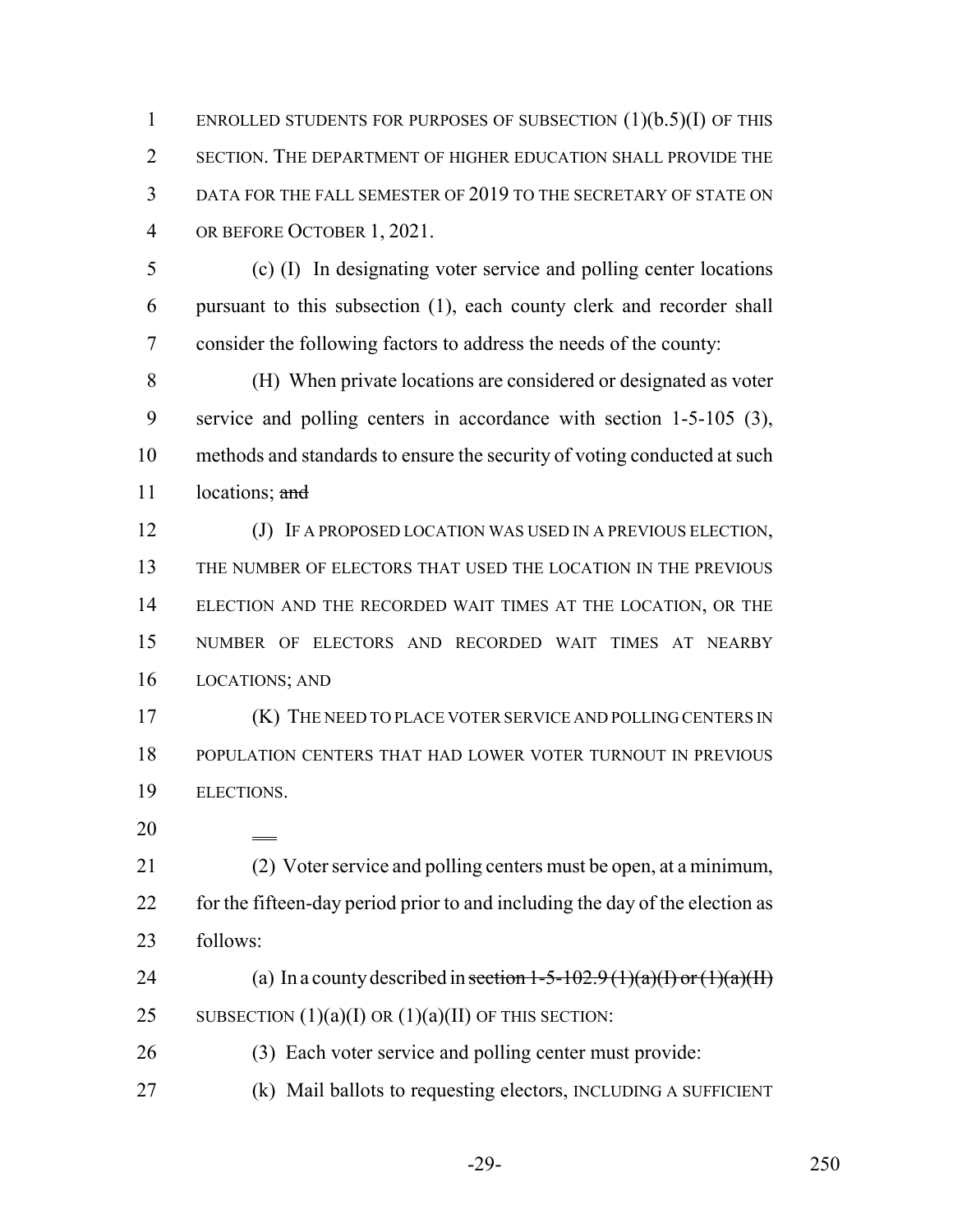ENROLLED STUDENTS FOR PURPOSES OF SUBSECTION (1)(b.5)(I) OF THIS SECTION. THE DEPARTMENT OF HIGHER EDUCATION SHALL PROVIDE THE DATA FOR THE FALL SEMESTER OF 2019 TO THE SECRETARY OF STATE ON OR BEFORE OCTOBER 1, 2021.

(c) (I) In designating voter service and polling center locations pursuant to this subsection (1), each county clerk and recorder shall consider the following factors to address the needs of the county:

(H) When private locations are considered or designated as voter service and polling centers in accordance with section 1-5-105 (3), methods and standards to ensure the security of voting conducted at such locations; ~~and~~

(J) IF A PROPOSED LOCATION WAS USED IN A PREVIOUS ELECTION, THE NUMBER OF ELECTORS THAT USED THE LOCATION IN THE PREVIOUS ELECTION AND THE RECORDED WAIT TIMES AT THE LOCATION, OR THE NUMBER OF ELECTORS AND RECORDED WAIT TIMES AT NEARBY LOCATIONS; AND

(K) THE NEED TO PLACE VOTER SERVICE AND POLLING CENTERS IN POPULATION CENTERS THAT HAD LOWER VOTER TURNOUT IN PREVIOUS ELECTIONS.

(2) Voter service and polling centers must be open, at a minimum, for the fifteen-day period prior to and including the day of the election as follows:

(a) In a county described in ~~section 1-5-102.9 (1)(a)(I) or (1)(a)(II)~~ SUBSECTION (1)(a)(I) OR (1)(a)(II) OF THIS SECTION:

(3) Each voter service and polling center must provide:

(k) Mail ballots to requesting electors, INCLUDING A SUFFICIENT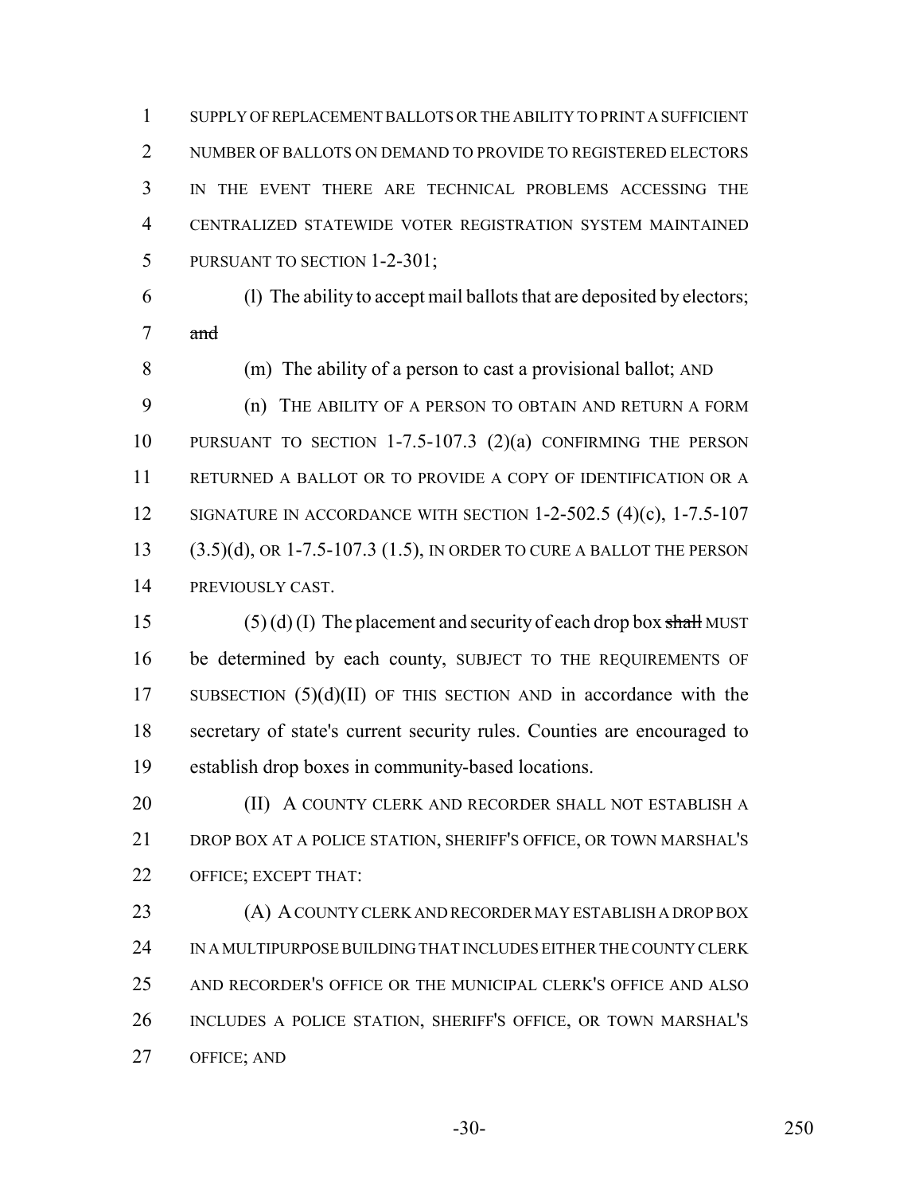SUPPLY OF REPLACEMENT BALLOTS OR THE ABILITY TO PRINT A SUFFICIENT NUMBER OF BALLOTS ON DEMAND TO PROVIDE TO REGISTERED ELECTORS IN THE EVENT THERE ARE TECHNICAL PROBLEMS ACCESSING THE CENTRALIZED STATEWIDE VOTER REGISTRATION SYSTEM MAINTAINED PURSUANT TO SECTION 1-2-301;

(l) The ability to accept mail ballots that are deposited by electors; ~~and~~

(m) The ability of a person to cast a provisional ballot; AND

(n) THE ABILITY OF A PERSON TO OBTAIN AND RETURN A FORM PURSUANT TO SECTION 1-7.5-107.3 (2)(a) CONFIRMING THE PERSON RETURNED A BALLOT OR TO PROVIDE A COPY OF IDENTIFICATION OR A SIGNATURE IN ACCORDANCE WITH SECTION 1-2-502.5 (4)(c), 1-7.5-107 (3.5)(d), OR 1-7.5-107.3 (1.5), IN ORDER TO CURE A BALLOT THE PERSON PREVIOUSLY CAST.

(5) (d) (I) The placement and security of each drop box ~~shall~~ MUST be determined by each county, SUBJECT TO THE REQUIREMENTS OF SUBSECTION (5)(d)(II) OF THIS SECTION AND in accordance with the secretary of state's current security rules. Counties are encouraged to establish drop boxes in community-based locations.

(II) A COUNTY CLERK AND RECORDER SHALL NOT ESTABLISH A DROP BOX AT A POLICE STATION, SHERIFF'S OFFICE, OR TOWN MARSHAL'S OFFICE; EXCEPT THAT:

(A) A COUNTY CLERK AND RECORDER MAY ESTABLISH A DROP BOX IN A MULTIPURPOSE BUILDING THAT INCLUDES EITHER THE COUNTY CLERK AND RECORDER'S OFFICE OR THE MUNICIPAL CLERK'S OFFICE AND ALSO INCLUDES A POLICE STATION, SHERIFF'S OFFICE, OR TOWN MARSHAL'S OFFICE; AND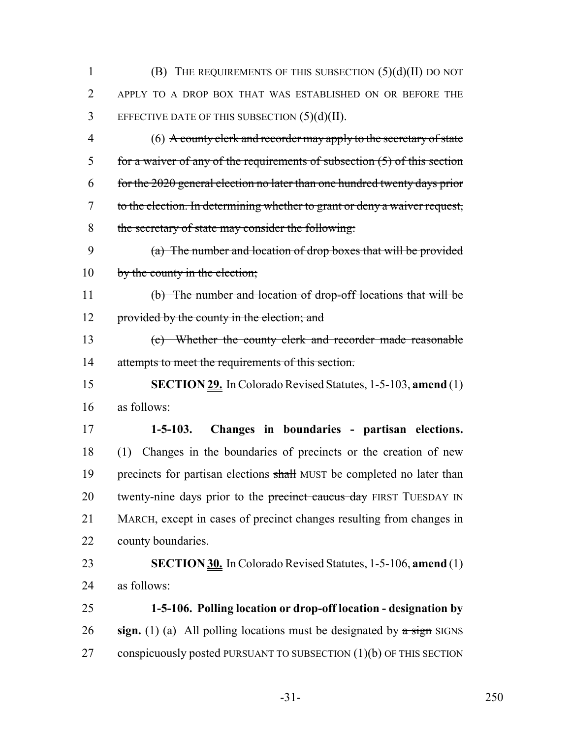(B) THE REQUIREMENTS OF THIS SUBSECTION (5)(d)(II) DO NOT APPLY TO A DROP BOX THAT WAS ESTABLISHED ON OR BEFORE THE EFFECTIVE DATE OF THIS SUBSECTION (5)(d)(II).

(6) ~~A county clerk and recorder may apply to the secretary of state for a waiver of any of the requirements of subsection (5) of this section for the 2020 general election no later than one hundred twenty days prior to the election. In determining whether to grant or deny a waiver request, the secretary of state may consider the following:~~

~~(a) The number and location of drop boxes that will be provided by the county in the election;~~

~~(b) The number and location of drop-off locations that will be provided by the county in the election; and~~

~~(c) Whether the county clerk and recorder made reasonable attempts to meet the requirements of this section.~~

**SECTION 29.** In Colorado Revised Statutes, 1-5-103, **amend** (1) as follows:

**1-5-103. Changes in boundaries - partisan elections.** (1) Changes in the boundaries of precincts or the creation of new precincts for partisan elections ~~shall~~ MUST be completed no later than twenty-nine days prior to the ~~precinct caucus day~~ FIRST TUESDAY IN MARCH, except in cases of precinct changes resulting from changes in county boundaries.

**SECTION 30.** In Colorado Revised Statutes, 1-5-106, **amend** (1) as follows:

**1-5-106. Polling location or drop-off location - designation by sign.** (1) (a) All polling locations must be designated by ~~a sign~~ SIGNS conspicuously posted PURSUANT TO SUBSECTION (1)(b) OF THIS SECTION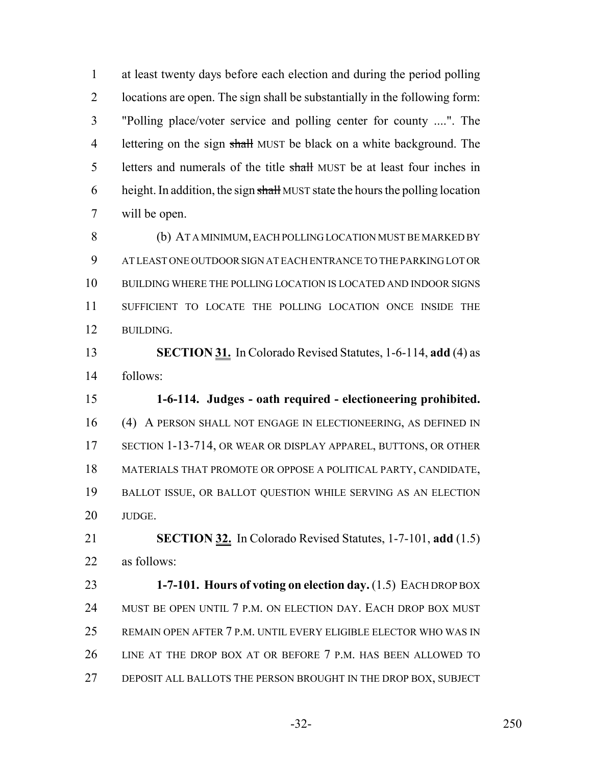at least twenty days before each election and during the period polling locations are open. The sign shall be substantially in the following form: "Polling place/voter service and polling center for county ....". The lettering on the sign ~~shall~~ MUST be black on a white background. The letters and numerals of the title ~~shall~~ MUST be at least four inches in height. In addition, the sign ~~shall~~ MUST state the hours the polling location will be open.

(b) AT A MINIMUM, EACH POLLING LOCATION MUST BE MARKED BY AT LEAST ONE OUTDOOR SIGN AT EACH ENTRANCE TO THE PARKING LOT OR BUILDING WHERE THE POLLING LOCATION IS LOCATED AND INDOOR SIGNS SUFFICIENT TO LOCATE THE POLLING LOCATION ONCE INSIDE THE BUILDING.

**SECTION 31.** In Colorado Revised Statutes, 1-6-114, **add** (4) as follows:

**1-6-114. Judges - oath required - electioneering prohibited.** (4) A PERSON SHALL NOT ENGAGE IN ELECTIONEERING, AS DEFINED IN SECTION 1-13-714, OR WEAR OR DISPLAY APPAREL, BUTTONS, OR OTHER MATERIALS THAT PROMOTE OR OPPOSE A POLITICAL PARTY, CANDIDATE, BALLOT ISSUE, OR BALLOT QUESTION WHILE SERVING AS AN ELECTION JUDGE.

**SECTION 32.** In Colorado Revised Statutes, 1-7-101, **add** (1.5) as follows:

**1-7-101. Hours of voting on election day.** (1.5) EACH DROP BOX MUST BE OPEN UNTIL 7 P.M. ON ELECTION DAY. EACH DROP BOX MUST REMAIN OPEN AFTER 7 P.M. UNTIL EVERY ELIGIBLE ELECTOR WHO WAS IN LINE AT THE DROP BOX AT OR BEFORE 7 P.M. HAS BEEN ALLOWED TO DEPOSIT ALL BALLOTS THE PERSON BROUGHT IN THE DROP BOX, SUBJECT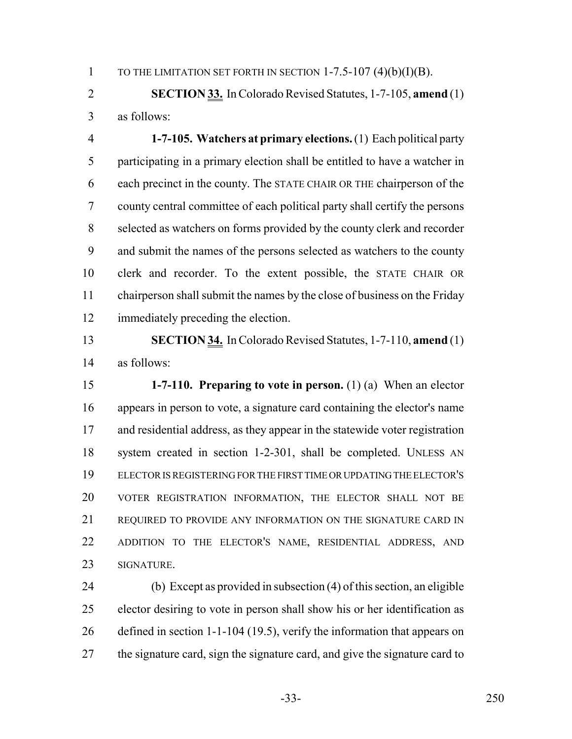TO THE LIMITATION SET FORTH IN SECTION 1-7.5-107 (4)(b)(I)(B).

**SECTION 33.** In Colorado Revised Statutes, 1-7-105, **amend** (1) as follows:

**1-7-105. Watchers at primary elections.** (1) Each political party participating in a primary election shall be entitled to have a watcher in each precinct in the county. The STATE CHAIR OR THE chairperson of the county central committee of each political party shall certify the persons selected as watchers on forms provided by the county clerk and recorder and submit the names of the persons selected as watchers to the county clerk and recorder. To the extent possible, the STATE CHAIR OR chairperson shall submit the names by the close of business on the Friday immediately preceding the election.

**SECTION 34.** In Colorado Revised Statutes, 1-7-110, **amend** (1) as follows:

**1-7-110. Preparing to vote in person.** (1) (a) When an elector appears in person to vote, a signature card containing the elector's name and residential address, as they appear in the statewide voter registration system created in section 1-2-301, shall be completed. UNLESS AN ELECTOR IS REGISTERING FOR THE FIRST TIME OR UPDATING THE ELECTOR'S VOTER REGISTRATION INFORMATION, THE ELECTOR SHALL NOT BE REQUIRED TO PROVIDE ANY INFORMATION ON THE SIGNATURE CARD IN ADDITION TO THE ELECTOR'S NAME, RESIDENTIAL ADDRESS, AND SIGNATURE.

(b) Except as provided in subsection (4) of this section, an eligible elector desiring to vote in person shall show his or her identification as defined in section 1-1-104 (19.5), verify the information that appears on the signature card, sign the signature card, and give the signature card to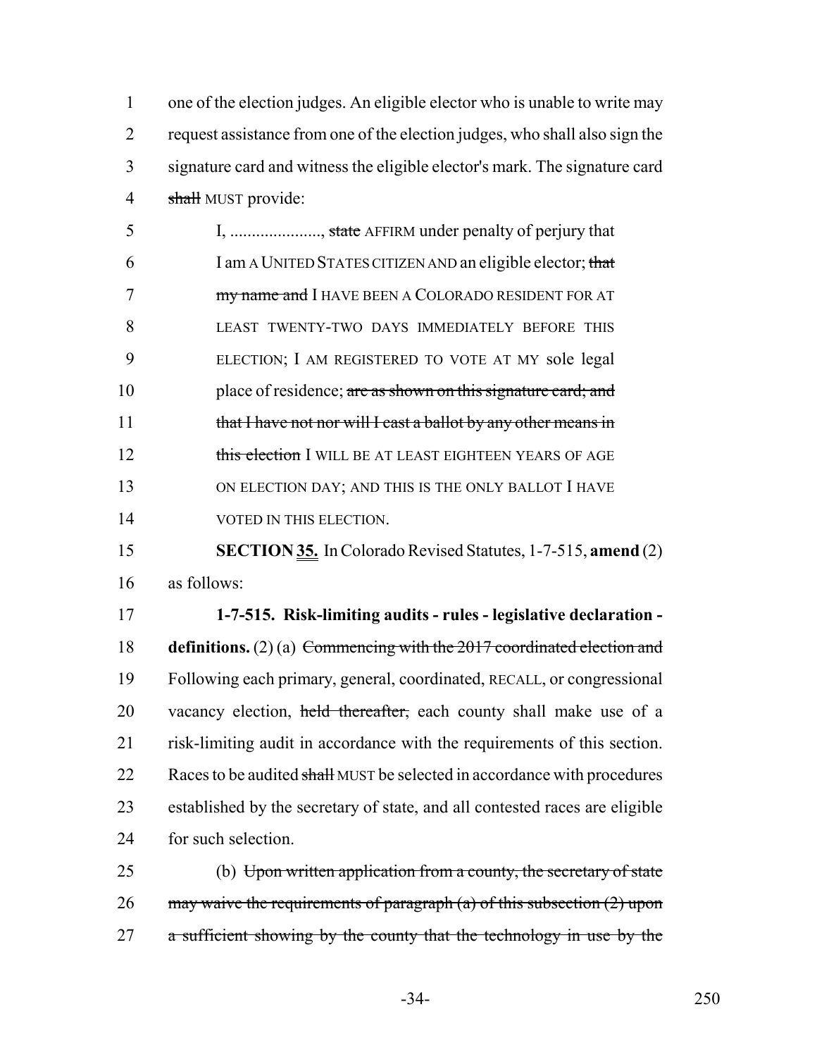one of the election judges. An eligible elector who is unable to write may request assistance from one of the election judges, who shall also sign the signature card and witness the eligible elector's mark. The signature card ~~shall~~ MUST provide:

> I, ...................., ~~state~~ AFFIRM under penalty of perjury that I am A UNITED STATES CITIZEN AND an eligible elector; ~~that my name and~~ I HAVE BEEN A COLORADO RESIDENT FOR AT LEAST TWENTY-TWO DAYS IMMEDIATELY BEFORE THIS ELECTION; I AM REGISTERED TO VOTE AT MY sole legal place of residence; ~~are as shown on this signature card; and that I have not nor will I cast a ballot by any other means in this election~~ I WILL BE AT LEAST EIGHTEEN YEARS OF AGE ON ELECTION DAY; AND THIS IS THE ONLY BALLOT I HAVE VOTED IN THIS ELECTION.

**SECTION 35.** In Colorado Revised Statutes, 1-7-515, **amend** (2) as follows:

**1-7-515. Risk-limiting audits - rules - legislative declaration - definitions.** (2) (a) ~~Commencing with the 2017 coordinated election and~~ Following each primary, general, coordinated, RECALL, or congressional vacancy election, ~~held thereafter,~~ each county shall make use of a risk-limiting audit in accordance with the requirements of this section. Races to be audited ~~shall~~ MUST be selected in accordance with procedures established by the secretary of state, and all contested races are eligible for such selection.

(b) ~~Upon written application from a county, the secretary of state may waive the requirements of paragraph (a) of this subsection (2) upon a sufficient showing by the county that the technology in use by the~~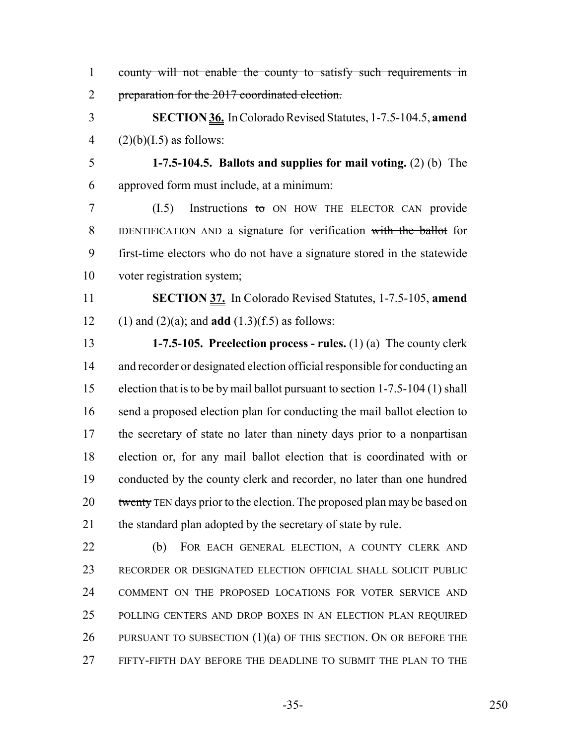~~county will not enable the county to satisfy such requirements in preparation for the 2017 coordinated election.~~

**SECTION 36.** In Colorado Revised Statutes, 1-7.5-104.5, **amend** (2)(b)(I.5) as follows:

**1-7.5-104.5. Ballots and supplies for mail voting.** (2) (b) The approved form must include, at a minimum:

(I.5) Instructions ~~to~~ ON HOW THE ELECTOR CAN provide IDENTIFICATION AND a signature for verification ~~with the ballot~~ for first-time electors who do not have a signature stored in the statewide voter registration system;

**SECTION 37.** In Colorado Revised Statutes, 1-7.5-105, **amend** (1) and (2)(a); and **add** (1.3)(f.5) as follows:

**1-7.5-105. Preelection process - rules.** (1) (a) The county clerk and recorder or designated election official responsible for conducting an election that is to be by mail ballot pursuant to section 1-7.5-104 (1) shall send a proposed election plan for conducting the mail ballot election to the secretary of state no later than ninety days prior to a nonpartisan election or, for any mail ballot election that is coordinated with or conducted by the county clerk and recorder, no later than one hundred ~~twenty~~ TEN days prior to the election. The proposed plan may be based on the standard plan adopted by the secretary of state by rule.

(b) FOR EACH GENERAL ELECTION, A COUNTY CLERK AND RECORDER OR DESIGNATED ELECTION OFFICIAL SHALL SOLICIT PUBLIC COMMENT ON THE PROPOSED LOCATIONS FOR VOTER SERVICE AND POLLING CENTERS AND DROP BOXES IN AN ELECTION PLAN REQUIRED PURSUANT TO SUBSECTION (1)(a) OF THIS SECTION. ON OR BEFORE THE FIFTY-FIFTH DAY BEFORE THE DEADLINE TO SUBMIT THE PLAN TO THE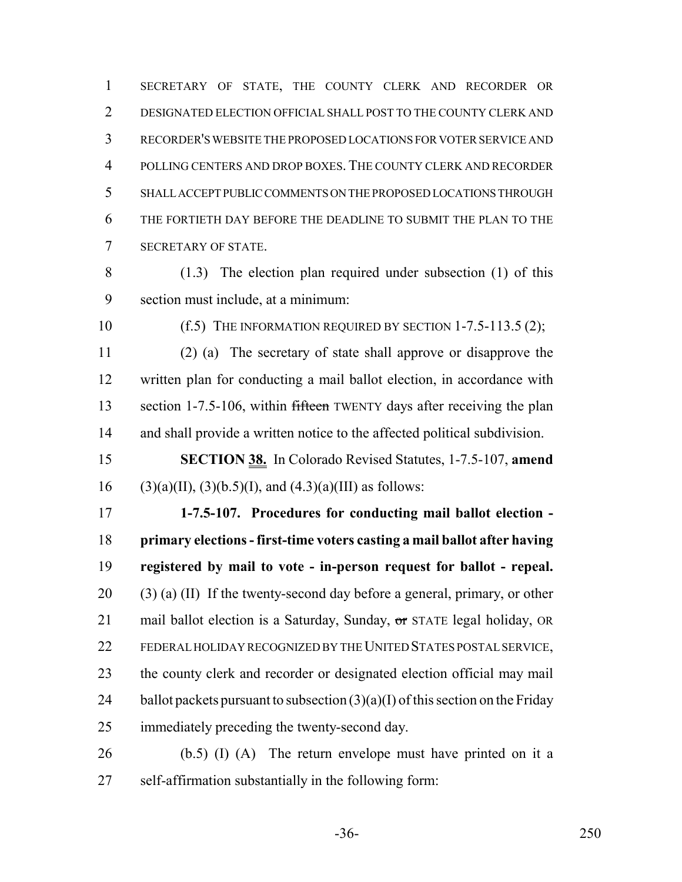SECRETARY OF STATE, THE COUNTY CLERK AND RECORDER OR DESIGNATED ELECTION OFFICIAL SHALL POST TO THE COUNTY CLERK AND RECORDER'S WEBSITE THE PROPOSED LOCATIONS FOR VOTER SERVICE AND POLLING CENTERS AND DROP BOXES. THE COUNTY CLERK AND RECORDER SHALL ACCEPT PUBLIC COMMENTS ON THE PROPOSED LOCATIONS THROUGH THE FORTIETH DAY BEFORE THE DEADLINE TO SUBMIT THE PLAN TO THE SECRETARY OF STATE.

(1.3) The election plan required under subsection (1) of this section must include, at a minimum:

(f.5) THE INFORMATION REQUIRED BY SECTION 1-7.5-113.5 (2);

(2) (a) The secretary of state shall approve or disapprove the written plan for conducting a mail ballot election, in accordance with section 1-7.5-106, within ~~fifteen~~ TWENTY days after receiving the plan and shall provide a written notice to the affected political subdivision.

**SECTION 38.** In Colorado Revised Statutes, 1-7.5-107, **amend** (3)(a)(II), (3)(b.5)(I), and (4.3)(a)(III) as follows:

**1-7.5-107. Procedures for conducting mail ballot election - primary elections - first-time voters casting a mail ballot after having registered by mail to vote - in-person request for ballot - repeal.** (3) (a) (II) If the twenty-second day before a general, primary, or other mail ballot election is a Saturday, Sunday, ~~or~~ STATE legal holiday, OR FEDERAL HOLIDAY RECOGNIZED BY THE UNITED STATES POSTAL SERVICE, the county clerk and recorder or designated election official may mail ballot packets pursuant to subsection (3)(a)(I) of this section on the Friday immediately preceding the twenty-second day.

(b.5) (I) (A) The return envelope must have printed on it a self-affirmation substantially in the following form: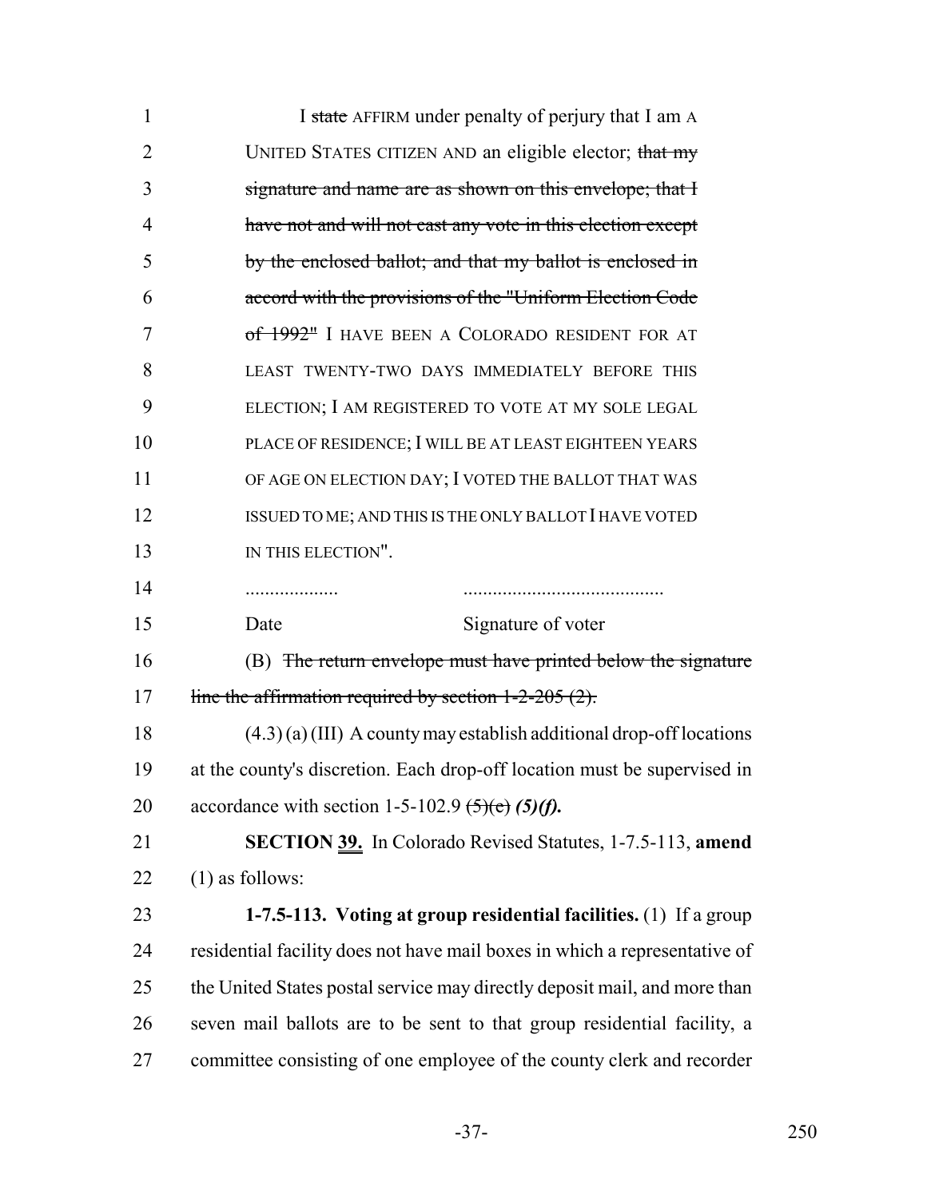I ~~state~~ AFFIRM under penalty of perjury that I am A UNITED STATES CITIZEN AND an eligible elector; ~~that my signature and name are as shown on this envelope; that I have not and will not cast any vote in this election except by the enclosed ballot; and that my ballot is enclosed in accord with the provisions of the "Uniform Election Code of 1992"~~ I HAVE BEEN A COLORADO RESIDENT FOR AT LEAST TWENTY-TWO DAYS IMMEDIATELY BEFORE THIS ELECTION; I AM REGISTERED TO VOTE AT MY SOLE LEGAL PLACE OF RESIDENCE; I WILL BE AT LEAST EIGHTEEN YEARS OF AGE ON ELECTION DAY; I VOTED THE BALLOT THAT WAS ISSUED TO ME; AND THIS IS THE ONLY BALLOT I HAVE VOTED IN THIS ELECTION".

| ................... | ......................................... |
|---|---|
| Date | Signature of voter |

(B) ~~The return envelope must have printed below the signature line the affirmation required by section 1-2-205 (2).~~

(4.3) (a) (III) A county may establish additional drop-off locations at the county's discretion. Each drop-off location must be supervised in accordance with section 1-5-102.9 ~~(5)(e)~~ ***(5)(f).***

**SECTION 39.** In Colorado Revised Statutes, 1-7.5-113, **amend** (1) as follows:

**1-7.5-113. Voting at group residential facilities.** (1) If a group residential facility does not have mail boxes in which a representative of the United States postal service may directly deposit mail, and more than seven mail ballots are to be sent to that group residential facility, a committee consisting of one employee of the county clerk and recorder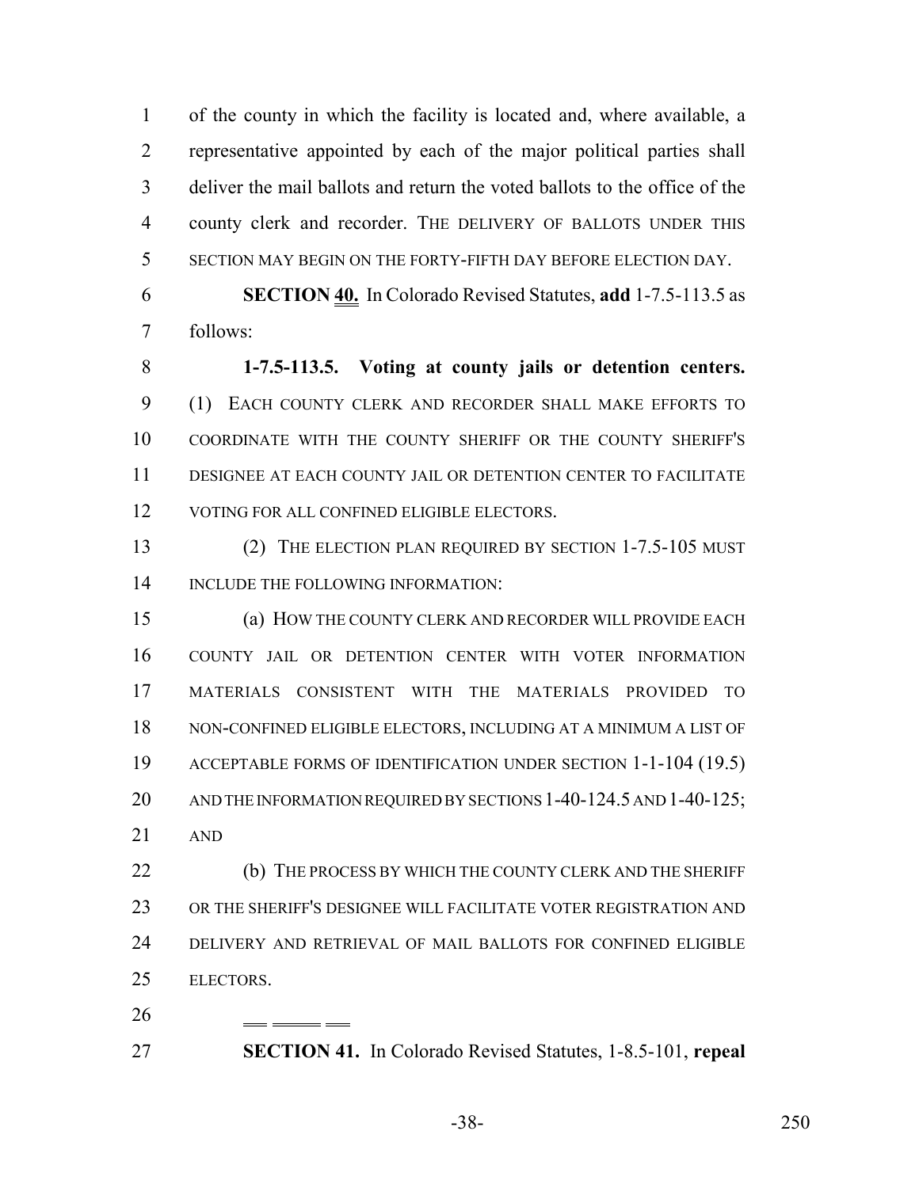of the county in which the facility is located and, where available, a representative appointed by each of the major political parties shall deliver the mail ballots and return the voted ballots to the office of the county clerk and recorder. THE DELIVERY OF BALLOTS UNDER THIS SECTION MAY BEGIN ON THE FORTY-FIFTH DAY BEFORE ELECTION DAY.

**SECTION 40.** In Colorado Revised Statutes, **add** 1-7.5-113.5 as follows:

**1-7.5-113.5. Voting at county jails or detention centers.** (1) EACH COUNTY CLERK AND RECORDER SHALL MAKE EFFORTS TO COORDINATE WITH THE COUNTY SHERIFF OR THE COUNTY SHERIFF'S DESIGNEE AT EACH COUNTY JAIL OR DETENTION CENTER TO FACILITATE VOTING FOR ALL CONFINED ELIGIBLE ELECTORS.

(2) THE ELECTION PLAN REQUIRED BY SECTION 1-7.5-105 MUST INCLUDE THE FOLLOWING INFORMATION:

(a) HOW THE COUNTY CLERK AND RECORDER WILL PROVIDE EACH COUNTY JAIL OR DETENTION CENTER WITH VOTER INFORMATION MATERIALS CONSISTENT WITH THE MATERIALS PROVIDED TO NON-CONFINED ELIGIBLE ELECTORS, INCLUDING AT A MINIMUM A LIST OF ACCEPTABLE FORMS OF IDENTIFICATION UNDER SECTION 1-1-104 (19.5) AND THE INFORMATION REQUIRED BY SECTIONS 1-40-124.5 AND 1-40-125; AND

(b) THE PROCESS BY WHICH THE COUNTY CLERK AND THE SHERIFF OR THE SHERIFF'S DESIGNEE WILL FACILITATE VOTER REGISTRATION AND DELIVERY AND RETRIEVAL OF MAIL BALLOTS FOR CONFINED ELIGIBLE ELECTORS.

**SECTION 41.** In Colorado Revised Statutes, 1-8.5-101, **repeal**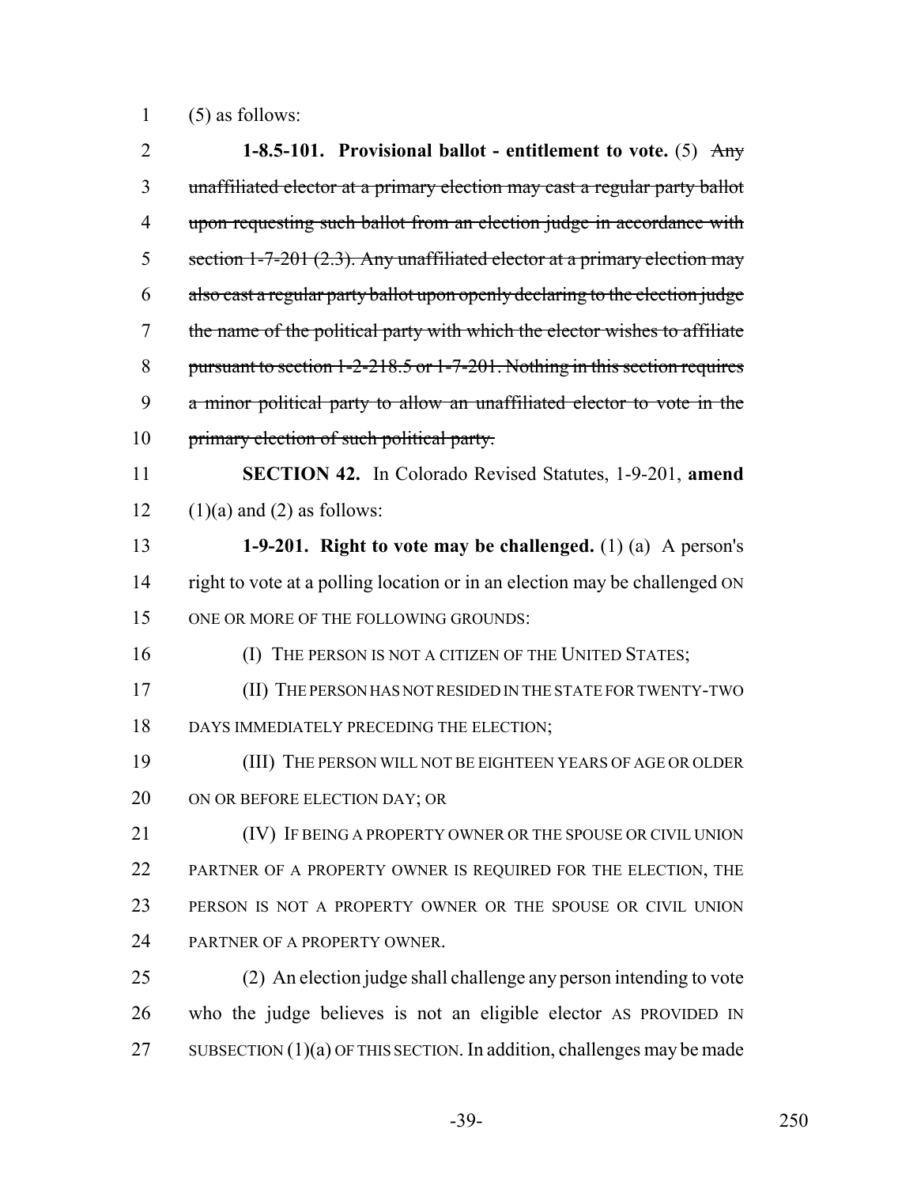(5) as follows:

**1-8.5-101. Provisional ballot - entitlement to vote.** (5) ~~Any unaffiliated elector at a primary election may cast a regular party ballot upon requesting such ballot from an election judge in accordance with section 1-7-201 (2.3). Any unaffiliated elector at a primary election may also cast a regular party ballot upon openly declaring to the election judge the name of the political party with which the elector wishes to affiliate pursuant to section 1-2-218.5 or 1-7-201. Nothing in this section requires a minor political party to allow an unaffiliated elector to vote in the primary election of such political party.~~

**SECTION 42.** In Colorado Revised Statutes, 1-9-201, **amend** (1)(a) and (2) as follows:

**1-9-201. Right to vote may be challenged.** (1) (a) A person's right to vote at a polling location or in an election may be challenged ON ONE OR MORE OF THE FOLLOWING GROUNDS:

(I) THE PERSON IS NOT A CITIZEN OF THE UNITED STATES;

(II) THE PERSON HAS NOT RESIDED IN THE STATE FOR TWENTY-TWO DAYS IMMEDIATELY PRECEDING THE ELECTION;

(III) THE PERSON WILL NOT BE EIGHTEEN YEARS OF AGE OR OLDER ON OR BEFORE ELECTION DAY; OR

(IV) IF BEING A PROPERTY OWNER OR THE SPOUSE OR CIVIL UNION PARTNER OF A PROPERTY OWNER IS REQUIRED FOR THE ELECTION, THE PERSON IS NOT A PROPERTY OWNER OR THE SPOUSE OR CIVIL UNION PARTNER OF A PROPERTY OWNER.

(2) An election judge shall challenge any person intending to vote who the judge believes is not an eligible elector AS PROVIDED IN SUBSECTION (1)(a) OF THIS SECTION. In addition, challenges may be made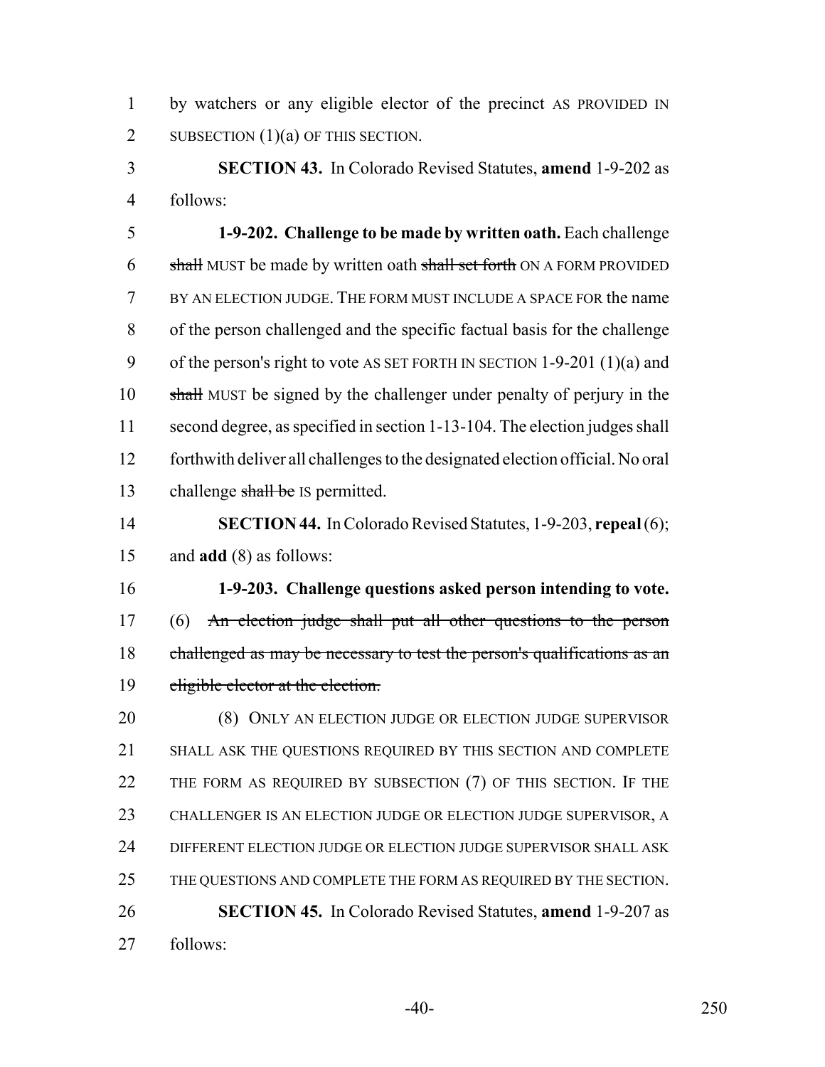by watchers or any eligible elector of the precinct AS PROVIDED IN SUBSECTION (1)(a) OF THIS SECTION.

**SECTION 43.** In Colorado Revised Statutes, **amend** 1-9-202 as follows:

**1-9-202. Challenge to be made by written oath.** Each challenge ~~shall~~ MUST be made by written oath ~~shall set forth~~ ON A FORM PROVIDED BY AN ELECTION JUDGE. THE FORM MUST INCLUDE A SPACE FOR the name of the person challenged and the specific factual basis for the challenge of the person's right to vote AS SET FORTH IN SECTION 1-9-201 (1)(a) and ~~shall~~ MUST be signed by the challenger under penalty of perjury in the second degree, as specified in section 1-13-104. The election judges shall forthwith deliver all challenges to the designated election official. No oral challenge ~~shall be~~ IS permitted.

**SECTION 44.** In Colorado Revised Statutes, 1-9-203, **repeal** (6); and **add** (8) as follows:

**1-9-203. Challenge questions asked person intending to vote.** (6) ~~An election judge shall put all other questions to the person challenged as may be necessary to test the person's qualifications as an eligible elector at the election.~~

(8) ONLY AN ELECTION JUDGE OR ELECTION JUDGE SUPERVISOR SHALL ASK THE QUESTIONS REQUIRED BY THIS SECTION AND COMPLETE THE FORM AS REQUIRED BY SUBSECTION (7) OF THIS SECTION. IF THE CHALLENGER IS AN ELECTION JUDGE OR ELECTION JUDGE SUPERVISOR, A DIFFERENT ELECTION JUDGE OR ELECTION JUDGE SUPERVISOR SHALL ASK THE QUESTIONS AND COMPLETE THE FORM AS REQUIRED BY THE SECTION.

**SECTION 45.** In Colorado Revised Statutes, **amend** 1-9-207 as follows: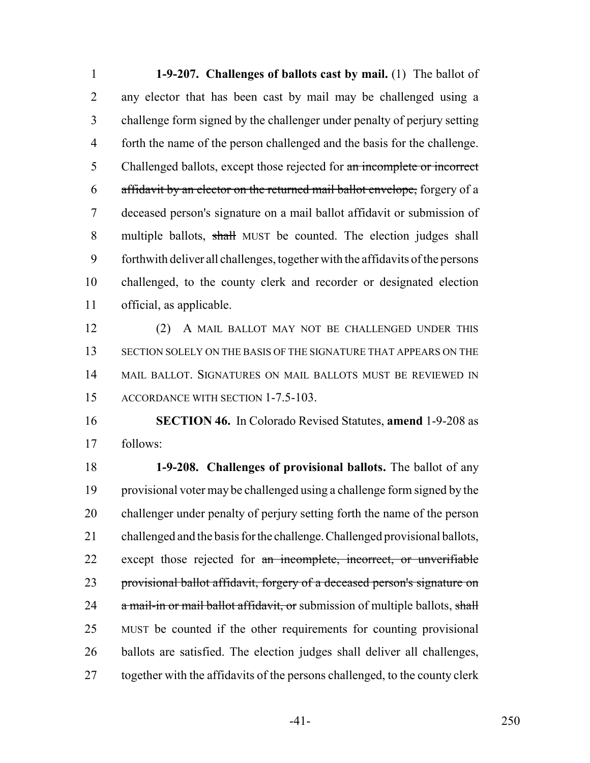**1-9-207. Challenges of ballots cast by mail.** (1) The ballot of any elector that has been cast by mail may be challenged using a challenge form signed by the challenger under penalty of perjury setting forth the name of the person challenged and the basis for the challenge. Challenged ballots, except those rejected for ~~an incomplete or incorrect affidavit by an elector on the returned mail ballot envelope,~~ forgery of a deceased person's signature on a mail ballot affidavit or submission of multiple ballots, ~~shall~~ MUST be counted. The election judges shall forthwith deliver all challenges, together with the affidavits of the persons challenged, to the county clerk and recorder or designated election official, as applicable.

(2) A MAIL BALLOT MAY NOT BE CHALLENGED UNDER THIS SECTION SOLELY ON THE BASIS OF THE SIGNATURE THAT APPEARS ON THE MAIL BALLOT. SIGNATURES ON MAIL BALLOTS MUST BE REVIEWED IN ACCORDANCE WITH SECTION 1-7.5-103.

**SECTION 46.** In Colorado Revised Statutes, **amend** 1-9-208 as follows:

**1-9-208. Challenges of provisional ballots.** The ballot of any provisional voter may be challenged using a challenge form signed by the challenger under penalty of perjury setting forth the name of the person challenged and the basis for the challenge. Challenged provisional ballots, except those rejected for ~~an incomplete, incorrect, or unverifiable provisional ballot affidavit, forgery of a deceased person's signature on a mail-in or mail ballot affidavit, or~~ submission of multiple ballots, ~~shall~~ MUST be counted if the other requirements for counting provisional ballots are satisfied. The election judges shall deliver all challenges, together with the affidavits of the persons challenged, to the county clerk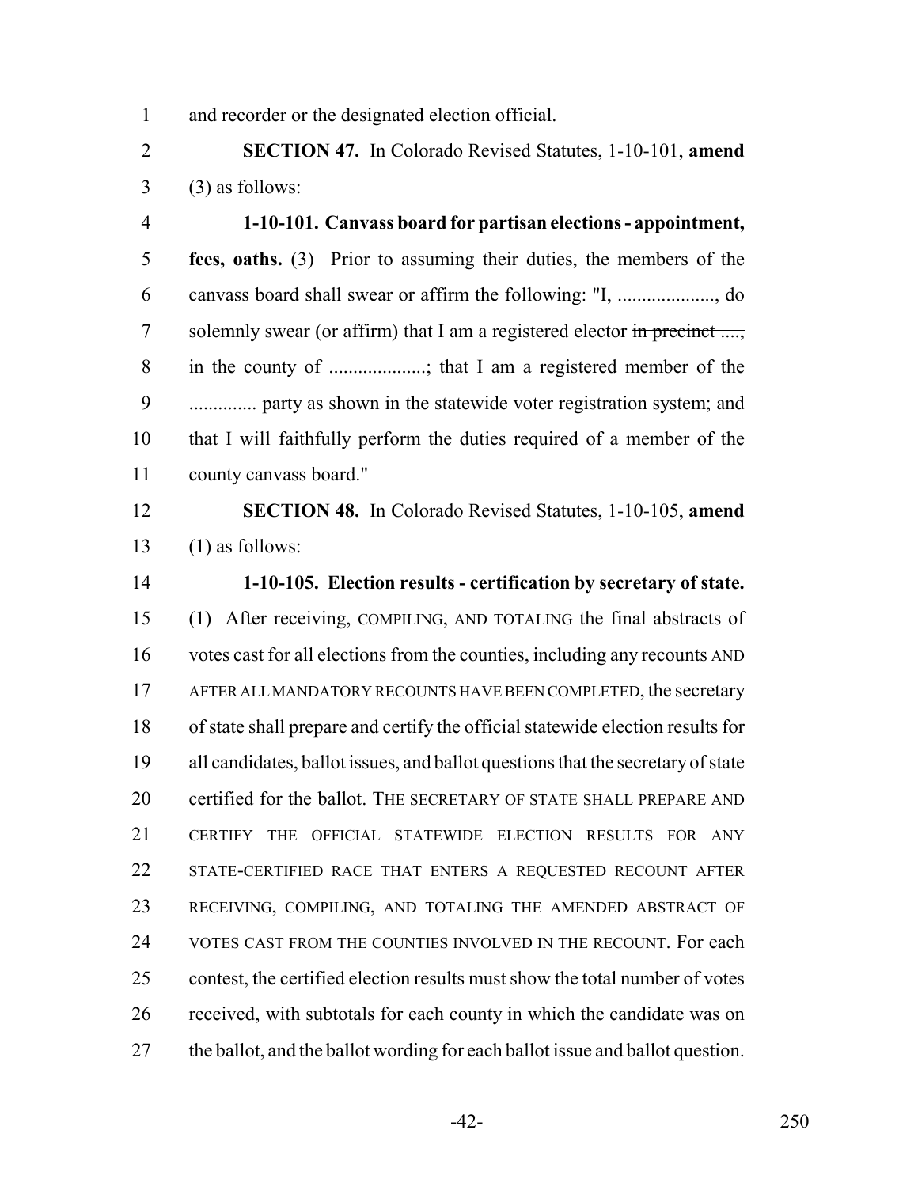and recorder or the designated election official.

**SECTION 47.** In Colorado Revised Statutes, 1-10-101, **amend** (3) as follows:

**1-10-101. Canvass board for partisan elections - appointment, fees, oaths.** (3) Prior to assuming their duties, the members of the canvass board shall swear or affirm the following: "I, ...................., do solemnly swear (or affirm) that I am a registered elector ~~in precinct ....,~~ in the county of ....................; that I am a registered member of the ............. party as shown in the statewide voter registration system; and that I will faithfully perform the duties required of a member of the county canvass board."

**SECTION 48.** In Colorado Revised Statutes, 1-10-105, **amend** (1) as follows:

**1-10-105. Election results - certification by secretary of state.** (1) After receiving, COMPILING, AND TOTALING the final abstracts of votes cast for all elections from the counties, ~~including any recounts~~ AND AFTER ALL MANDATORY RECOUNTS HAVE BEEN COMPLETED, the secretary of state shall prepare and certify the official statewide election results for all candidates, ballot issues, and ballot questions that the secretary of state certified for the ballot. THE SECRETARY OF STATE SHALL PREPARE AND CERTIFY THE OFFICIAL STATEWIDE ELECTION RESULTS FOR ANY STATE-CERTIFIED RACE THAT ENTERS A REQUESTED RECOUNT AFTER RECEIVING, COMPILING, AND TOTALING THE AMENDED ABSTRACT OF VOTES CAST FROM THE COUNTIES INVOLVED IN THE RECOUNT. For each contest, the certified election results must show the total number of votes received, with subtotals for each county in which the candidate was on the ballot, and the ballot wording for each ballot issue and ballot question.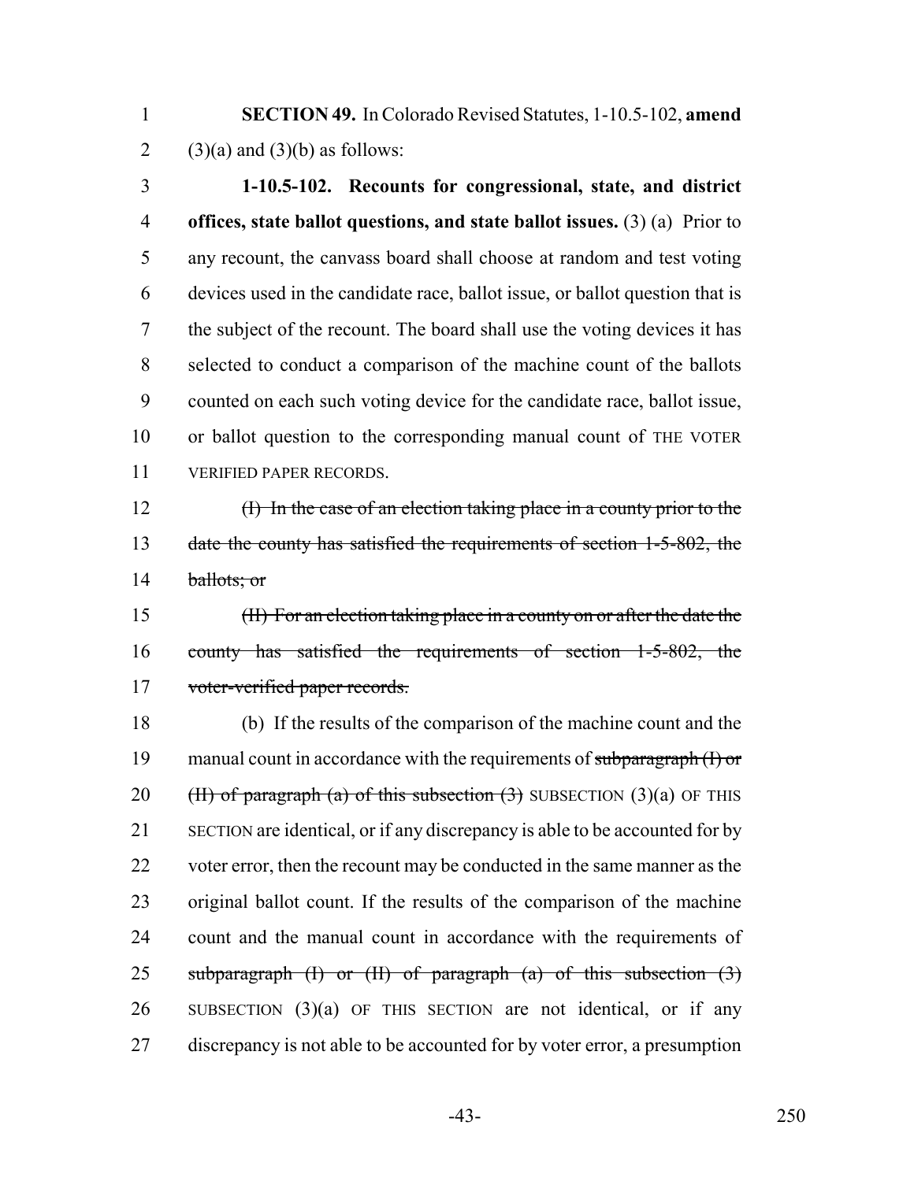**SECTION 49.** In Colorado Revised Statutes, 1-10.5-102, **amend** (3)(a) and (3)(b) as follows:

**1-10.5-102. Recounts for congressional, state, and district offices, state ballot questions, and state ballot issues.** (3) (a) Prior to any recount, the canvass board shall choose at random and test voting devices used in the candidate race, ballot issue, or ballot question that is the subject of the recount. The board shall use the voting devices it has selected to conduct a comparison of the machine count of the ballots counted on each such voting device for the candidate race, ballot issue, or ballot question to the corresponding manual count of THE VOTER VERIFIED PAPER RECORDS.

~~(I) In the case of an election taking place in a county prior to the date the county has satisfied the requirements of section 1-5-802, the ballots; or~~

~~(II) For an election taking place in a county on or after the date the county has satisfied the requirements of section 1-5-802, the voter-verified paper records.~~

(b) If the results of the comparison of the machine count and the manual count in accordance with the requirements of ~~subparagraph (I) or (II) of paragraph (a) of this subsection (3)~~ SUBSECTION (3)(a) OF THIS SECTION are identical, or if any discrepancy is able to be accounted for by voter error, then the recount may be conducted in the same manner as the original ballot count. If the results of the comparison of the machine count and the manual count in accordance with the requirements of ~~subparagraph (I) or (II) of paragraph (a) of this subsection (3)~~ SUBSECTION (3)(a) OF THIS SECTION are not identical, or if any discrepancy is not able to be accounted for by voter error, a presumption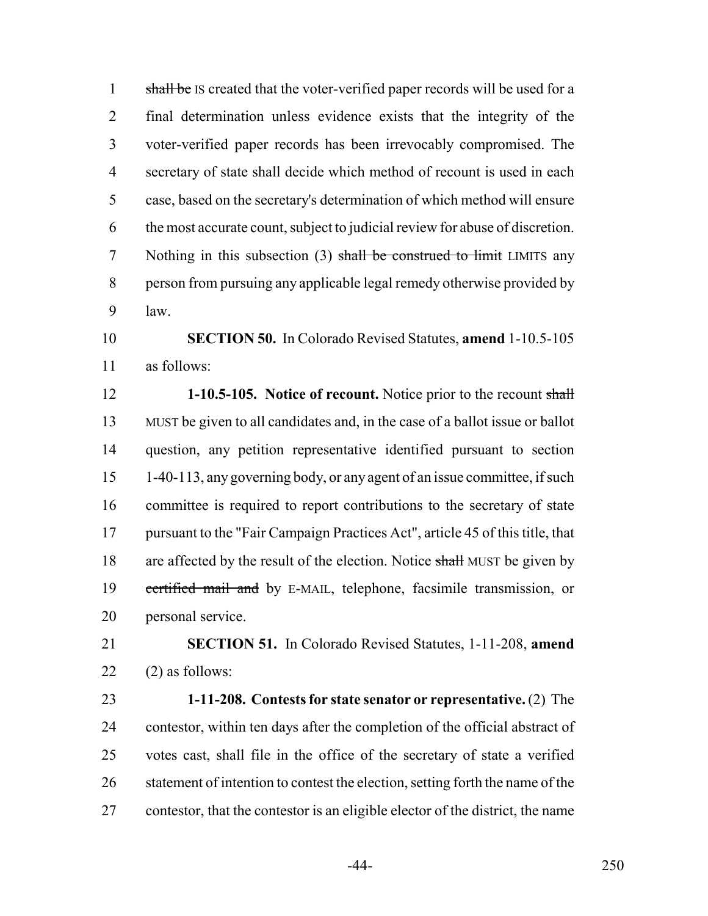~~shall be~~ IS created that the voter-verified paper records will be used for a final determination unless evidence exists that the integrity of the voter-verified paper records has been irrevocably compromised. The secretary of state shall decide which method of recount is used in each case, based on the secretary's determination of which method will ensure the most accurate count, subject to judicial review for abuse of discretion. Nothing in this subsection (3) ~~shall be construed to limit~~ LIMITS any person from pursuing any applicable legal remedy otherwise provided by law.

**SECTION 50.** In Colorado Revised Statutes, **amend** 1-10.5-105 as follows:

**1-10.5-105. Notice of recount.** Notice prior to the recount ~~shall~~ MUST be given to all candidates and, in the case of a ballot issue or ballot question, any petition representative identified pursuant to section 1-40-113, any governing body, or any agent of an issue committee, if such committee is required to report contributions to the secretary of state pursuant to the "Fair Campaign Practices Act", article 45 of this title, that are affected by the result of the election. Notice ~~shall~~ MUST be given by ~~certified mail and~~ by E-MAIL, telephone, facsimile transmission, or personal service.

**SECTION 51.** In Colorado Revised Statutes, 1-11-208, **amend** (2) as follows:

**1-11-208. Contests for state senator or representative.** (2) The contestor, within ten days after the completion of the official abstract of votes cast, shall file in the office of the secretary of state a verified statement of intention to contest the election, setting forth the name of the contestor, that the contestor is an eligible elector of the district, the name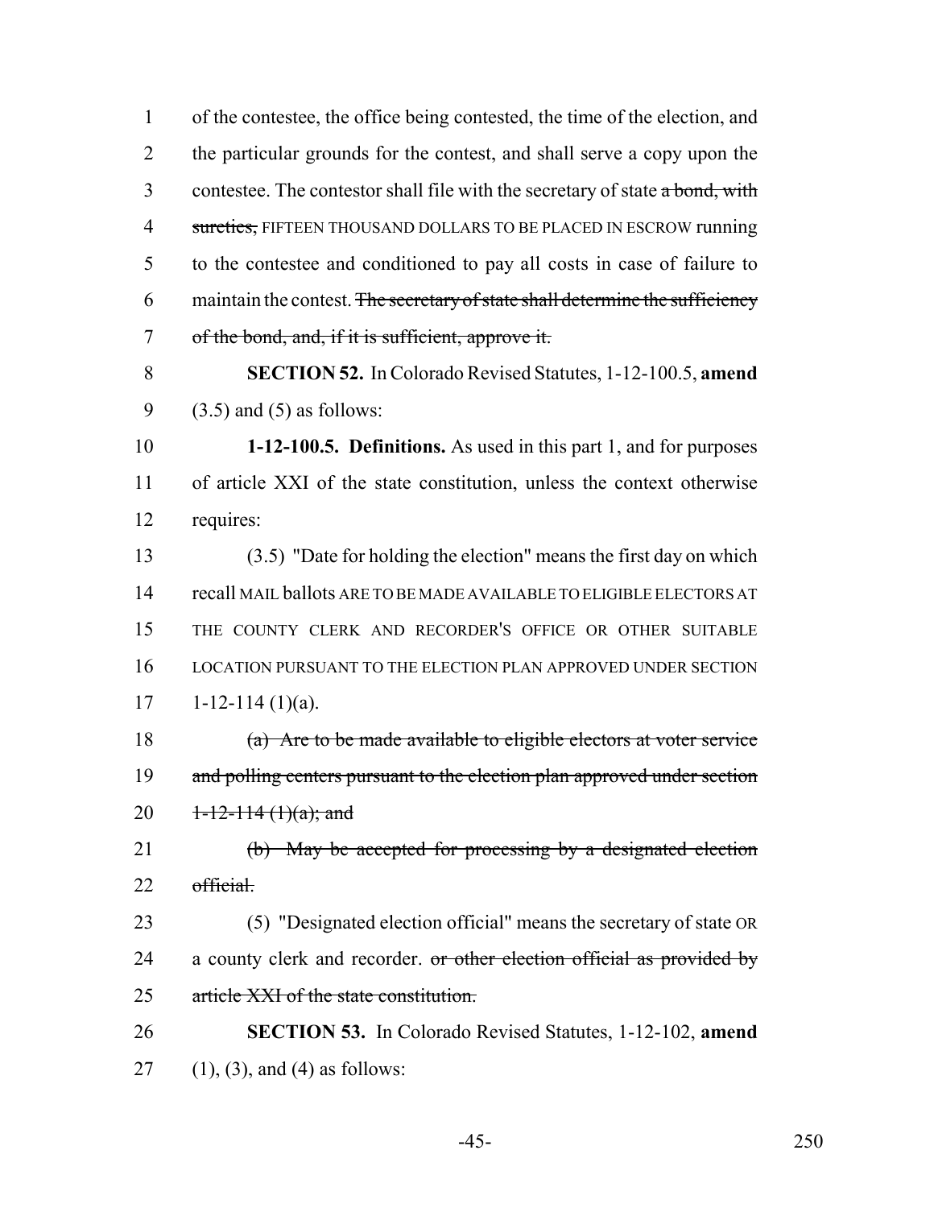of the contestee, the office being contested, the time of the election, and the particular grounds for the contest, and shall serve a copy upon the contestee. The contestor shall file with the secretary of state ~~a bond, with sureties,~~ FIFTEEN THOUSAND DOLLARS TO BE PLACED IN ESCROW running to the contestee and conditioned to pay all costs in case of failure to maintain the contest. ~~The secretary of state shall determine the sufficiency of the bond, and, if it is sufficient, approve it.~~

**SECTION 52.** In Colorado Revised Statutes, 1-12-100.5, **amend** (3.5) and (5) as follows:

**1-12-100.5. Definitions.** As used in this part 1, and for purposes of article XXI of the state constitution, unless the context otherwise requires:

(3.5) "Date for holding the election" means the first day on which recall MAIL ballots ARE TO BE MADE AVAILABLE TO ELIGIBLE ELECTORS AT THE COUNTY CLERK AND RECORDER'S OFFICE OR OTHER SUITABLE LOCATION PURSUANT TO THE ELECTION PLAN APPROVED UNDER SECTION 1-12-114 (1)(a).

~~(a) Are to be made available to eligible electors at voter service and polling centers pursuant to the election plan approved under section 1-12-114 (1)(a); and~~

~~(b) May be accepted for processing by a designated election official.~~

(5) "Designated election official" means the secretary of state OR a county clerk and recorder. ~~or other election official as provided by article XXI of the state constitution.~~

**SECTION 53.** In Colorado Revised Statutes, 1-12-102, **amend** (1), (3), and (4) as follows: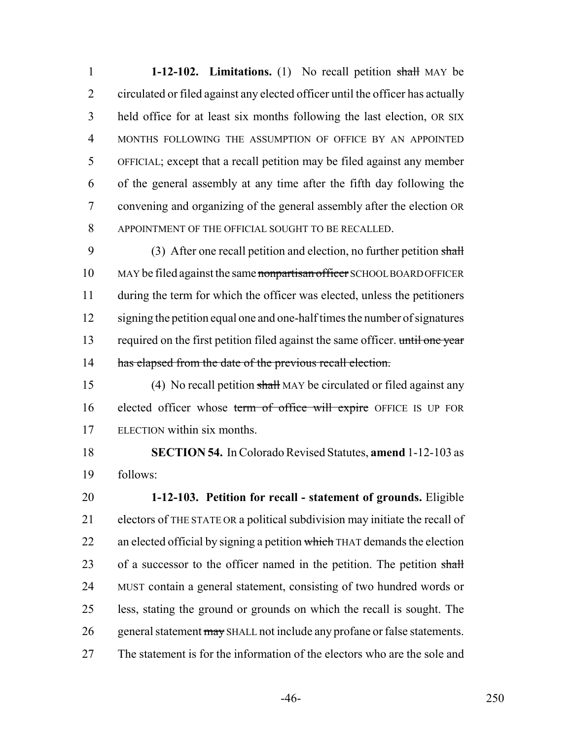**1-12-102. Limitations.** (1) No recall petition ~~shall~~ MAY be circulated or filed against any elected officer until the officer has actually held office for at least six months following the last election, OR SIX MONTHS FOLLOWING THE ASSUMPTION OF OFFICE BY AN APPOINTED OFFICIAL; except that a recall petition may be filed against any member of the general assembly at any time after the fifth day following the convening and organizing of the general assembly after the election OR APPOINTMENT OF THE OFFICIAL SOUGHT TO BE RECALLED.

(3) After one recall petition and election, no further petition ~~shall~~ MAY be filed against the same ~~nonpartisan officer~~ SCHOOL BOARD OFFICER during the term for which the officer was elected, unless the petitioners signing the petition equal one and one-half times the number of signatures required on the first petition filed against the same officer. ~~until one year has elapsed from the date of the previous recall election.~~

(4) No recall petition ~~shall~~ MAY be circulated or filed against any elected officer whose ~~term of office will expire~~ OFFICE IS UP FOR ELECTION within six months.

**SECTION 54.** In Colorado Revised Statutes, **amend** 1-12-103 as follows:

**1-12-103. Petition for recall - statement of grounds.** Eligible electors of THE STATE OR a political subdivision may initiate the recall of an elected official by signing a petition ~~which~~ THAT demands the election of a successor to the officer named in the petition. The petition ~~shall~~ MUST contain a general statement, consisting of two hundred words or less, stating the ground or grounds on which the recall is sought. The general statement ~~may~~ SHALL not include any profane or false statements. The statement is for the information of the electors who are the sole and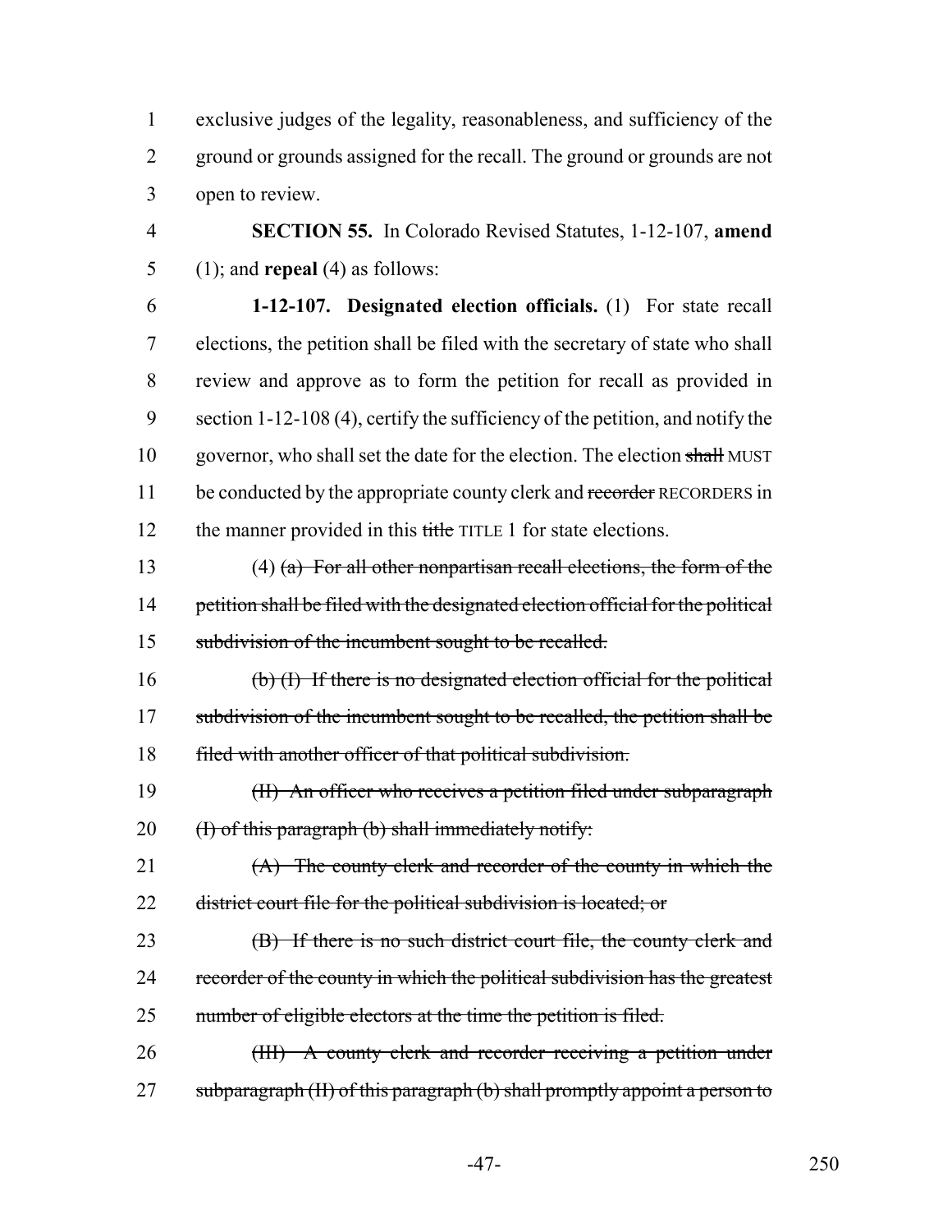exclusive judges of the legality, reasonableness, and sufficiency of the ground or grounds assigned for the recall. The ground or grounds are not open to review.

**SECTION 55.** In Colorado Revised Statutes, 1-12-107, **amend** (1); and **repeal** (4) as follows:

**1-12-107. Designated election officials.** (1) For state recall elections, the petition shall be filed with the secretary of state who shall review and approve as to form the petition for recall as provided in section 1-12-108 (4), certify the sufficiency of the petition, and notify the governor, who shall set the date for the election. The election ~~shall~~ MUST be conducted by the appropriate county clerk and ~~recorder~~ RECORDERS in the manner provided in this ~~title~~ TITLE 1 for state elections.

(4) ~~(a) For all other nonpartisan recall elections, the form of the petition shall be filed with the designated election official for the political subdivision of the incumbent sought to be recalled.~~

~~(b) (I) If there is no designated election official for the political subdivision of the incumbent sought to be recalled, the petition shall be filed with another officer of that political subdivision.~~

~~(II) An officer who receives a petition filed under subparagraph (I) of this paragraph (b) shall immediately notify:~~

~~(A) The county clerk and recorder of the county in which the district court file for the political subdivision is located; or~~

~~(B) If there is no such district court file, the county clerk and recorder of the county in which the political subdivision has the greatest number of eligible electors at the time the petition is filed.~~

~~(III) A county clerk and recorder receiving a petition under subparagraph (II) of this paragraph (b) shall promptly appoint a person to~~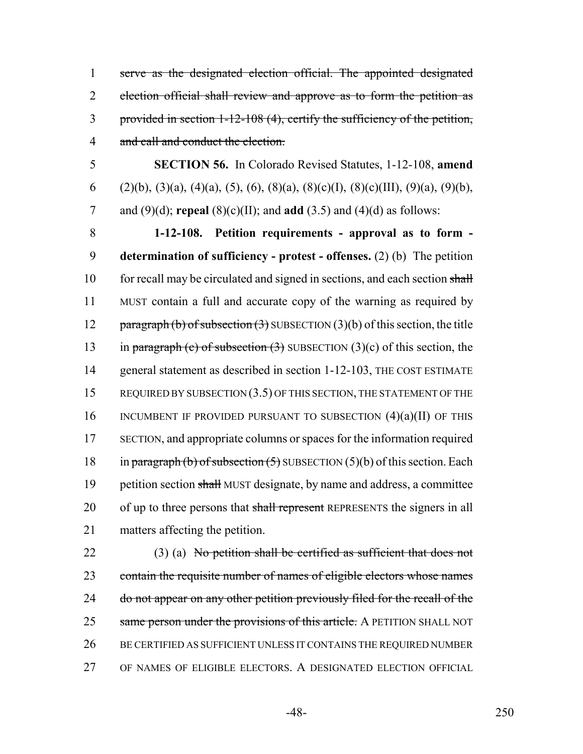~~serve as the designated election official. The appointed designated election official shall review and approve as to form the petition as provided in section 1-12-108 (4), certify the sufficiency of the petition, and call and conduct the election.~~

**SECTION 56.** In Colorado Revised Statutes, 1-12-108, **amend** (2)(b), (3)(a), (4)(a), (5), (6), (8)(a), (8)(c)(I), (8)(c)(III), (9)(a), (9)(b), and (9)(d); **repeal** (8)(c)(II); and **add** (3.5) and (4)(d) as follows:

**1-12-108. Petition requirements - approval as to form - determination of sufficiency - protest - offenses.** (2) (b) The petition for recall may be circulated and signed in sections, and each section ~~shall~~ MUST contain a full and accurate copy of the warning as required by ~~paragraph (b) of subsection (3)~~ SUBSECTION (3)(b) of this section, the title in ~~paragraph (c) of subsection (3)~~ SUBSECTION (3)(c) of this section, the general statement as described in section 1-12-103, THE COST ESTIMATE REQUIRED BY SUBSECTION (3.5) OF THIS SECTION, THE STATEMENT OF THE INCUMBENT IF PROVIDED PURSUANT TO SUBSECTION (4)(a)(II) OF THIS SECTION, and appropriate columns or spaces for the information required in ~~paragraph (b) of subsection (5)~~ SUBSECTION (5)(b) of this section. Each petition section ~~shall~~ MUST designate, by name and address, a committee of up to three persons that ~~shall represent~~ REPRESENTS the signers in all matters affecting the petition.

(3) (a) ~~No petition shall be certified as sufficient that does not contain the requisite number of names of eligible electors whose names do not appear on any other petition previously filed for the recall of the same person under the provisions of this article.~~ A PETITION SHALL NOT BE CERTIFIED AS SUFFICIENT UNLESS IT CONTAINS THE REQUIRED NUMBER OF NAMES OF ELIGIBLE ELECTORS. A DESIGNATED ELECTION OFFICIAL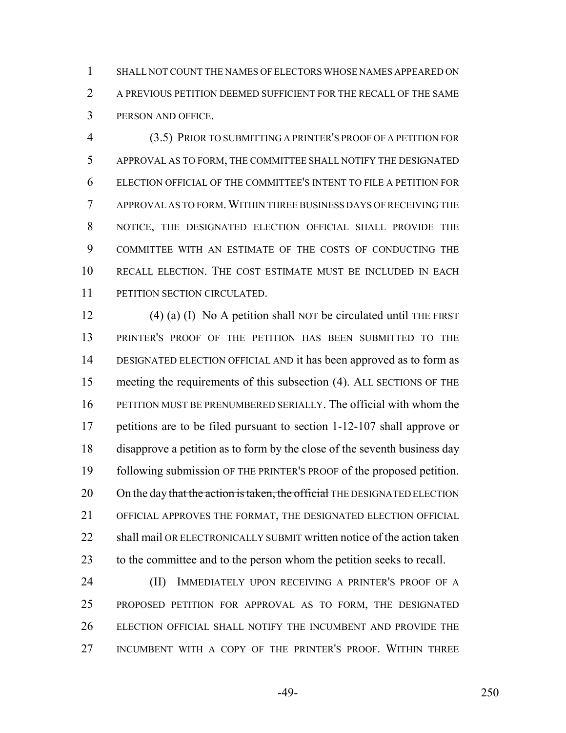SHALL NOT COUNT THE NAMES OF ELECTORS WHOSE NAMES APPEARED ON A PREVIOUS PETITION DEEMED SUFFICIENT FOR THE RECALL OF THE SAME PERSON AND OFFICE.

(3.5) PRIOR TO SUBMITTING A PRINTER'S PROOF OF A PETITION FOR APPROVAL AS TO FORM, THE COMMITTEE SHALL NOTIFY THE DESIGNATED ELECTION OFFICIAL OF THE COMMITTEE'S INTENT TO FILE A PETITION FOR APPROVAL AS TO FORM. WITHIN THREE BUSINESS DAYS OF RECEIVING THE NOTICE, THE DESIGNATED ELECTION OFFICIAL SHALL PROVIDE THE COMMITTEE WITH AN ESTIMATE OF THE COSTS OF CONDUCTING THE RECALL ELECTION. THE COST ESTIMATE MUST BE INCLUDED IN EACH PETITION SECTION CIRCULATED.

(4) (a) (I) ~~No~~ A petition shall NOT be circulated until THE FIRST PRINTER'S PROOF OF THE PETITION HAS BEEN SUBMITTED TO THE DESIGNATED ELECTION OFFICIAL AND it has been approved as to form as meeting the requirements of this subsection (4). ALL SECTIONS OF THE PETITION MUST BE PRENUMBERED SERIALLY. The official with whom the petitions are to be filed pursuant to section 1-12-107 shall approve or disapprove a petition as to form by the close of the seventh business day following submission OF THE PRINTER'S PROOF of the proposed petition. On the day ~~that the action is taken, the official~~ THE DESIGNATED ELECTION OFFICIAL APPROVES THE FORMAT, THE DESIGNATED ELECTION OFFICIAL shall mail OR ELECTRONICALLY SUBMIT written notice of the action taken to the committee and to the person whom the petition seeks to recall.

(II) IMMEDIATELY UPON RECEIVING A PRINTER'S PROOF OF A PROPOSED PETITION FOR APPROVAL AS TO FORM, THE DESIGNATED ELECTION OFFICIAL SHALL NOTIFY THE INCUMBENT AND PROVIDE THE INCUMBENT WITH A COPY OF THE PRINTER'S PROOF. WITHIN THREE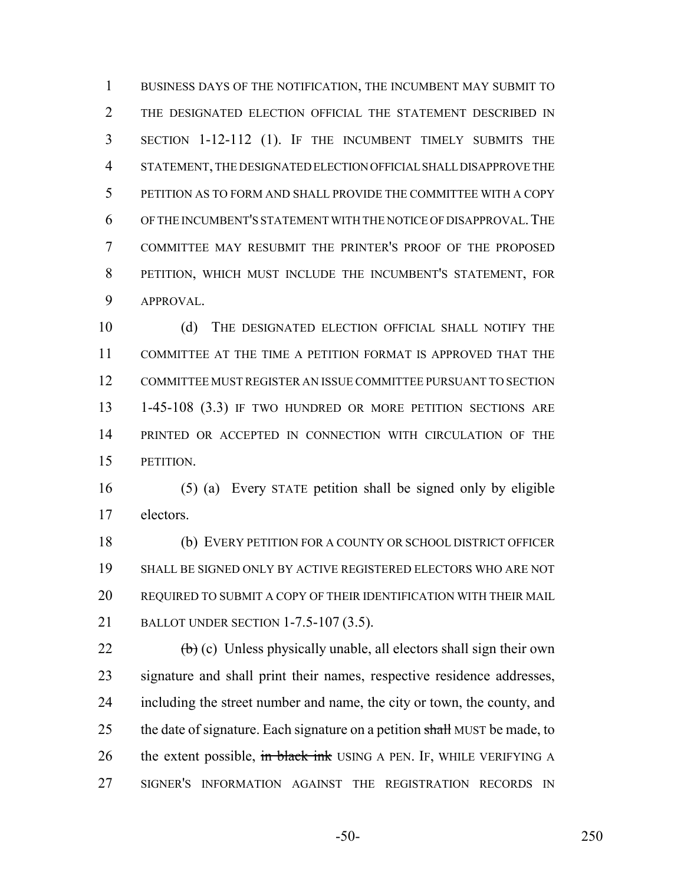BUSINESS DAYS OF THE NOTIFICATION, THE INCUMBENT MAY SUBMIT TO THE DESIGNATED ELECTION OFFICIAL THE STATEMENT DESCRIBED IN SECTION 1-12-112 (1). IF THE INCUMBENT TIMELY SUBMITS THE STATEMENT, THE DESIGNATED ELECTION OFFICIAL SHALL DISAPPROVE THE PETITION AS TO FORM AND SHALL PROVIDE THE COMMITTEE WITH A COPY OF THE INCUMBENT'S STATEMENT WITH THE NOTICE OF DISAPPROVAL. THE COMMITTEE MAY RESUBMIT THE PRINTER'S PROOF OF THE PROPOSED PETITION, WHICH MUST INCLUDE THE INCUMBENT'S STATEMENT, FOR APPROVAL.

(d) THE DESIGNATED ELECTION OFFICIAL SHALL NOTIFY THE COMMITTEE AT THE TIME A PETITION FORMAT IS APPROVED THAT THE COMMITTEE MUST REGISTER AN ISSUE COMMITTEE PURSUANT TO SECTION 1-45-108 (3.3) IF TWO HUNDRED OR MORE PETITION SECTIONS ARE PRINTED OR ACCEPTED IN CONNECTION WITH CIRCULATION OF THE PETITION.

(5) (a) Every STATE petition shall be signed only by eligible electors.

(b) EVERY PETITION FOR A COUNTY OR SCHOOL DISTRICT OFFICER SHALL BE SIGNED ONLY BY ACTIVE REGISTERED ELECTORS WHO ARE NOT REQUIRED TO SUBMIT A COPY OF THEIR IDENTIFICATION WITH THEIR MAIL BALLOT UNDER SECTION 1-7.5-107 (3.5).

~~(b)~~ (c) Unless physically unable, all electors shall sign their own signature and shall print their names, respective residence addresses, including the street number and name, the city or town, the county, and the date of signature. Each signature on a petition ~~shall~~ MUST be made, to the extent possible, ~~in black ink~~ USING A PEN. IF, WHILE VERIFYING A SIGNER'S INFORMATION AGAINST THE REGISTRATION RECORDS IN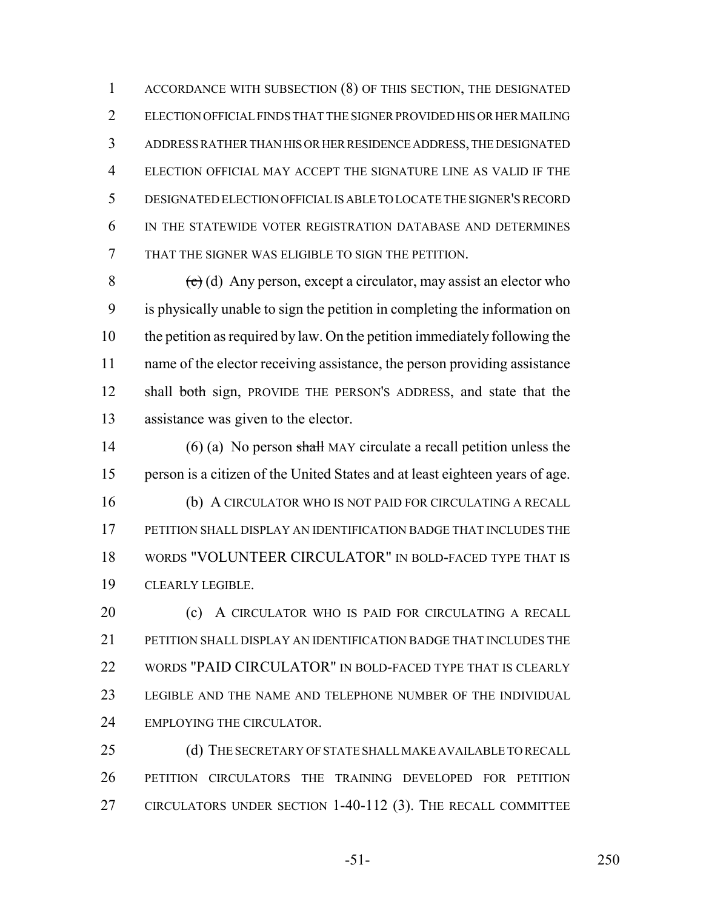ACCORDANCE WITH SUBSECTION (8) OF THIS SECTION, THE DESIGNATED ELECTION OFFICIAL FINDS THAT THE SIGNER PROVIDED HIS OR HER MAILING ADDRESS RATHER THAN HIS OR HER RESIDENCE ADDRESS, THE DESIGNATED ELECTION OFFICIAL MAY ACCEPT THE SIGNATURE LINE AS VALID IF THE DESIGNATED ELECTION OFFICIAL IS ABLE TO LOCATE THE SIGNER'S RECORD IN THE STATEWIDE VOTER REGISTRATION DATABASE AND DETERMINES THAT THE SIGNER WAS ELIGIBLE TO SIGN THE PETITION.

~~(c)~~ (d) Any person, except a circulator, may assist an elector who is physically unable to sign the petition in completing the information on the petition as required by law. On the petition immediately following the name of the elector receiving assistance, the person providing assistance shall ~~both~~ sign, PROVIDE THE PERSON'S ADDRESS, and state that the assistance was given to the elector.

(6) (a) No person ~~shall~~ MAY circulate a recall petition unless the person is a citizen of the United States and at least eighteen years of age.

(b) A CIRCULATOR WHO IS NOT PAID FOR CIRCULATING A RECALL PETITION SHALL DISPLAY AN IDENTIFICATION BADGE THAT INCLUDES THE WORDS "VOLUNTEER CIRCULATOR" IN BOLD-FACED TYPE THAT IS CLEARLY LEGIBLE.

(c) A CIRCULATOR WHO IS PAID FOR CIRCULATING A RECALL PETITION SHALL DISPLAY AN IDENTIFICATION BADGE THAT INCLUDES THE WORDS "PAID CIRCULATOR" IN BOLD-FACED TYPE THAT IS CLEARLY LEGIBLE AND THE NAME AND TELEPHONE NUMBER OF THE INDIVIDUAL EMPLOYING THE CIRCULATOR.

(d) THE SECRETARY OF STATE SHALL MAKE AVAILABLE TO RECALL PETITION CIRCULATORS THE TRAINING DEVELOPED FOR PETITION CIRCULATORS UNDER SECTION 1-40-112 (3). THE RECALL COMMITTEE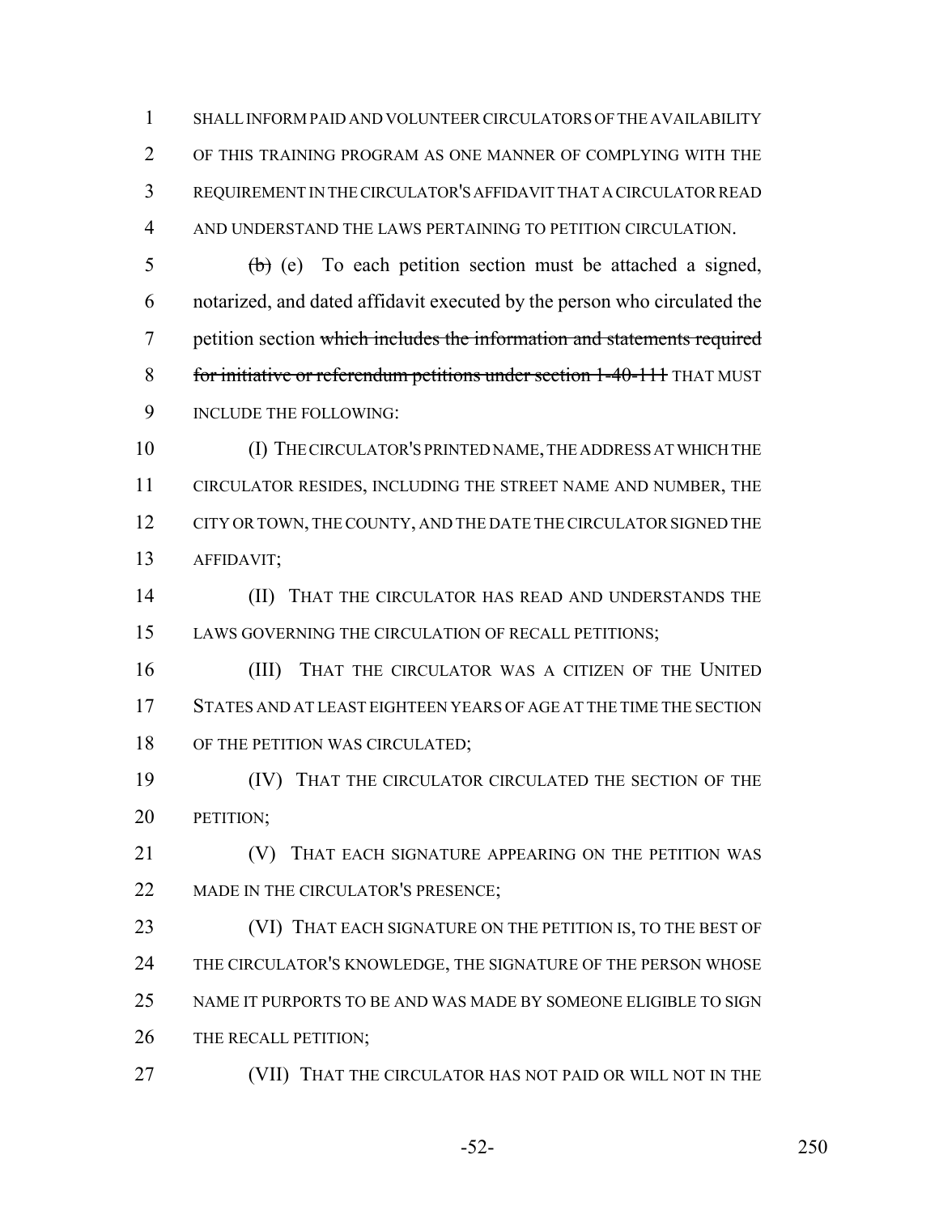SHALL INFORM PAID AND VOLUNTEER CIRCULATORS OF THE AVAILABILITY OF THIS TRAINING PROGRAM AS ONE MANNER OF COMPLYING WITH THE REQUIREMENT IN THE CIRCULATOR'S AFFIDAVIT THAT A CIRCULATOR READ AND UNDERSTAND THE LAWS PERTAINING TO PETITION CIRCULATION.

~~(b)~~ (e) To each petition section must be attached a signed, notarized, and dated affidavit executed by the person who circulated the petition section ~~which includes the information and statements required for initiative or referendum petitions under section 1-40-111~~ THAT MUST INCLUDE THE FOLLOWING:

(I) THE CIRCULATOR'S PRINTED NAME, THE ADDRESS AT WHICH THE CIRCULATOR RESIDES, INCLUDING THE STREET NAME AND NUMBER, THE CITY OR TOWN, THE COUNTY, AND THE DATE THE CIRCULATOR SIGNED THE AFFIDAVIT;

(II) THAT THE CIRCULATOR HAS READ AND UNDERSTANDS THE LAWS GOVERNING THE CIRCULATION OF RECALL PETITIONS;

(III) THAT THE CIRCULATOR WAS A CITIZEN OF THE UNITED STATES AND AT LEAST EIGHTEEN YEARS OF AGE AT THE TIME THE SECTION OF THE PETITION WAS CIRCULATED;

(IV) THAT THE CIRCULATOR CIRCULATED THE SECTION OF THE PETITION;

(V) THAT EACH SIGNATURE APPEARING ON THE PETITION WAS MADE IN THE CIRCULATOR'S PRESENCE;

(VI) THAT EACH SIGNATURE ON THE PETITION IS, TO THE BEST OF THE CIRCULATOR'S KNOWLEDGE, THE SIGNATURE OF THE PERSON WHOSE NAME IT PURPORTS TO BE AND WAS MADE BY SOMEONE ELIGIBLE TO SIGN THE RECALL PETITION;

(VII) THAT THE CIRCULATOR HAS NOT PAID OR WILL NOT IN THE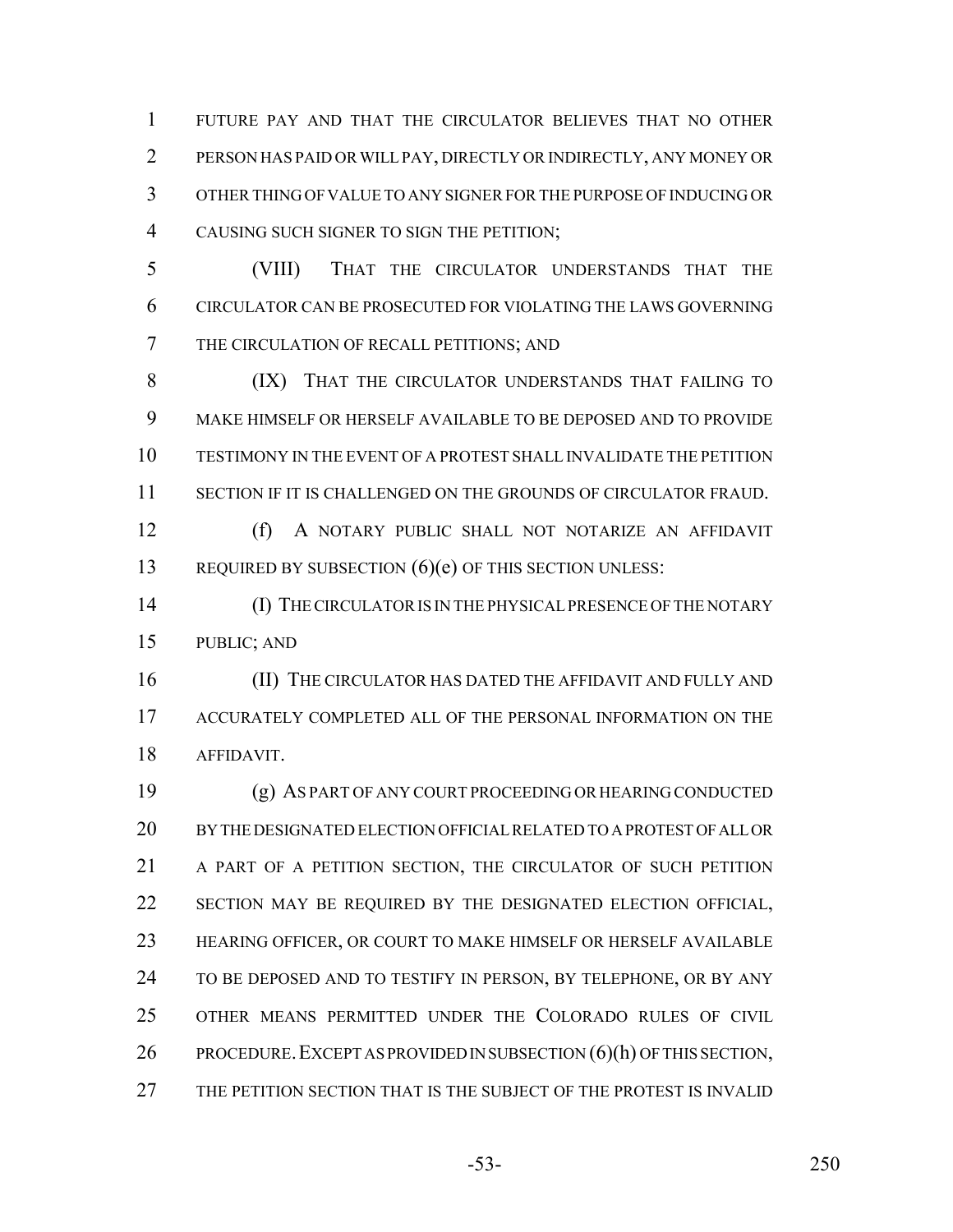FUTURE PAY AND THAT THE CIRCULATOR BELIEVES THAT NO OTHER PERSON HAS PAID OR WILL PAY, DIRECTLY OR INDIRECTLY, ANY MONEY OR OTHER THING OF VALUE TO ANY SIGNER FOR THE PURPOSE OF INDUCING OR CAUSING SUCH SIGNER TO SIGN THE PETITION;

(VIII) THAT THE CIRCULATOR UNDERSTANDS THAT THE CIRCULATOR CAN BE PROSECUTED FOR VIOLATING THE LAWS GOVERNING THE CIRCULATION OF RECALL PETITIONS; AND

(IX) THAT THE CIRCULATOR UNDERSTANDS THAT FAILING TO MAKE HIMSELF OR HERSELF AVAILABLE TO BE DEPOSED AND TO PROVIDE TESTIMONY IN THE EVENT OF A PROTEST SHALL INVALIDATE THE PETITION SECTION IF IT IS CHALLENGED ON THE GROUNDS OF CIRCULATOR FRAUD.

(f) A NOTARY PUBLIC SHALL NOT NOTARIZE AN AFFIDAVIT REQUIRED BY SUBSECTION (6)(e) OF THIS SECTION UNLESS:

(I) THE CIRCULATOR IS IN THE PHYSICAL PRESENCE OF THE NOTARY PUBLIC; AND

(II) THE CIRCULATOR HAS DATED THE AFFIDAVIT AND FULLY AND ACCURATELY COMPLETED ALL OF THE PERSONAL INFORMATION ON THE AFFIDAVIT.

(g) AS PART OF ANY COURT PROCEEDING OR HEARING CONDUCTED BY THE DESIGNATED ELECTION OFFICIAL RELATED TO A PROTEST OF ALL OR A PART OF A PETITION SECTION, THE CIRCULATOR OF SUCH PETITION SECTION MAY BE REQUIRED BY THE DESIGNATED ELECTION OFFICIAL, HEARING OFFICER, OR COURT TO MAKE HIMSELF OR HERSELF AVAILABLE TO BE DEPOSED AND TO TESTIFY IN PERSON, BY TELEPHONE, OR BY ANY OTHER MEANS PERMITTED UNDER THE COLORADO RULES OF CIVIL PROCEDURE. EXCEPT AS PROVIDED IN SUBSECTION (6)(h) OF THIS SECTION, THE PETITION SECTION THAT IS THE SUBJECT OF THE PROTEST IS INVALID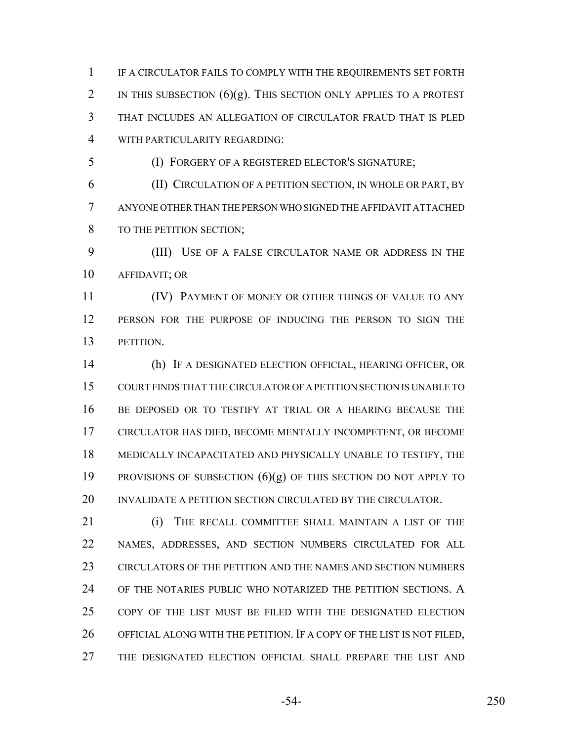IF A CIRCULATOR FAILS TO COMPLY WITH THE REQUIREMENTS SET FORTH IN THIS SUBSECTION (6)(g). THIS SECTION ONLY APPLIES TO A PROTEST THAT INCLUDES AN ALLEGATION OF CIRCULATOR FRAUD THAT IS PLED WITH PARTICULARITY REGARDING:

(I) FORGERY OF A REGISTERED ELECTOR'S SIGNATURE;

(II) CIRCULATION OF A PETITION SECTION, IN WHOLE OR PART, BY ANYONE OTHER THAN THE PERSON WHO SIGNED THE AFFIDAVIT ATTACHED TO THE PETITION SECTION;

(III) USE OF A FALSE CIRCULATOR NAME OR ADDRESS IN THE AFFIDAVIT; OR

(IV) PAYMENT OF MONEY OR OTHER THINGS OF VALUE TO ANY PERSON FOR THE PURPOSE OF INDUCING THE PERSON TO SIGN THE PETITION.

(h) IF A DESIGNATED ELECTION OFFICIAL, HEARING OFFICER, OR COURT FINDS THAT THE CIRCULATOR OF A PETITION SECTION IS UNABLE TO BE DEPOSED OR TO TESTIFY AT TRIAL OR A HEARING BECAUSE THE CIRCULATOR HAS DIED, BECOME MENTALLY INCOMPETENT, OR BECOME MEDICALLY INCAPACITATED AND PHYSICALLY UNABLE TO TESTIFY, THE PROVISIONS OF SUBSECTION (6)(g) OF THIS SECTION DO NOT APPLY TO INVALIDATE A PETITION SECTION CIRCULATED BY THE CIRCULATOR.

(i) THE RECALL COMMITTEE SHALL MAINTAIN A LIST OF THE NAMES, ADDRESSES, AND SECTION NUMBERS CIRCULATED FOR ALL CIRCULATORS OF THE PETITION AND THE NAMES AND SECTION NUMBERS OF THE NOTARIES PUBLIC WHO NOTARIZED THE PETITION SECTIONS. A COPY OF THE LIST MUST BE FILED WITH THE DESIGNATED ELECTION OFFICIAL ALONG WITH THE PETITION. IF A COPY OF THE LIST IS NOT FILED, THE DESIGNATED ELECTION OFFICIAL SHALL PREPARE THE LIST AND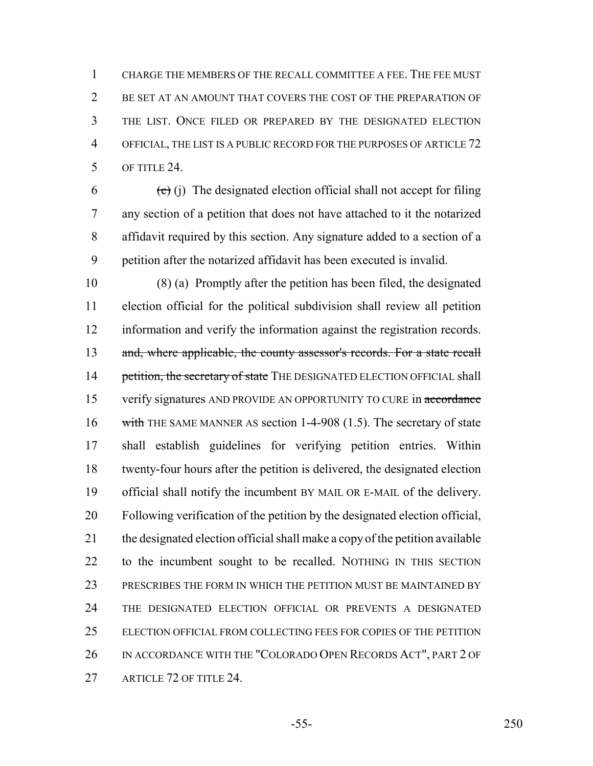CHARGE THE MEMBERS OF THE RECALL COMMITTEE A FEE. THE FEE MUST BE SET AT AN AMOUNT THAT COVERS THE COST OF THE PREPARATION OF THE LIST. ONCE FILED OR PREPARED BY THE DESIGNATED ELECTION OFFICIAL, THE LIST IS A PUBLIC RECORD FOR THE PURPOSES OF ARTICLE 72 OF TITLE 24.

~~(c)~~ (j) The designated election official shall not accept for filing any section of a petition that does not have attached to it the notarized affidavit required by this section. Any signature added to a section of a petition after the notarized affidavit has been executed is invalid.

(8) (a) Promptly after the petition has been filed, the designated election official for the political subdivision shall review all petition information and verify the information against the registration records. ~~and, where applicable, the county assessor's records. For a state recall petition, the secretary of state~~ THE DESIGNATED ELECTION OFFICIAL shall verify signatures AND PROVIDE AN OPPORTUNITY TO CURE in ~~accordance with~~ THE SAME MANNER AS section 1-4-908 (1.5). The secretary of state shall establish guidelines for verifying petition entries. Within twenty-four hours after the petition is delivered, the designated election official shall notify the incumbent BY MAIL OR E-MAIL of the delivery. Following verification of the petition by the designated election official, the designated election official shall make a copy of the petition available to the incumbent sought to be recalled. NOTHING IN THIS SECTION PRESCRIBES THE FORM IN WHICH THE PETITION MUST BE MAINTAINED BY THE DESIGNATED ELECTION OFFICIAL OR PREVENTS A DESIGNATED ELECTION OFFICIAL FROM COLLECTING FEES FOR COPIES OF THE PETITION IN ACCORDANCE WITH THE "COLORADO OPEN RECORDS ACT", PART 2 OF ARTICLE 72 OF TITLE 24.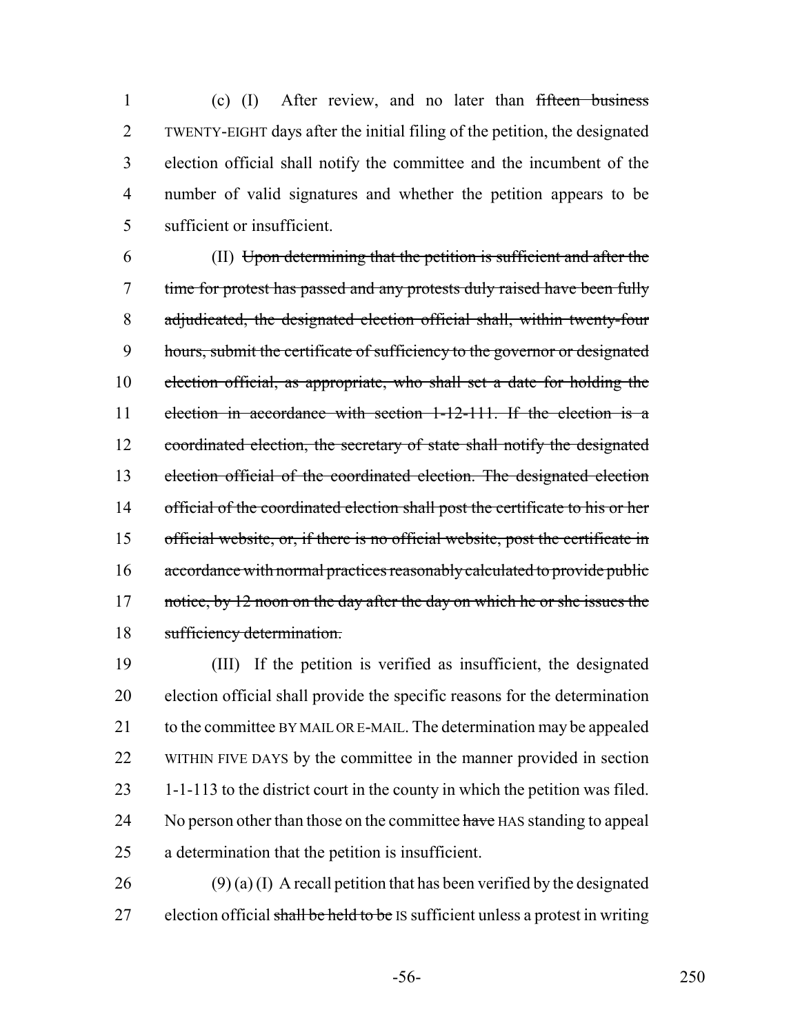(c) (I) After review, and no later than ~~fifteen business~~ TWENTY-EIGHT days after the initial filing of the petition, the designated election official shall notify the committee and the incumbent of the number of valid signatures and whether the petition appears to be sufficient or insufficient.

(II) ~~Upon determining that the petition is sufficient and after the time for protest has passed and any protests duly raised have been fully adjudicated, the designated election official shall, within twenty-four hours, submit the certificate of sufficiency to the governor or designated election official, as appropriate, who shall set a date for holding the election in accordance with section 1-12-111. If the election is a coordinated election, the secretary of state shall notify the designated election official of the coordinated election. The designated election official of the coordinated election shall post the certificate to his or her official website, or, if there is no official website, post the certificate in accordance with normal practices reasonably calculated to provide public notice, by 12 noon on the day after the day on which he or she issues the sufficiency determination.~~

(III) If the petition is verified as insufficient, the designated election official shall provide the specific reasons for the determination to the committee BY MAIL OR E-MAIL. The determination may be appealed WITHIN FIVE DAYS by the committee in the manner provided in section 1-1-113 to the district court in the county in which the petition was filed. No person other than those on the committee ~~have~~ HAS standing to appeal a determination that the petition is insufficient.

(9) (a) (I) A recall petition that has been verified by the designated election official ~~shall be held to be~~ IS sufficient unless a protest in writing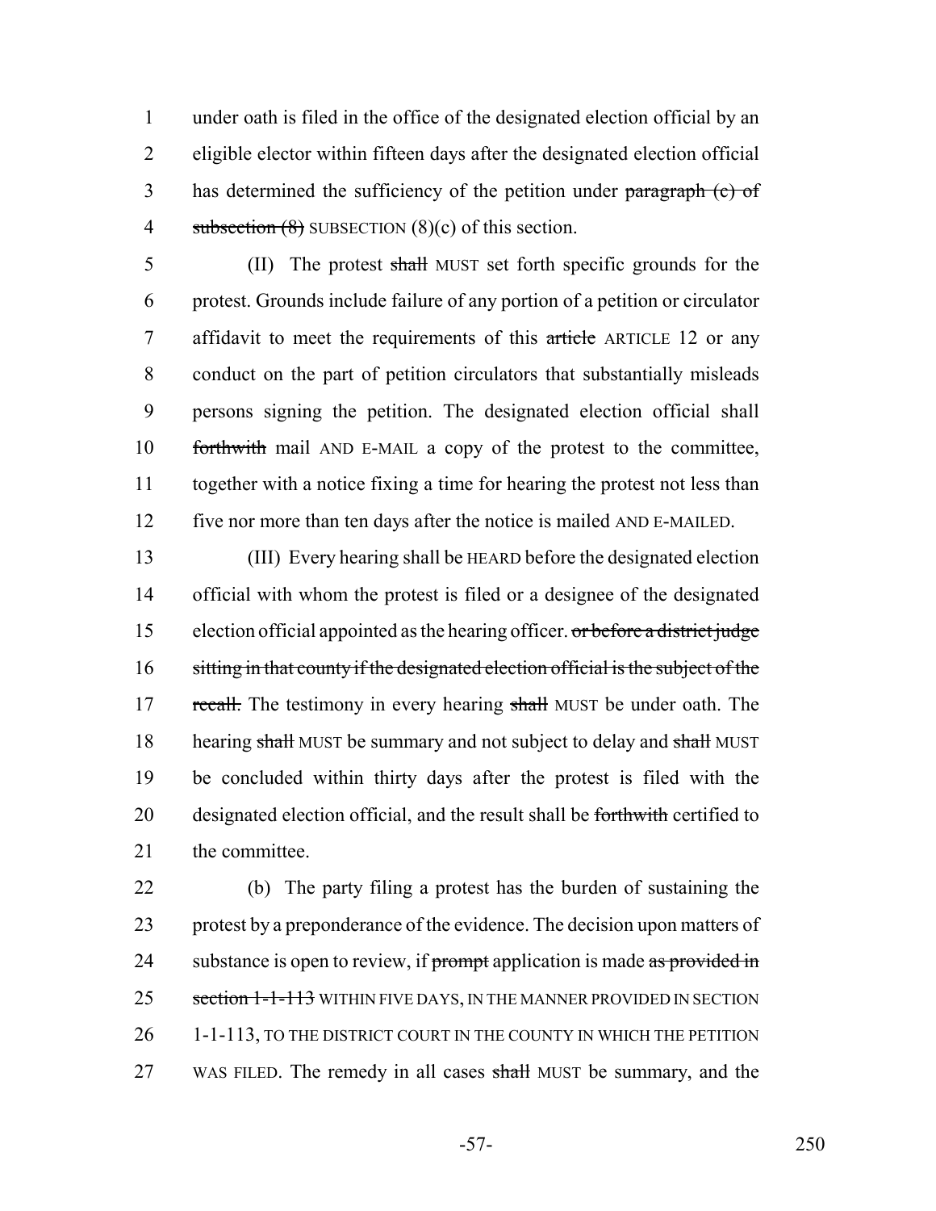under oath is filed in the office of the designated election official by an eligible elector within fifteen days after the designated election official has determined the sufficiency of the petition under ~~paragraph (c) of subsection (8)~~ SUBSECTION (8)(c) of this section.

(II) The protest ~~shall~~ MUST set forth specific grounds for the protest. Grounds include failure of any portion of a petition or circulator affidavit to meet the requirements of this ~~article~~ ARTICLE 12 or any conduct on the part of petition circulators that substantially misleads persons signing the petition. The designated election official shall ~~forthwith~~ mail AND E-MAIL a copy of the protest to the committee, together with a notice fixing a time for hearing the protest not less than five nor more than ten days after the notice is mailed AND E-MAILED.

(III) Every hearing shall be HEARD before the designated election official with whom the protest is filed or a designee of the designated election official appointed as the hearing officer. ~~or before a district judge sitting in that county if the designated election official is the subject of the recall.~~ The testimony in every hearing ~~shall~~ MUST be under oath. The hearing ~~shall~~ MUST be summary and not subject to delay and ~~shall~~ MUST be concluded within thirty days after the protest is filed with the designated election official, and the result shall be ~~forthwith~~ certified to the committee.

(b) The party filing a protest has the burden of sustaining the protest by a preponderance of the evidence. The decision upon matters of substance is open to review, if ~~prompt~~ application is made ~~as provided in section 1-1-113~~ WITHIN FIVE DAYS, IN THE MANNER PROVIDED IN SECTION 1-1-113, TO THE DISTRICT COURT IN THE COUNTY IN WHICH THE PETITION WAS FILED. The remedy in all cases ~~shall~~ MUST be summary, and the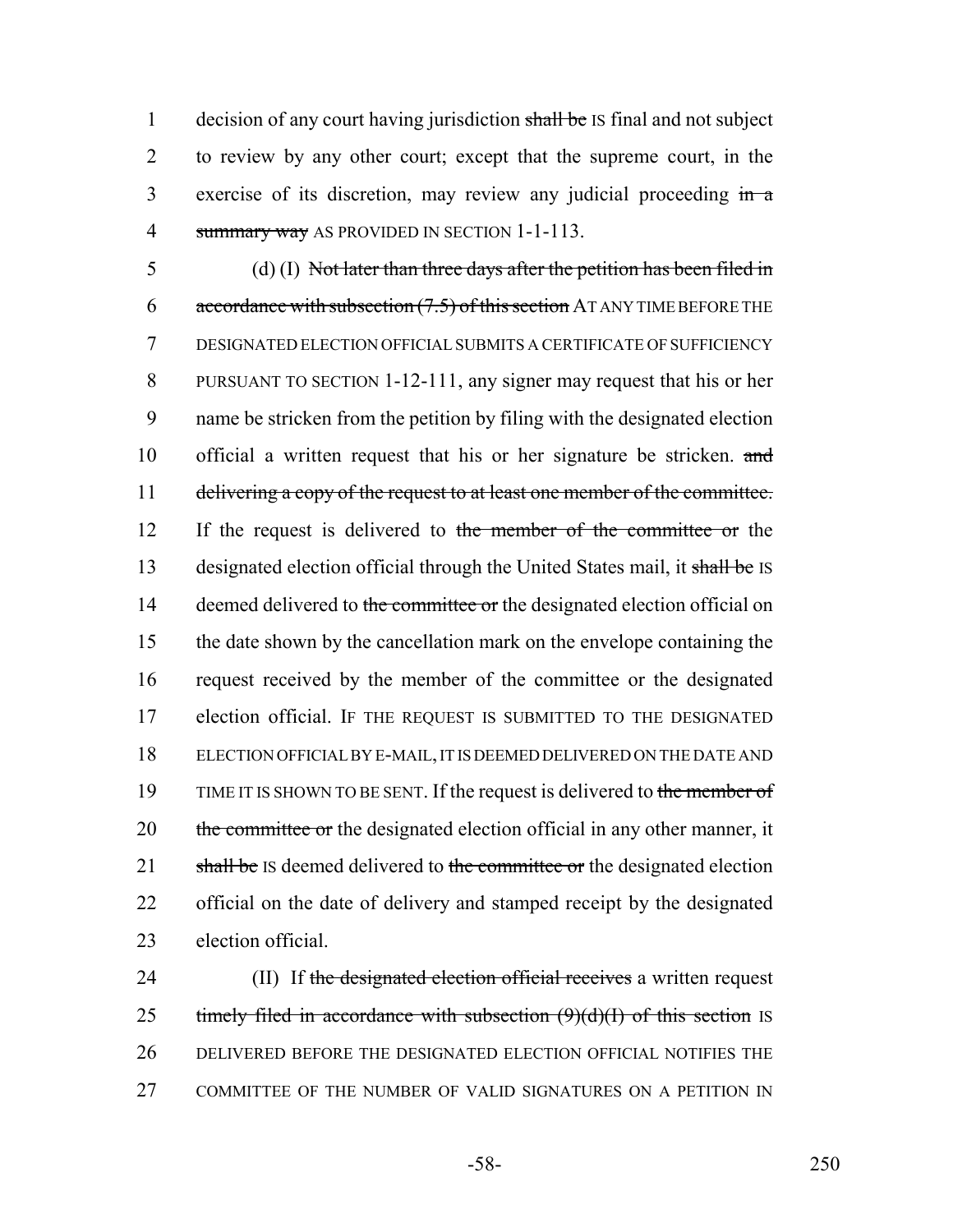decision of any court having jurisdiction ~~shall be~~ IS final and not subject to review by any other court; except that the supreme court, in the exercise of its discretion, may review any judicial proceeding ~~in a summary way~~ AS PROVIDED IN SECTION 1-1-113.

(d) (I) ~~Not later than three days after the petition has been filed in accordance with subsection (7.5) of this section~~ AT ANY TIME BEFORE THE DESIGNATED ELECTION OFFICIAL SUBMITS A CERTIFICATE OF SUFFICIENCY PURSUANT TO SECTION 1-12-111, any signer may request that his or her name be stricken from the petition by filing with the designated election official a written request that his or her signature be stricken. ~~and delivering a copy of the request to at least one member of the committee.~~ If the request is delivered to ~~the member of the committee or~~ the designated election official through the United States mail, it ~~shall be~~ IS deemed delivered to ~~the committee or~~ the designated election official on the date shown by the cancellation mark on the envelope containing the request received by the member of the committee or the designated election official. IF THE REQUEST IS SUBMITTED TO THE DESIGNATED ELECTION OFFICIAL BY E-MAIL, IT IS DEEMED DELIVERED ON THE DATE AND TIME IT IS SHOWN TO BE SENT. If the request is delivered to ~~the member of the committee or~~ the designated election official in any other manner, it ~~shall be~~ IS deemed delivered to ~~the committee or~~ the designated election official on the date of delivery and stamped receipt by the designated election official.

(II) If ~~the designated election official receives~~ a written request ~~timely filed in accordance with subsection (9)(d)(I) of this section~~ IS DELIVERED BEFORE THE DESIGNATED ELECTION OFFICIAL NOTIFIES THE COMMITTEE OF THE NUMBER OF VALID SIGNATURES ON A PETITION IN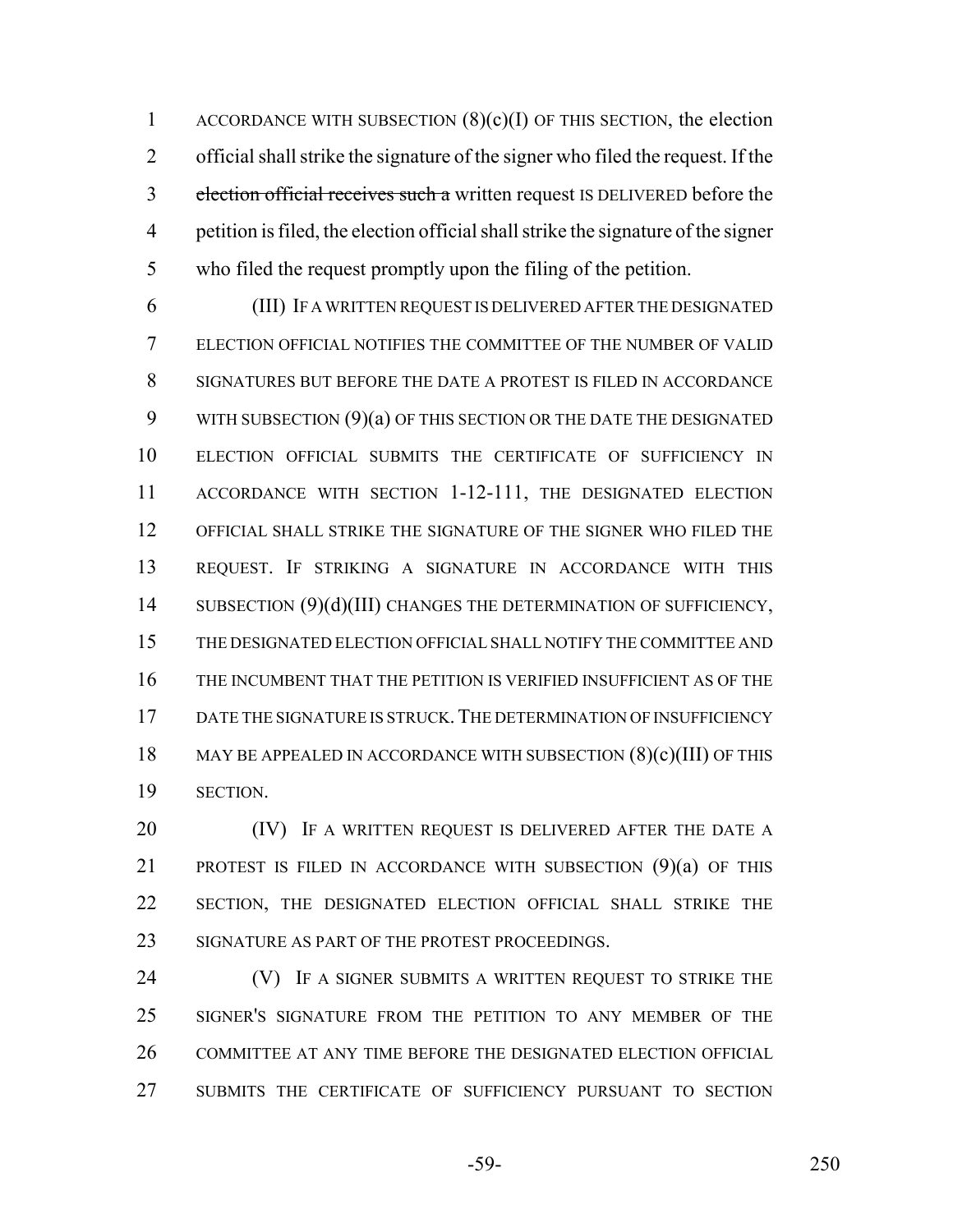ACCORDANCE WITH SUBSECTION (8)(c)(I) OF THIS SECTION, the election official shall strike the signature of the signer who filed the request. If the ~~election official receives such a~~ written request IS DELIVERED before the petition is filed, the election official shall strike the signature of the signer who filed the request promptly upon the filing of the petition.

(III) IF A WRITTEN REQUEST IS DELIVERED AFTER THE DESIGNATED ELECTION OFFICIAL NOTIFIES THE COMMITTEE OF THE NUMBER OF VALID SIGNATURES BUT BEFORE THE DATE A PROTEST IS FILED IN ACCORDANCE WITH SUBSECTION (9)(a) OF THIS SECTION OR THE DATE THE DESIGNATED ELECTION OFFICIAL SUBMITS THE CERTIFICATE OF SUFFICIENCY IN ACCORDANCE WITH SECTION 1-12-111, THE DESIGNATED ELECTION OFFICIAL SHALL STRIKE THE SIGNATURE OF THE SIGNER WHO FILED THE REQUEST. IF STRIKING A SIGNATURE IN ACCORDANCE WITH THIS SUBSECTION (9)(d)(III) CHANGES THE DETERMINATION OF SUFFICIENCY, THE DESIGNATED ELECTION OFFICIAL SHALL NOTIFY THE COMMITTEE AND THE INCUMBENT THAT THE PETITION IS VERIFIED INSUFFICIENT AS OF THE DATE THE SIGNATURE IS STRUCK. THE DETERMINATION OF INSUFFICIENCY MAY BE APPEALED IN ACCORDANCE WITH SUBSECTION (8)(c)(III) OF THIS SECTION.

(IV) IF A WRITTEN REQUEST IS DELIVERED AFTER THE DATE A PROTEST IS FILED IN ACCORDANCE WITH SUBSECTION (9)(a) OF THIS SECTION, THE DESIGNATED ELECTION OFFICIAL SHALL STRIKE THE SIGNATURE AS PART OF THE PROTEST PROCEEDINGS.

(V) IF A SIGNER SUBMITS A WRITTEN REQUEST TO STRIKE THE SIGNER'S SIGNATURE FROM THE PETITION TO ANY MEMBER OF THE COMMITTEE AT ANY TIME BEFORE THE DESIGNATED ELECTION OFFICIAL SUBMITS THE CERTIFICATE OF SUFFICIENCY PURSUANT TO SECTION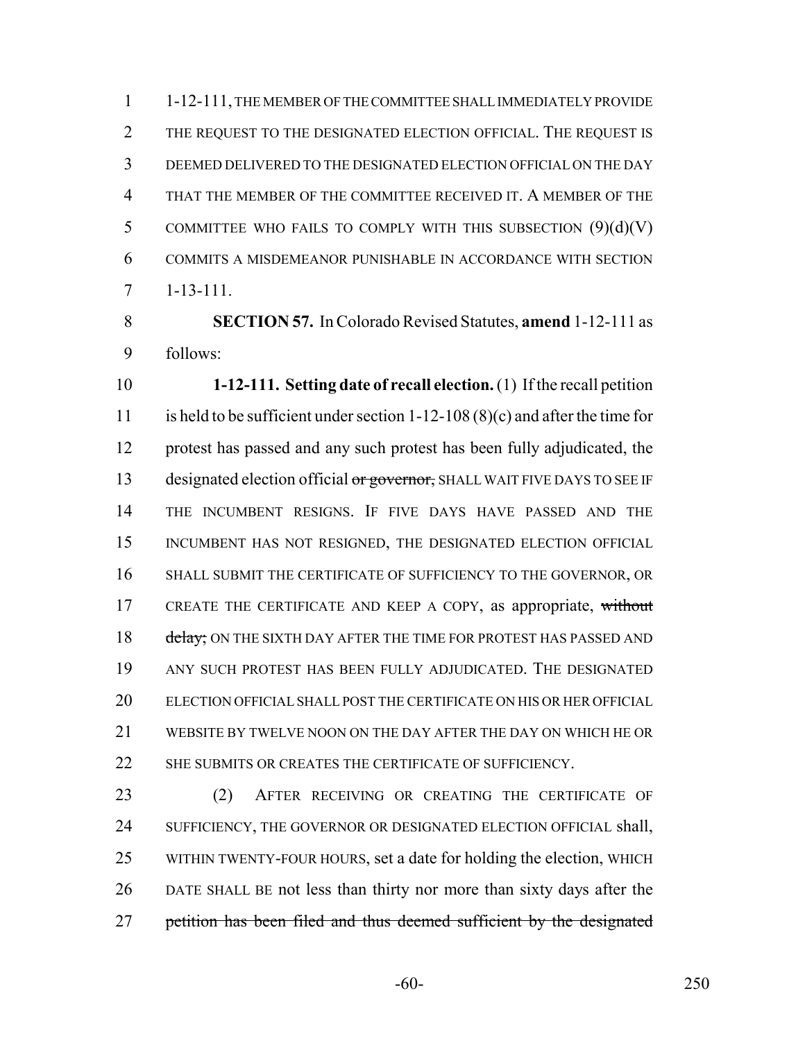1-12-111, THE MEMBER OF THE COMMITTEE SHALL IMMEDIATELY PROVIDE THE REQUEST TO THE DESIGNATED ELECTION OFFICIAL. THE REQUEST IS DEEMED DELIVERED TO THE DESIGNATED ELECTION OFFICIAL ON THE DAY THAT THE MEMBER OF THE COMMITTEE RECEIVED IT. A MEMBER OF THE COMMITTEE WHO FAILS TO COMPLY WITH THIS SUBSECTION (9)(d)(V) COMMITS A MISDEMEANOR PUNISHABLE IN ACCORDANCE WITH SECTION 1-13-111.

**SECTION 57.** In Colorado Revised Statutes, **amend** 1-12-111 as follows:

**1-12-111. Setting date of recall election.** (1) If the recall petition is held to be sufficient under section 1-12-108 (8)(c) and after the time for protest has passed and any such protest has been fully adjudicated, the designated election official ~~or governor,~~ SHALL WAIT FIVE DAYS TO SEE IF THE INCUMBENT RESIGNS. IF FIVE DAYS HAVE PASSED AND THE INCUMBENT HAS NOT RESIGNED, THE DESIGNATED ELECTION OFFICIAL SHALL SUBMIT THE CERTIFICATE OF SUFFICIENCY TO THE GOVERNOR, OR CREATE THE CERTIFICATE AND KEEP A COPY, as appropriate, ~~without delay;~~ ON THE SIXTH DAY AFTER THE TIME FOR PROTEST HAS PASSED AND ANY SUCH PROTEST HAS BEEN FULLY ADJUDICATED. THE DESIGNATED ELECTION OFFICIAL SHALL POST THE CERTIFICATE ON HIS OR HER OFFICIAL WEBSITE BY TWELVE NOON ON THE DAY AFTER THE DAY ON WHICH HE OR SHE SUBMITS OR CREATES THE CERTIFICATE OF SUFFICIENCY.

(2) AFTER RECEIVING OR CREATING THE CERTIFICATE OF SUFFICIENCY, THE GOVERNOR OR DESIGNATED ELECTION OFFICIAL shall, WITHIN TWENTY-FOUR HOURS, set a date for holding the election, WHICH DATE SHALL BE not less than thirty nor more than sixty days after the ~~petition has been filed and thus deemed sufficient by the designated~~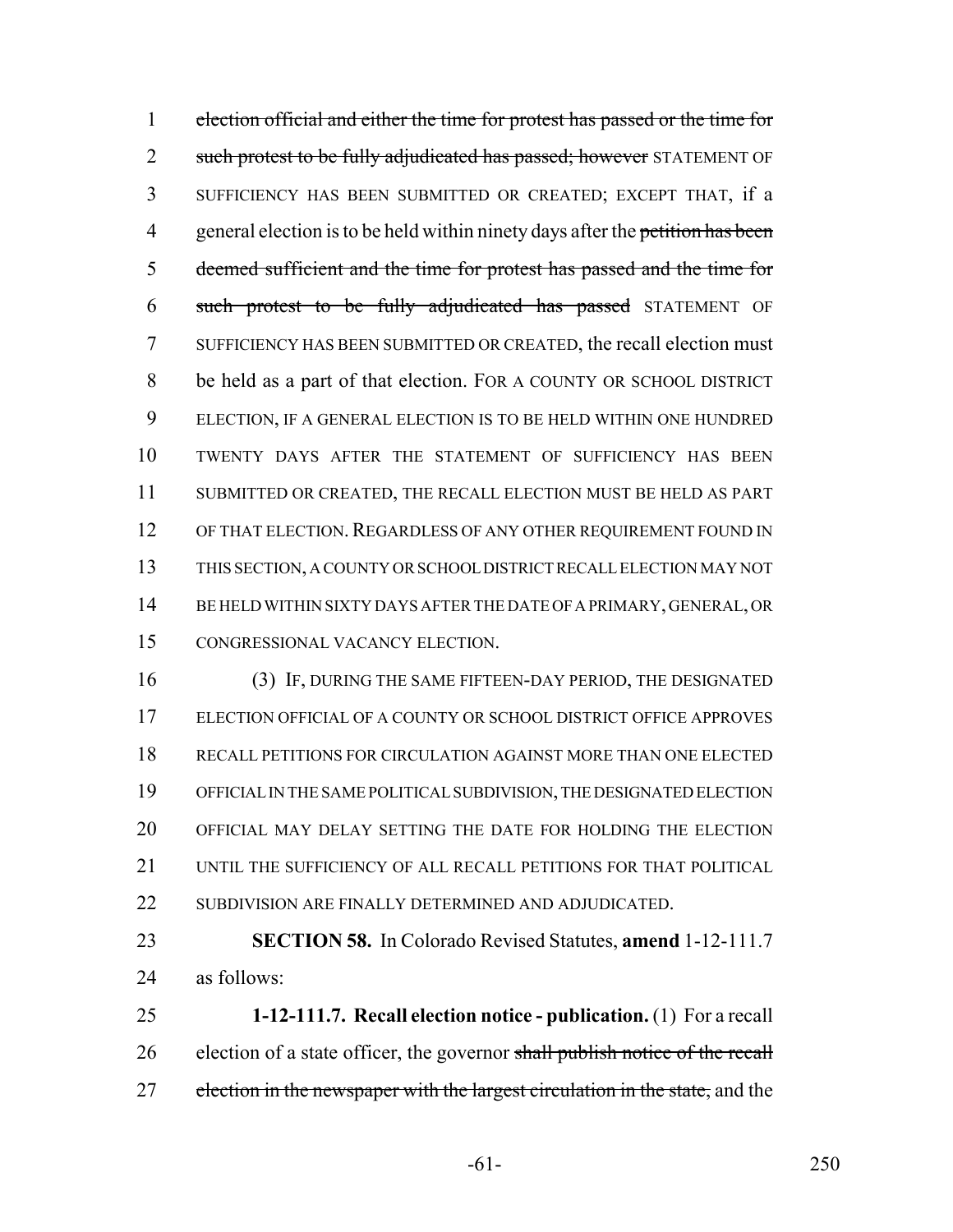~~election official and either the time for protest has passed or the time for such protest to be fully adjudicated has passed; however~~ STATEMENT OF SUFFICIENCY HAS BEEN SUBMITTED OR CREATED; EXCEPT THAT, if a general election is to be held within ninety days after the ~~petition has been deemed sufficient and the time for protest has passed and the time for such protest to be fully adjudicated has passed~~ STATEMENT OF SUFFICIENCY HAS BEEN SUBMITTED OR CREATED, the recall election must be held as a part of that election. FOR A COUNTY OR SCHOOL DISTRICT ELECTION, IF A GENERAL ELECTION IS TO BE HELD WITHIN ONE HUNDRED TWENTY DAYS AFTER THE STATEMENT OF SUFFICIENCY HAS BEEN SUBMITTED OR CREATED, THE RECALL ELECTION MUST BE HELD AS PART OF THAT ELECTION. REGARDLESS OF ANY OTHER REQUIREMENT FOUND IN THIS SECTION, A COUNTY OR SCHOOL DISTRICT RECALL ELECTION MAY NOT BE HELD WITHIN SIXTY DAYS AFTER THE DATE OF A PRIMARY, GENERAL, OR CONGRESSIONAL VACANCY ELECTION.

(3) IF, DURING THE SAME FIFTEEN-DAY PERIOD, THE DESIGNATED ELECTION OFFICIAL OF A COUNTY OR SCHOOL DISTRICT OFFICE APPROVES RECALL PETITIONS FOR CIRCULATION AGAINST MORE THAN ONE ELECTED OFFICIAL IN THE SAME POLITICAL SUBDIVISION, THE DESIGNATED ELECTION OFFICIAL MAY DELAY SETTING THE DATE FOR HOLDING THE ELECTION UNTIL THE SUFFICIENCY OF ALL RECALL PETITIONS FOR THAT POLITICAL SUBDIVISION ARE FINALLY DETERMINED AND ADJUDICATED.

**SECTION 58.** In Colorado Revised Statutes, **amend** 1-12-111.7 as follows:

**1-12-111.7. Recall election notice - publication.** (1) For a recall election of a state officer, the governor ~~shall publish notice of the recall election in the newspaper with the largest circulation in the state,~~ and the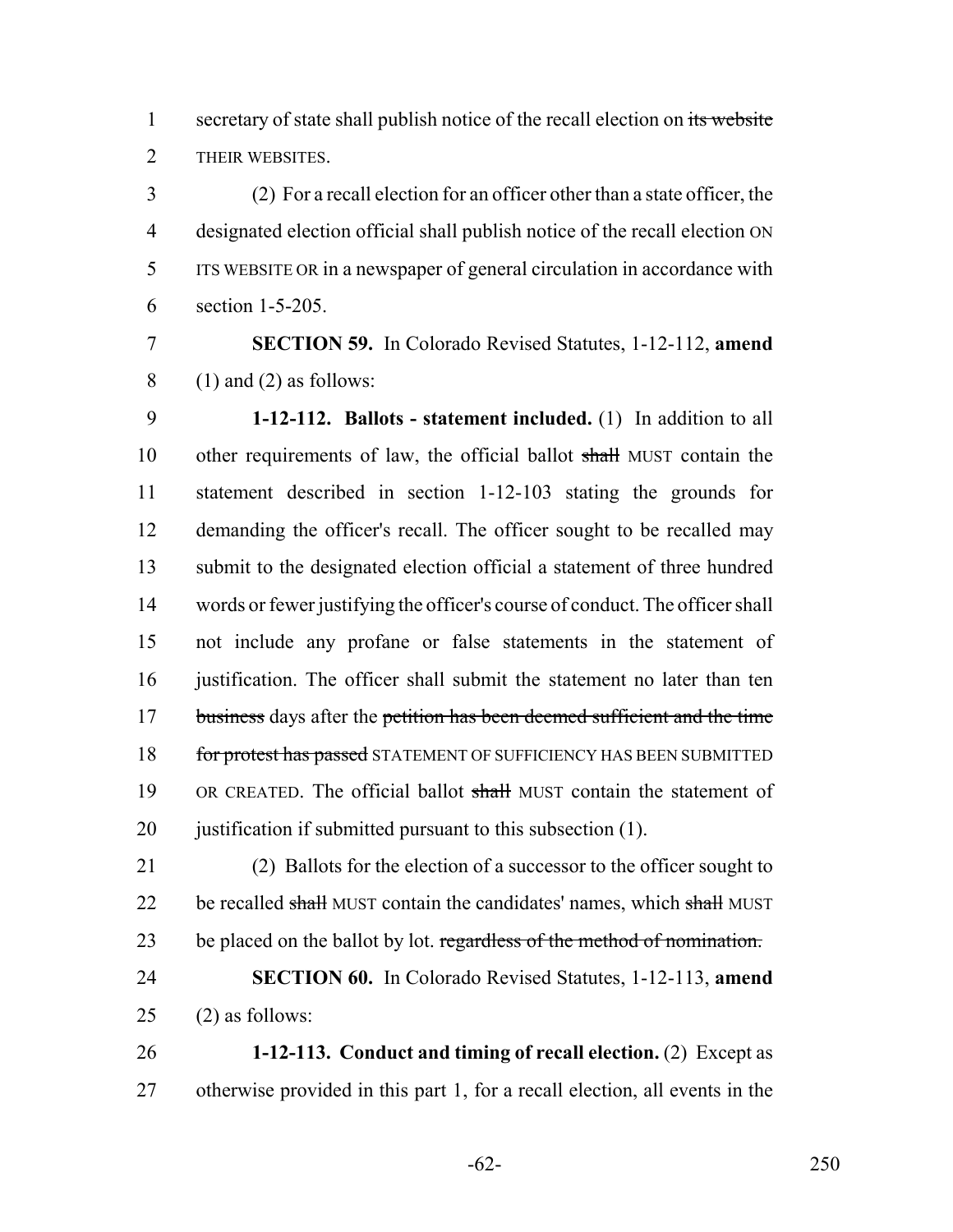secretary of state shall publish notice of the recall election on ~~its website~~ THEIR WEBSITES.

(2) For a recall election for an officer other than a state officer, the designated election official shall publish notice of the recall election ON ITS WEBSITE OR in a newspaper of general circulation in accordance with section 1-5-205.

**SECTION 59.** In Colorado Revised Statutes, 1-12-112, **amend** (1) and (2) as follows:

**1-12-112. Ballots - statement included.** (1) In addition to all other requirements of law, the official ballot ~~shall~~ MUST contain the statement described in section 1-12-103 stating the grounds for demanding the officer's recall. The officer sought to be recalled may submit to the designated election official a statement of three hundred words or fewer justifying the officer's course of conduct. The officer shall not include any profane or false statements in the statement of justification. The officer shall submit the statement no later than ten ~~business~~ days after the ~~petition has been deemed sufficient and the time for protest has passed~~ STATEMENT OF SUFFICIENCY HAS BEEN SUBMITTED OR CREATED. The official ballot ~~shall~~ MUST contain the statement of justification if submitted pursuant to this subsection (1).

(2) Ballots for the election of a successor to the officer sought to be recalled ~~shall~~ MUST contain the candidates' names, which ~~shall~~ MUST be placed on the ballot by lot. ~~regardless of the method of nomination.~~

**SECTION 60.** In Colorado Revised Statutes, 1-12-113, **amend** (2) as follows:

**1-12-113. Conduct and timing of recall election.** (2) Except as otherwise provided in this part 1, for a recall election, all events in the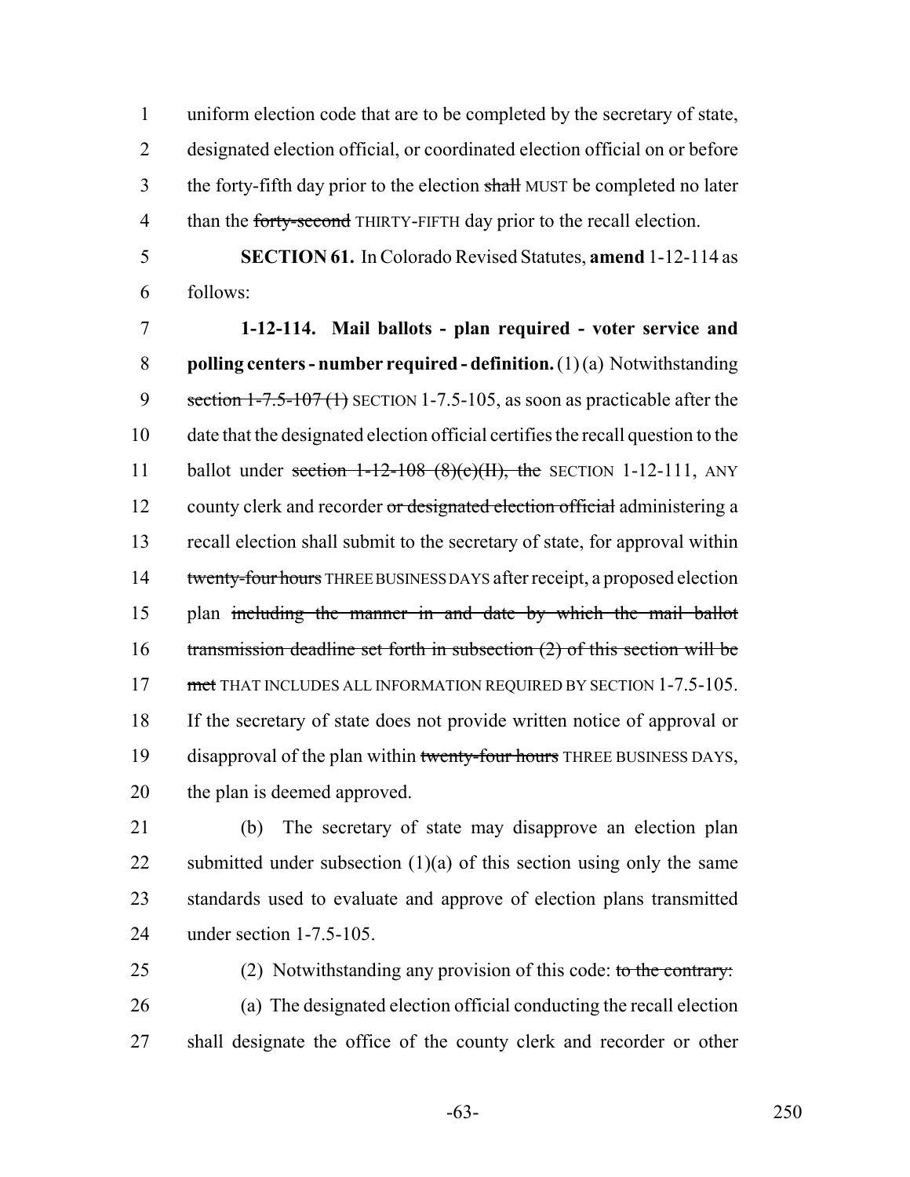uniform election code that are to be completed by the secretary of state, designated election official, or coordinated election official on or before the forty-fifth day prior to the election ~~shall~~ MUST be completed no later than the ~~forty-second~~ THIRTY-FIFTH day prior to the recall election.

**SECTION 61.** In Colorado Revised Statutes, **amend** 1-12-114 as follows:

**1-12-114. Mail ballots - plan required - voter service and polling centers - number required - definition.** (1) (a) Notwithstanding ~~section 1-7.5-107 (1)~~ SECTION 1-7.5-105, as soon as practicable after the date that the designated election official certifies the recall question to the ballot under ~~section 1-12-108 (8)(c)(II), the~~ SECTION 1-12-111, ANY county clerk and recorder ~~or designated election official~~ administering a recall election shall submit to the secretary of state, for approval within ~~twenty-four hours~~ THREE BUSINESS DAYS after receipt, a proposed election plan ~~including the manner in and date by which the mail ballot transmission deadline set forth in subsection (2) of this section will be met~~ THAT INCLUDES ALL INFORMATION REQUIRED BY SECTION 1-7.5-105. If the secretary of state does not provide written notice of approval or disapproval of the plan within ~~twenty-four hours~~ THREE BUSINESS DAYS, the plan is deemed approved.

(b) The secretary of state may disapprove an election plan submitted under subsection (1)(a) of this section using only the same standards used to evaluate and approve of election plans transmitted under section 1-7.5-105.

(2) Notwithstanding any provision of this code: ~~to the contrary:~~

(a) The designated election official conducting the recall election shall designate the office of the county clerk and recorder or other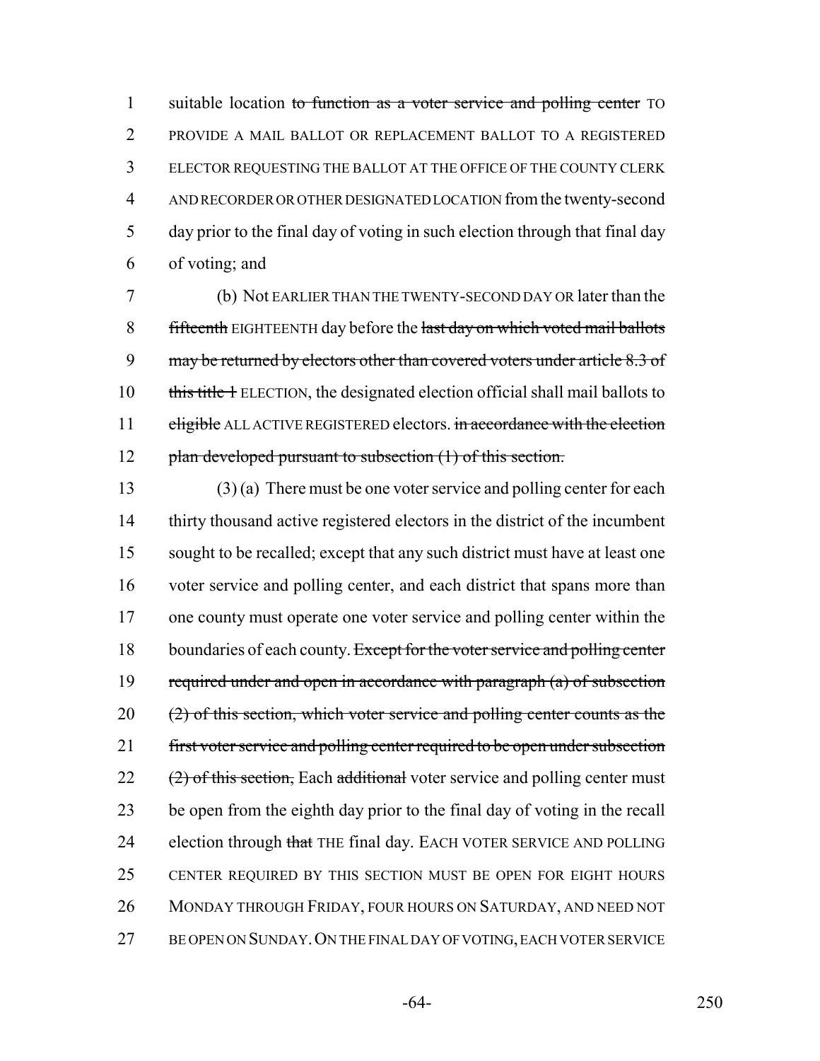suitable location ~~to function as a voter service and polling center~~ TO PROVIDE A MAIL BALLOT OR REPLACEMENT BALLOT TO A REGISTERED ELECTOR REQUESTING THE BALLOT AT THE OFFICE OF THE COUNTY CLERK AND RECORDER OR OTHER DESIGNATED LOCATION from the twenty-second day prior to the final day of voting in such election through that final day of voting; and

(b) Not EARLIER THAN THE TWENTY-SECOND DAY OR later than the ~~fifteenth~~ EIGHTEENTH day before the ~~last day on which voted mail ballots may be returned by electors other than covered voters under article 8.3 of this title 1~~ ELECTION, the designated election official shall mail ballots to ~~eligible~~ ALL ACTIVE REGISTERED electors. ~~in accordance with the election plan developed pursuant to subsection (1) of this section.~~

(3) (a) There must be one voter service and polling center for each thirty thousand active registered electors in the district of the incumbent sought to be recalled; except that any such district must have at least one voter service and polling center, and each district that spans more than one county must operate one voter service and polling center within the boundaries of each county. ~~Except for the voter service and polling center required under and open in accordance with paragraph (a) of subsection (2) of this section, which voter service and polling center counts as the first voter service and polling center required to be open under subsection (2) of this section,~~ Each ~~additional~~ voter service and polling center must be open from the eighth day prior to the final day of voting in the recall election through ~~that~~ THE final day. EACH VOTER SERVICE AND POLLING CENTER REQUIRED BY THIS SECTION MUST BE OPEN FOR EIGHT HOURS MONDAY THROUGH FRIDAY, FOUR HOURS ON SATURDAY, AND NEED NOT BE OPEN ON SUNDAY. ON THE FINAL DAY OF VOTING, EACH VOTER SERVICE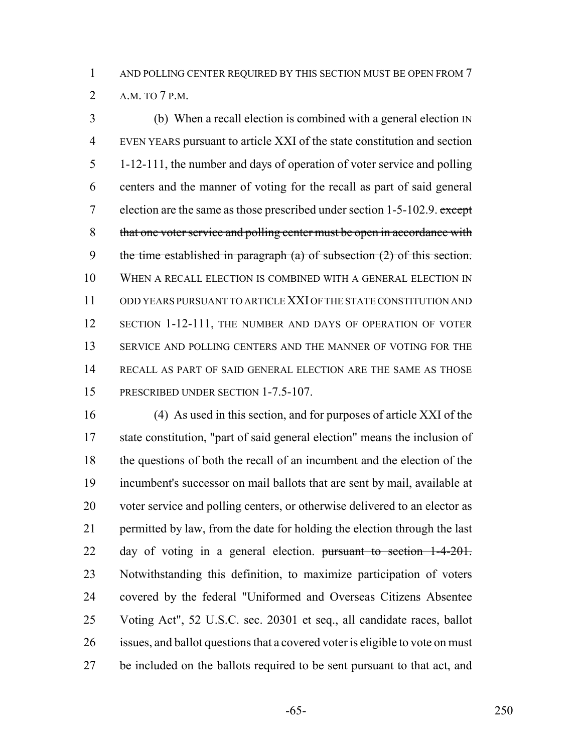AND POLLING CENTER REQUIRED BY THIS SECTION MUST BE OPEN FROM 7 A.M. TO 7 P.M.

(b) When a recall election is combined with a general election IN EVEN YEARS pursuant to article XXI of the state constitution and section 1-12-111, the number and days of operation of voter service and polling centers and the manner of voting for the recall as part of said general election are the same as those prescribed under section 1-5-102.9. ~~except that one voter service and polling center must be open in accordance with the time established in paragraph (a) of subsection (2) of this section.~~ WHEN A RECALL ELECTION IS COMBINED WITH A GENERAL ELECTION IN ODD YEARS PURSUANT TO ARTICLE XXI OF THE STATE CONSTITUTION AND SECTION 1-12-111, THE NUMBER AND DAYS OF OPERATION OF VOTER SERVICE AND POLLING CENTERS AND THE MANNER OF VOTING FOR THE RECALL AS PART OF SAID GENERAL ELECTION ARE THE SAME AS THOSE PRESCRIBED UNDER SECTION 1-7.5-107.

(4) As used in this section, and for purposes of article XXI of the state constitution, "part of said general election" means the inclusion of the questions of both the recall of an incumbent and the election of the incumbent's successor on mail ballots that are sent by mail, available at voter service and polling centers, or otherwise delivered to an elector as permitted by law, from the date for holding the election through the last day of voting in a general election. ~~pursuant to section 1-4-201.~~ Notwithstanding this definition, to maximize participation of voters covered by the federal "Uniformed and Overseas Citizens Absentee Voting Act", 52 U.S.C. sec. 20301 et seq., all candidate races, ballot issues, and ballot questions that a covered voter is eligible to vote on must be included on the ballots required to be sent pursuant to that act, and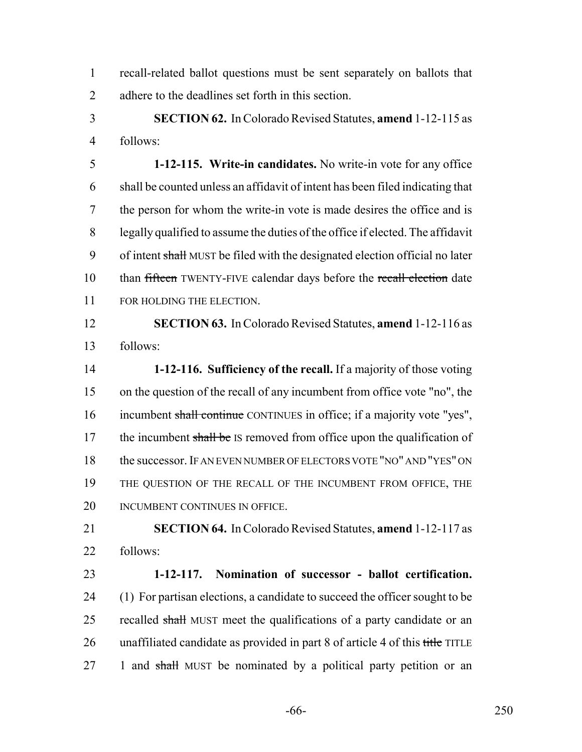recall-related ballot questions must be sent separately on ballots that adhere to the deadlines set forth in this section.

**SECTION 62.** In Colorado Revised Statutes, **amend** 1-12-115 as follows:

**1-12-115. Write-in candidates.** No write-in vote for any office shall be counted unless an affidavit of intent has been filed indicating that the person for whom the write-in vote is made desires the office and is legally qualified to assume the duties of the office if elected. The affidavit of intent ~~shall~~ MUST be filed with the designated election official no later than ~~fifteen~~ TWENTY-FIVE calendar days before the ~~recall election~~ date FOR HOLDING THE ELECTION.

**SECTION 63.** In Colorado Revised Statutes, **amend** 1-12-116 as follows:

**1-12-116. Sufficiency of the recall.** If a majority of those voting on the question of the recall of any incumbent from office vote "no", the incumbent ~~shall continue~~ CONTINUES in office; if a majority vote "yes", the incumbent ~~shall be~~ IS removed from office upon the qualification of the successor. IF AN EVEN NUMBER OF ELECTORS VOTE "NO" AND "YES" ON THE QUESTION OF THE RECALL OF THE INCUMBENT FROM OFFICE, THE INCUMBENT CONTINUES IN OFFICE.

**SECTION 64.** In Colorado Revised Statutes, **amend** 1-12-117 as follows:

**1-12-117. Nomination of successor - ballot certification.** (1) For partisan elections, a candidate to succeed the officer sought to be recalled ~~shall~~ MUST meet the qualifications of a party candidate or an unaffiliated candidate as provided in part 8 of article 4 of this ~~title~~ TITLE 1 and ~~shall~~ MUST be nominated by a political party petition or an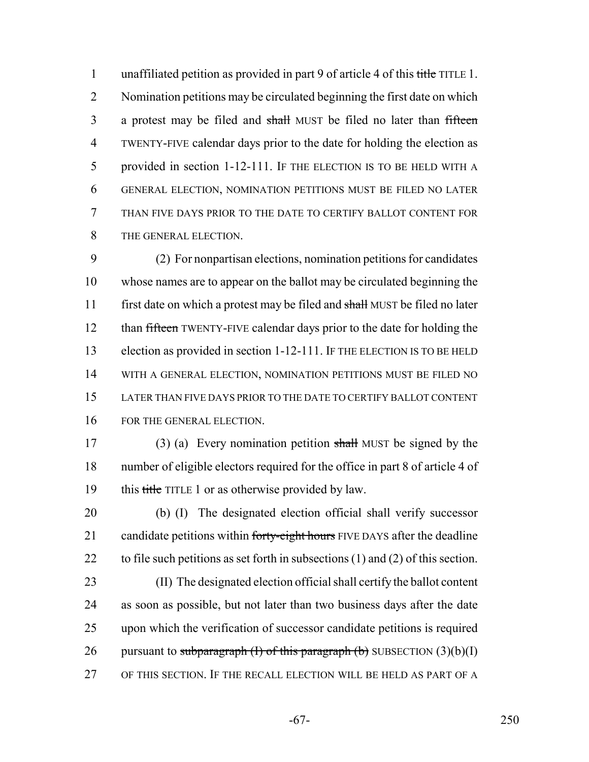unaffiliated petition as provided in part 9 of article 4 of this ~~title~~ TITLE 1. Nomination petitions may be circulated beginning the first date on which a protest may be filed and ~~shall~~ MUST be filed no later than ~~fifteen~~ TWENTY-FIVE calendar days prior to the date for holding the election as provided in section 1-12-111. IF THE ELECTION IS TO BE HELD WITH A GENERAL ELECTION, NOMINATION PETITIONS MUST BE FILED NO LATER THAN FIVE DAYS PRIOR TO THE DATE TO CERTIFY BALLOT CONTENT FOR THE GENERAL ELECTION.

(2) For nonpartisan elections, nomination petitions for candidates whose names are to appear on the ballot may be circulated beginning the first date on which a protest may be filed and ~~shall~~ MUST be filed no later than ~~fifteen~~ TWENTY-FIVE calendar days prior to the date for holding the election as provided in section 1-12-111. IF THE ELECTION IS TO BE HELD WITH A GENERAL ELECTION, NOMINATION PETITIONS MUST BE FILED NO LATER THAN FIVE DAYS PRIOR TO THE DATE TO CERTIFY BALLOT CONTENT FOR THE GENERAL ELECTION.

(3) (a) Every nomination petition ~~shall~~ MUST be signed by the number of eligible electors required for the office in part 8 of article 4 of this ~~title~~ TITLE 1 or as otherwise provided by law.

(b) (I) The designated election official shall verify successor candidate petitions within ~~forty-eight hours~~ FIVE DAYS after the deadline to file such petitions as set forth in subsections (1) and (2) of this section.

(II) The designated election official shall certify the ballot content as soon as possible, but not later than two business days after the date upon which the verification of successor candidate petitions is required pursuant to ~~subparagraph (I) of this paragraph (b)~~ SUBSECTION (3)(b)(I) OF THIS SECTION. IF THE RECALL ELECTION WILL BE HELD AS PART OF A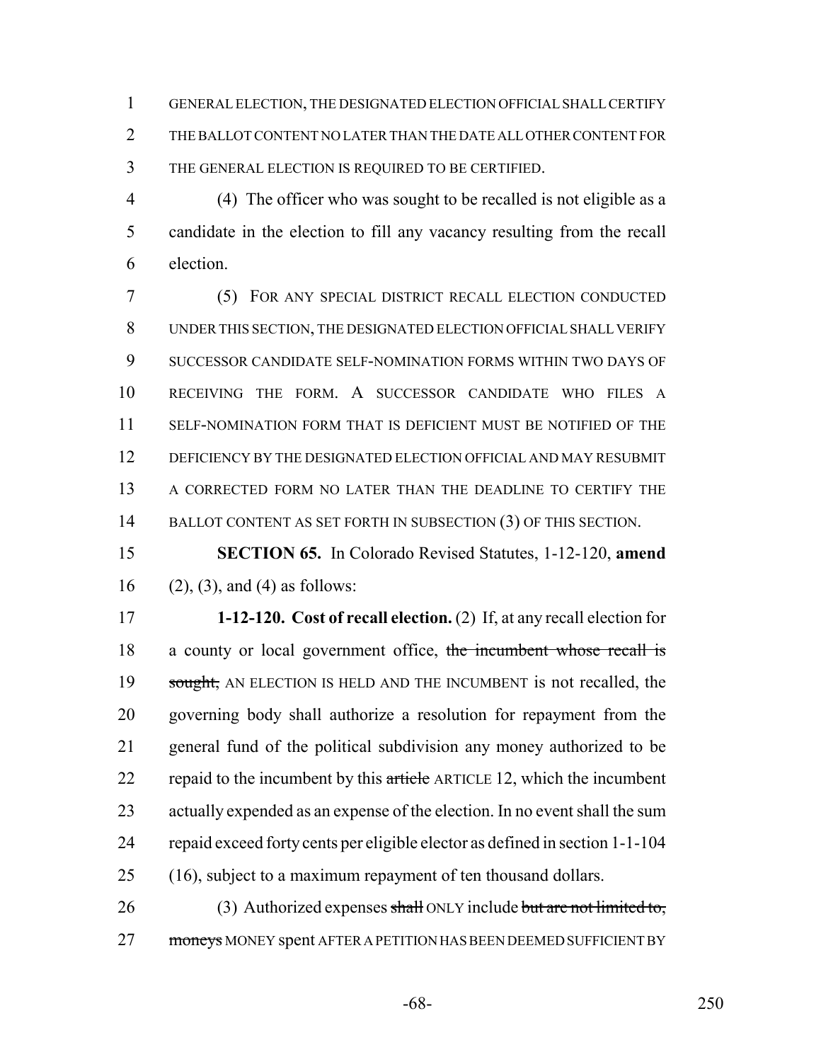GENERAL ELECTION, THE DESIGNATED ELECTION OFFICIAL SHALL CERTIFY THE BALLOT CONTENT NO LATER THAN THE DATE ALL OTHER CONTENT FOR THE GENERAL ELECTION IS REQUIRED TO BE CERTIFIED.

(4) The officer who was sought to be recalled is not eligible as a candidate in the election to fill any vacancy resulting from the recall election.

(5) FOR ANY SPECIAL DISTRICT RECALL ELECTION CONDUCTED UNDER THIS SECTION, THE DESIGNATED ELECTION OFFICIAL SHALL VERIFY SUCCESSOR CANDIDATE SELF-NOMINATION FORMS WITHIN TWO DAYS OF RECEIVING THE FORM. A SUCCESSOR CANDIDATE WHO FILES A SELF-NOMINATION FORM THAT IS DEFICIENT MUST BE NOTIFIED OF THE DEFICIENCY BY THE DESIGNATED ELECTION OFFICIAL AND MAY RESUBMIT A CORRECTED FORM NO LATER THAN THE DEADLINE TO CERTIFY THE BALLOT CONTENT AS SET FORTH IN SUBSECTION (3) OF THIS SECTION.

**SECTION 65.** In Colorado Revised Statutes, 1-12-120, **amend** (2), (3), and (4) as follows:

**1-12-120. Cost of recall election.** (2) If, at any recall election for a county or local government office, ~~the incumbent whose recall is sought,~~ AN ELECTION IS HELD AND THE INCUMBENT is not recalled, the governing body shall authorize a resolution for repayment from the general fund of the political subdivision any money authorized to be repaid to the incumbent by this ~~article~~ ARTICLE 12, which the incumbent actually expended as an expense of the election. In no event shall the sum repaid exceed forty cents per eligible elector as defined in section 1-1-104 (16), subject to a maximum repayment of ten thousand dollars.

(3) Authorized expenses ~~shall~~ ONLY include ~~but are not limited to, moneys~~ MONEY spent AFTER A PETITION HAS BEEN DEEMED SUFFICIENT BY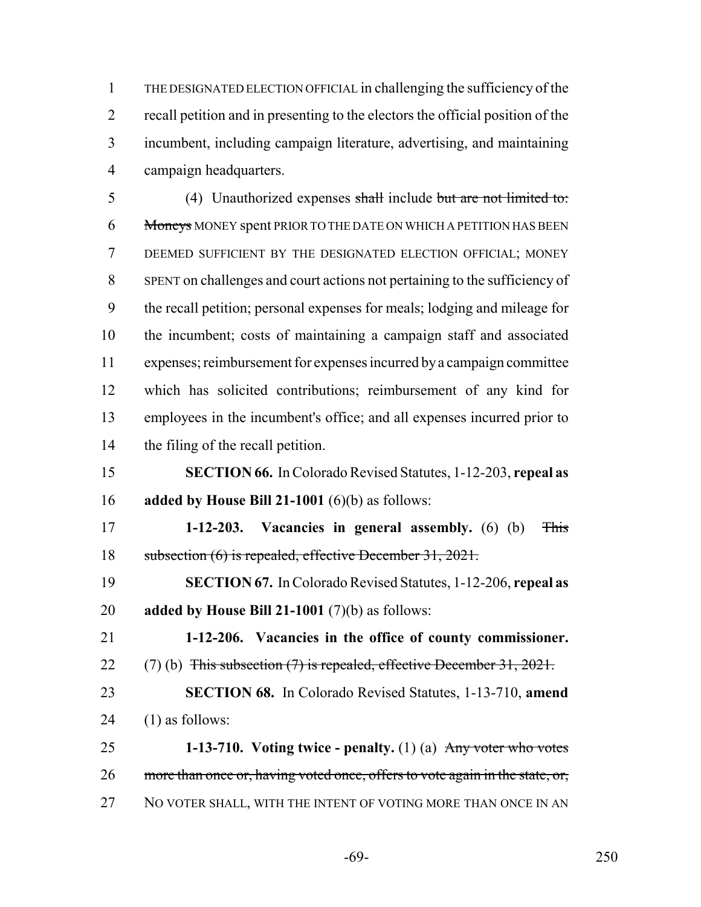THE DESIGNATED ELECTION OFFICIAL in challenging the sufficiency of the recall petition and in presenting to the electors the official position of the incumbent, including campaign literature, advertising, and maintaining campaign headquarters.

(4) Unauthorized expenses ~~shall~~ include ~~but are not limited to: Moneys~~ MONEY spent PRIOR TO THE DATE ON WHICH A PETITION HAS BEEN DEEMED SUFFICIENT BY THE DESIGNATED ELECTION OFFICIAL; MONEY SPENT on challenges and court actions not pertaining to the sufficiency of the recall petition; personal expenses for meals; lodging and mileage for the incumbent; costs of maintaining a campaign staff and associated expenses; reimbursement for expenses incurred by a campaign committee which has solicited contributions; reimbursement of any kind for employees in the incumbent's office; and all expenses incurred prior to the filing of the recall petition.

**SECTION 66.** In Colorado Revised Statutes, 1-12-203, **repeal as added by House Bill 21-1001** (6)(b) as follows:

**1-12-203. Vacancies in general assembly.** (6) (b) ~~This subsection (6) is repealed, effective December 31, 2021.~~

**SECTION 67.** In Colorado Revised Statutes, 1-12-206, **repeal as added by House Bill 21-1001** (7)(b) as follows:

**1-12-206. Vacancies in the office of county commissioner.** (7) (b) ~~This subsection (7) is repealed, effective December 31, 2021.~~

**SECTION 68.** In Colorado Revised Statutes, 1-13-710, **amend** (1) as follows:

**1-13-710. Voting twice - penalty.** (1) (a) ~~Any voter who votes more than once or, having voted once, offers to vote again in the state, or,~~ NO VOTER SHALL, WITH THE INTENT OF VOTING MORE THAN ONCE IN AN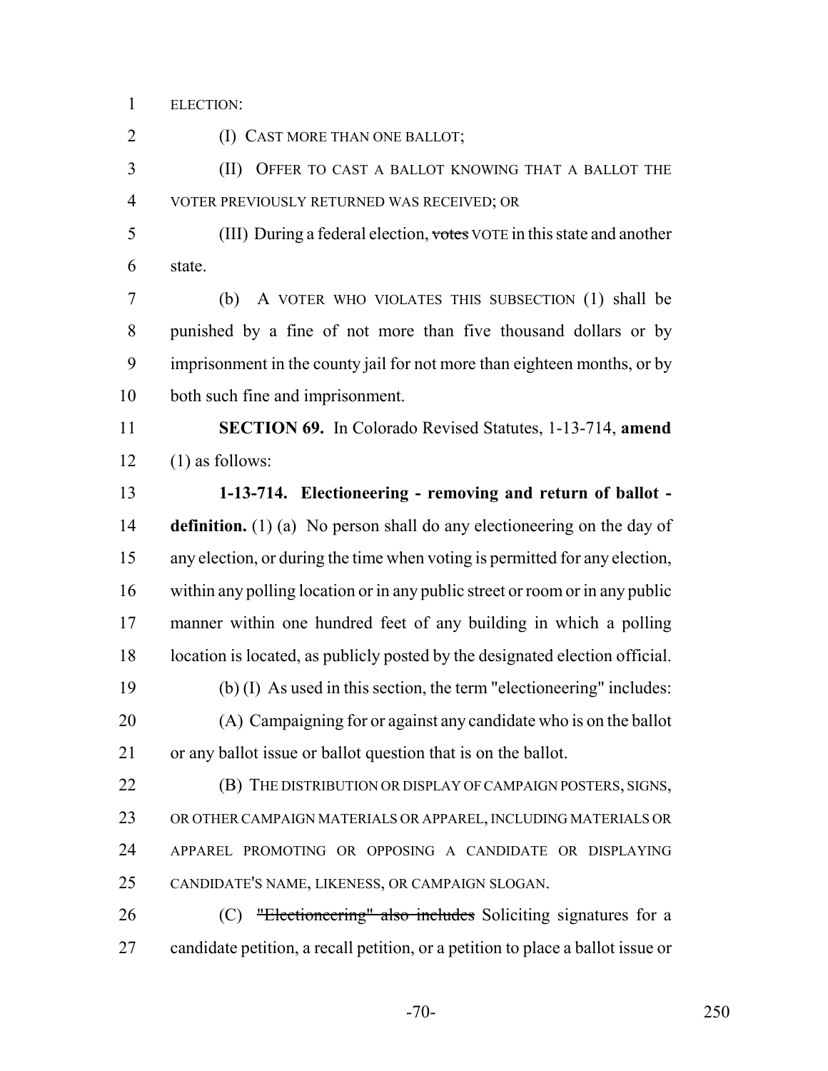ELECTION:

(I) CAST MORE THAN ONE BALLOT;

(II) OFFER TO CAST A BALLOT KNOWING THAT A BALLOT THE VOTER PREVIOUSLY RETURNED WAS RECEIVED; OR

(III) During a federal election, ~~votes~~ VOTE in this state and another state.

(b) A VOTER WHO VIOLATES THIS SUBSECTION (1) shall be punished by a fine of not more than five thousand dollars or by imprisonment in the county jail for not more than eighteen months, or by both such fine and imprisonment.

**SECTION 69.** In Colorado Revised Statutes, 1-13-714, **amend** (1) as follows:

**1-13-714. Electioneering - removing and return of ballot - definition.** (1) (a) No person shall do any electioneering on the day of any election, or during the time when voting is permitted for any election, within any polling location or in any public street or room or in any public manner within one hundred feet of any building in which a polling location is located, as publicly posted by the designated election official.

(b) (I) As used in this section, the term "electioneering" includes:

(A) Campaigning for or against any candidate who is on the ballot or any ballot issue or ballot question that is on the ballot.

(B) THE DISTRIBUTION OR DISPLAY OF CAMPAIGN POSTERS, SIGNS, OR OTHER CAMPAIGN MATERIALS OR APPAREL, INCLUDING MATERIALS OR APPAREL PROMOTING OR OPPOSING A CANDIDATE OR DISPLAYING CANDIDATE'S NAME, LIKENESS, OR CAMPAIGN SLOGAN.

(C) ~~"Electioneering" also includes~~ Soliciting signatures for a candidate petition, a recall petition, or a petition to place a ballot issue or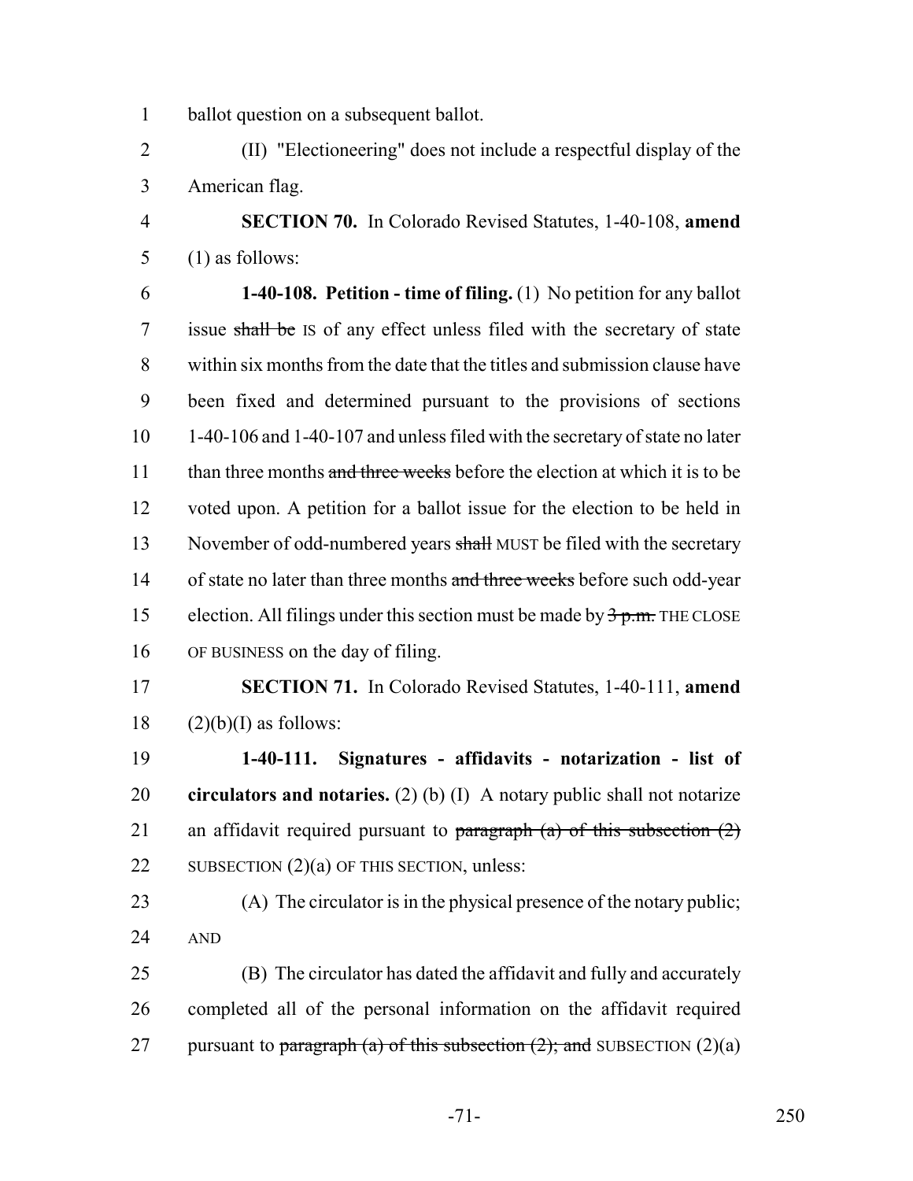ballot question on a subsequent ballot.

(II) "Electioneering" does not include a respectful display of the American flag.

**SECTION 70.** In Colorado Revised Statutes, 1-40-108, **amend** (1) as follows:

**1-40-108. Petition - time of filing.** (1) No petition for any ballot issue ~~shall be~~ IS of any effect unless filed with the secretary of state within six months from the date that the titles and submission clause have been fixed and determined pursuant to the provisions of sections 1-40-106 and 1-40-107 and unless filed with the secretary of state no later than three months ~~and three weeks~~ before the election at which it is to be voted upon. A petition for a ballot issue for the election to be held in November of odd-numbered years ~~shall~~ MUST be filed with the secretary of state no later than three months ~~and three weeks~~ before such odd-year election. All filings under this section must be made by ~~3 p.m.~~ THE CLOSE OF BUSINESS on the day of filing.

**SECTION 71.** In Colorado Revised Statutes, 1-40-111, **amend** (2)(b)(I) as follows:

**1-40-111. Signatures - affidavits - notarization - list of circulators and notaries.** (2) (b) (I) A notary public shall not notarize an affidavit required pursuant to ~~paragraph (a) of this subsection (2)~~ SUBSECTION (2)(a) OF THIS SECTION, unless:

(A) The circulator is in the physical presence of the notary public; AND

(B) The circulator has dated the affidavit and fully and accurately completed all of the personal information on the affidavit required pursuant to ~~paragraph (a) of this subsection (2); and~~ SUBSECTION (2)(a)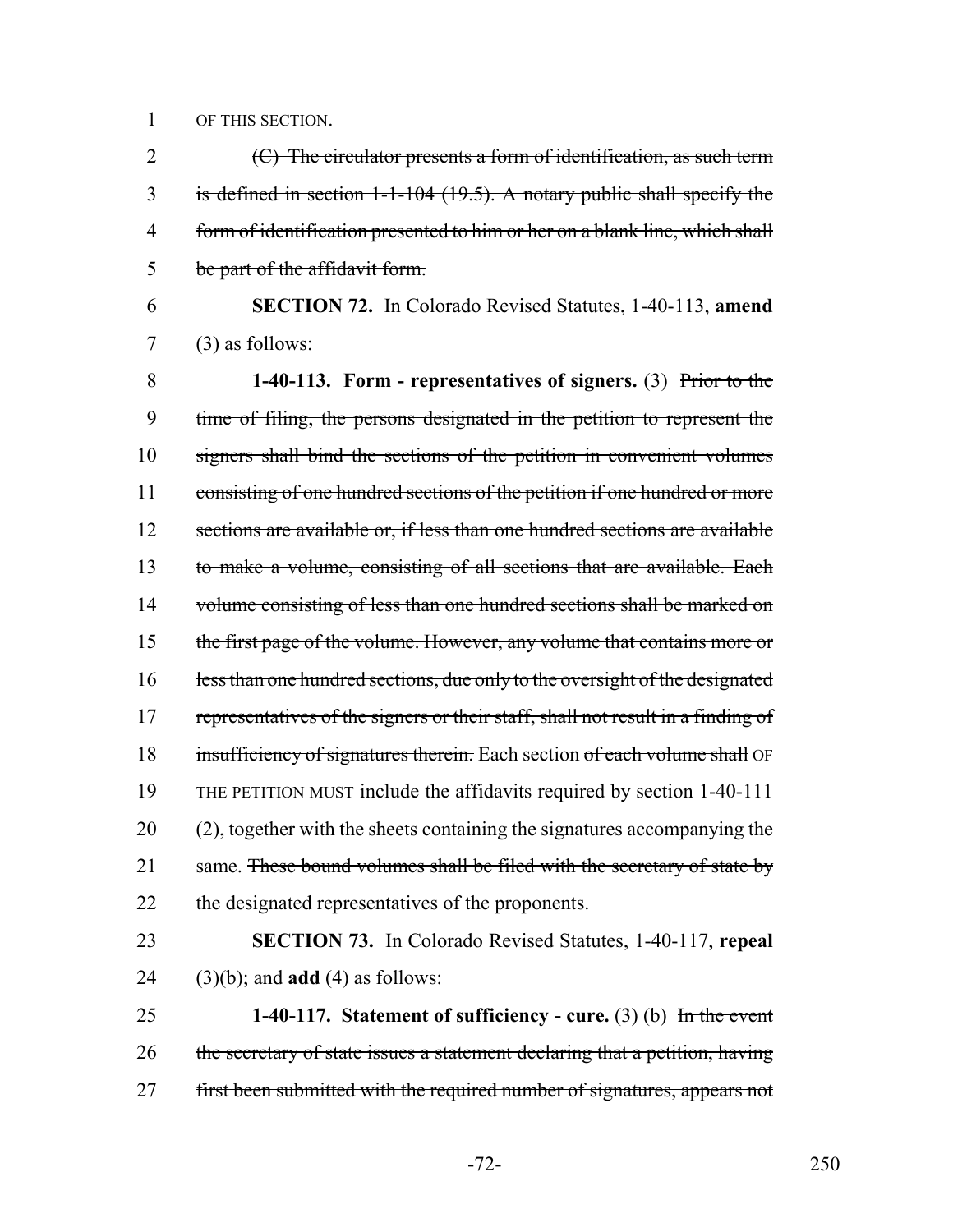OF THIS SECTION.

~~(C) The circulator presents a form of identification, as such term is defined in section 1-1-104 (19.5). A notary public shall specify the form of identification presented to him or her on a blank line, which shall be part of the affidavit form.~~

**SECTION 72.** In Colorado Revised Statutes, 1-40-113, **amend** (3) as follows:

**1-40-113. Form - representatives of signers.** (3) ~~Prior to the time of filing, the persons designated in the petition to represent the signers shall bind the sections of the petition in convenient volumes consisting of one hundred sections of the petition if one hundred or more sections are available or, if less than one hundred sections are available to make a volume, consisting of all sections that are available. Each volume consisting of less than one hundred sections shall be marked on the first page of the volume. However, any volume that contains more or less than one hundred sections, due only to the oversight of the designated representatives of the signers or their staff, shall not result in a finding of insufficiency of signatures therein.~~ Each section ~~of each volume shall~~ OF THE PETITION MUST include the affidavits required by section 1-40-111 (2), together with the sheets containing the signatures accompanying the same. ~~These bound volumes shall be filed with the secretary of state by the designated representatives of the proponents.~~

**SECTION 73.** In Colorado Revised Statutes, 1-40-117, **repeal** (3)(b); and **add** (4) as follows:

**1-40-117. Statement of sufficiency - cure.** (3) (b) ~~In the event the secretary of state issues a statement declaring that a petition, having first been submitted with the required number of signatures, appears not~~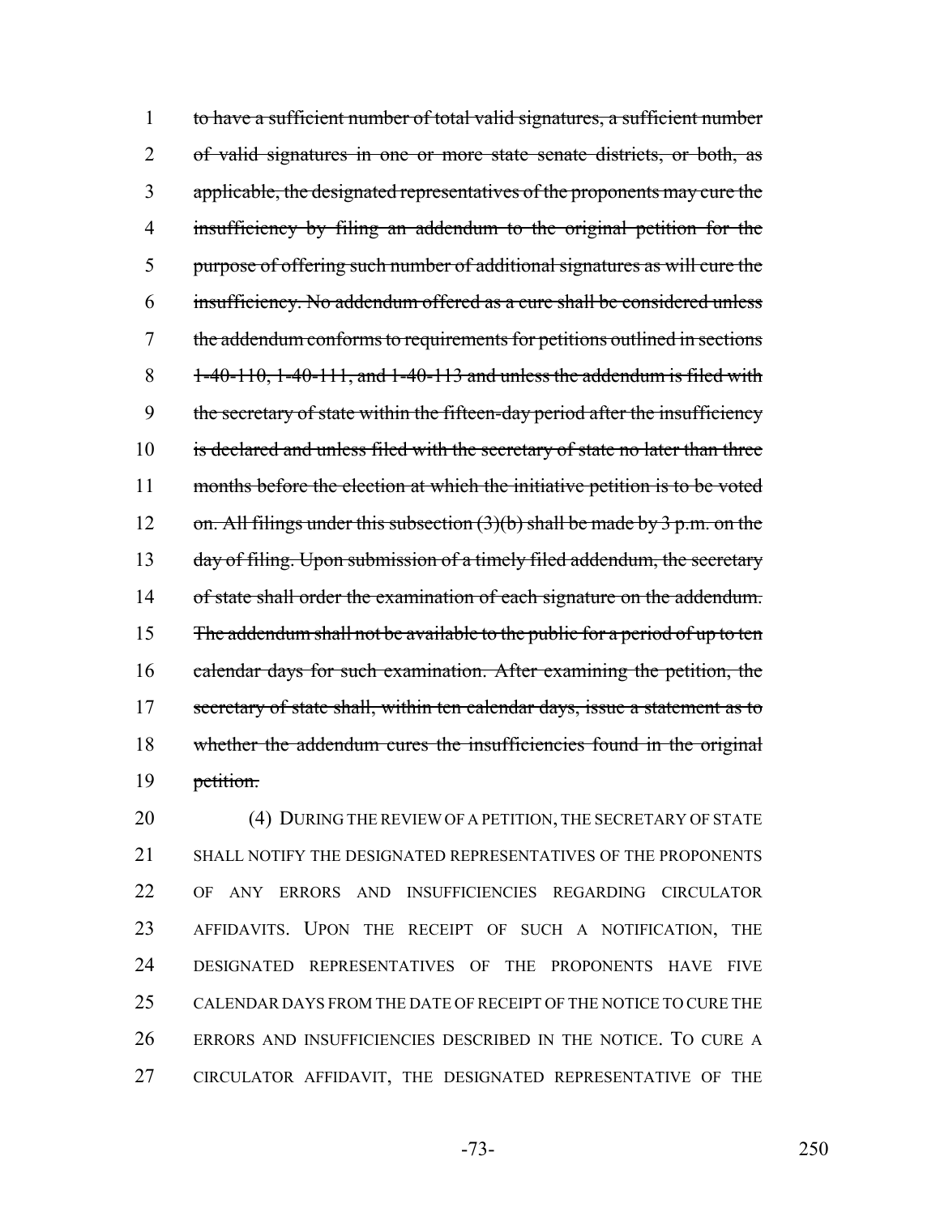~~to have a sufficient number of total valid signatures, a sufficient number of valid signatures in one or more state senate districts, or both, as applicable, the designated representatives of the proponents may cure the insufficiency by filing an addendum to the original petition for the purpose of offering such number of additional signatures as will cure the insufficiency. No addendum offered as a cure shall be considered unless the addendum conforms to requirements for petitions outlined in sections 1-40-110, 1-40-111, and 1-40-113 and unless the addendum is filed with the secretary of state within the fifteen-day period after the insufficiency is declared and unless filed with the secretary of state no later than three months before the election at which the initiative petition is to be voted on. All filings under this subsection (3)(b) shall be made by 3 p.m. on the day of filing. Upon submission of a timely filed addendum, the secretary of state shall order the examination of each signature on the addendum. The addendum shall not be available to the public for a period of up to ten calendar days for such examination. After examining the petition, the secretary of state shall, within ten calendar days, issue a statement as to whether the addendum cures the insufficiencies found in the original petition.~~

(4) DURING THE REVIEW OF A PETITION, THE SECRETARY OF STATE SHALL NOTIFY THE DESIGNATED REPRESENTATIVES OF THE PROPONENTS OF ANY ERRORS AND INSUFFICIENCIES REGARDING CIRCULATOR AFFIDAVITS. UPON THE RECEIPT OF SUCH A NOTIFICATION, THE DESIGNATED REPRESENTATIVES OF THE PROPONENTS HAVE FIVE CALENDAR DAYS FROM THE DATE OF RECEIPT OF THE NOTICE TO CURE THE ERRORS AND INSUFFICIENCIES DESCRIBED IN THE NOTICE. TO CURE A CIRCULATOR AFFIDAVIT, THE DESIGNATED REPRESENTATIVE OF THE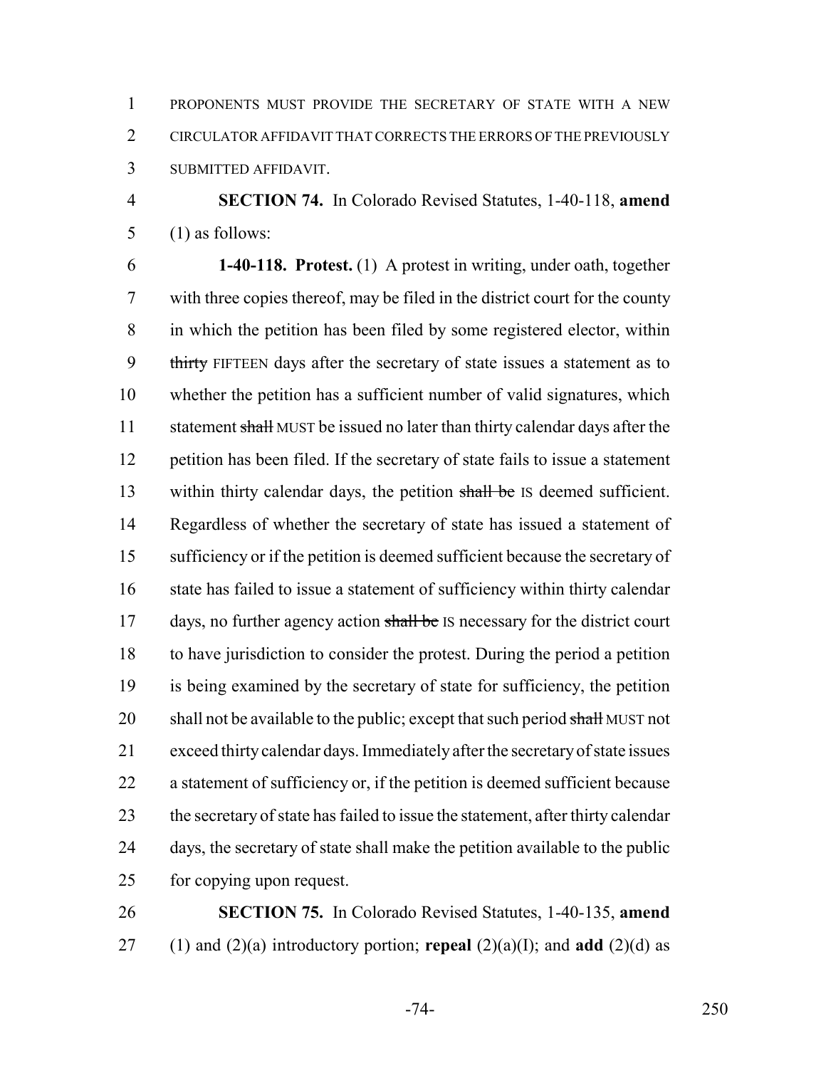PROPONENTS MUST PROVIDE THE SECRETARY OF STATE WITH A NEW CIRCULATOR AFFIDAVIT THAT CORRECTS THE ERRORS OF THE PREVIOUSLY SUBMITTED AFFIDAVIT.

**SECTION 74.** In Colorado Revised Statutes, 1-40-118, **amend** (1) as follows:

**1-40-118. Protest.** (1) A protest in writing, under oath, together with three copies thereof, may be filed in the district court for the county in which the petition has been filed by some registered elector, within ~~thirty~~ FIFTEEN days after the secretary of state issues a statement as to whether the petition has a sufficient number of valid signatures, which statement ~~shall~~ MUST be issued no later than thirty calendar days after the petition has been filed. If the secretary of state fails to issue a statement within thirty calendar days, the petition ~~shall be~~ IS deemed sufficient. Regardless of whether the secretary of state has issued a statement of sufficiency or if the petition is deemed sufficient because the secretary of state has failed to issue a statement of sufficiency within thirty calendar days, no further agency action ~~shall be~~ IS necessary for the district court to have jurisdiction to consider the protest. During the period a petition is being examined by the secretary of state for sufficiency, the petition shall not be available to the public; except that such period ~~shall~~ MUST not exceed thirty calendar days. Immediately after the secretary of state issues a statement of sufficiency or, if the petition is deemed sufficient because the secretary of state has failed to issue the statement, after thirty calendar days, the secretary of state shall make the petition available to the public for copying upon request.

**SECTION 75.** In Colorado Revised Statutes, 1-40-135, **amend** (1) and (2)(a) introductory portion; **repeal** (2)(a)(I); and **add** (2)(d) as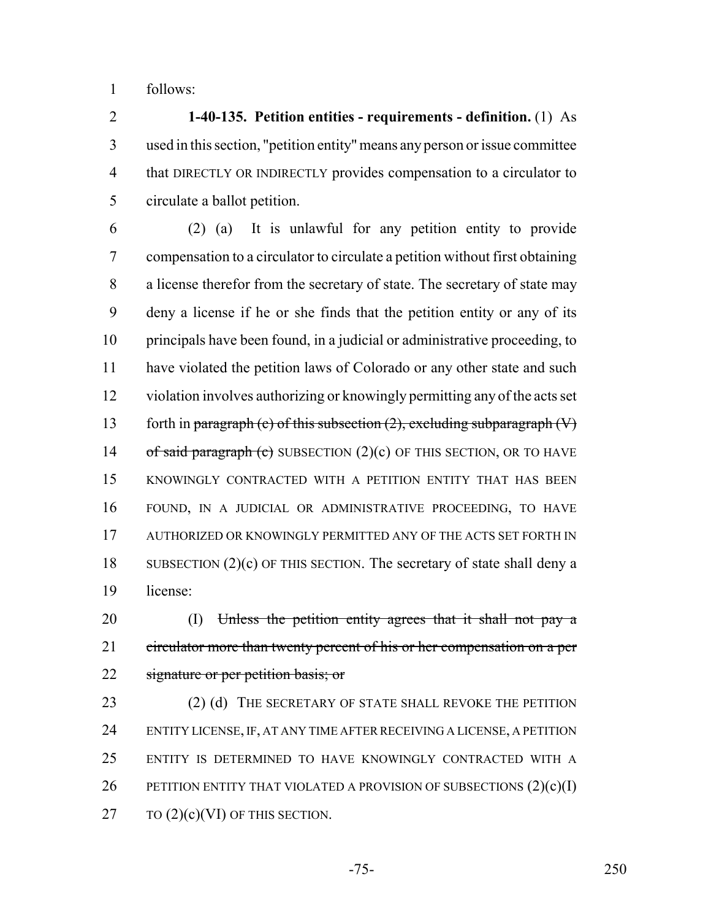follows:

**1-40-135. Petition entities - requirements - definition.** (1) As used in this section, "petition entity" means any person or issue committee that DIRECTLY OR INDIRECTLY provides compensation to a circulator to circulate a ballot petition.

(2) (a) It is unlawful for any petition entity to provide compensation to a circulator to circulate a petition without first obtaining a license therefor from the secretary of state. The secretary of state may deny a license if he or she finds that the petition entity or any of its principals have been found, in a judicial or administrative proceeding, to have violated the petition laws of Colorado or any other state and such violation involves authorizing or knowingly permitting any of the acts set forth in ~~paragraph (c) of this subsection (2), excluding subparagraph (V) of said paragraph (c)~~ SUBSECTION (2)(c) OF THIS SECTION, OR TO HAVE KNOWINGLY CONTRACTED WITH A PETITION ENTITY THAT HAS BEEN FOUND, IN A JUDICIAL OR ADMINISTRATIVE PROCEEDING, TO HAVE AUTHORIZED OR KNOWINGLY PERMITTED ANY OF THE ACTS SET FORTH IN SUBSECTION (2)(c) OF THIS SECTION. The secretary of state shall deny a license:

(I) ~~Unless the petition entity agrees that it shall not pay a circulator more than twenty percent of his or her compensation on a per signature or per petition basis; or~~

(2) (d) THE SECRETARY OF STATE SHALL REVOKE THE PETITION ENTITY LICENSE, IF, AT ANY TIME AFTER RECEIVING A LICENSE, A PETITION ENTITY IS DETERMINED TO HAVE KNOWINGLY CONTRACTED WITH A PETITION ENTITY THAT VIOLATED A PROVISION OF SUBSECTIONS (2)(c)(I) TO (2)(c)(VI) OF THIS SECTION.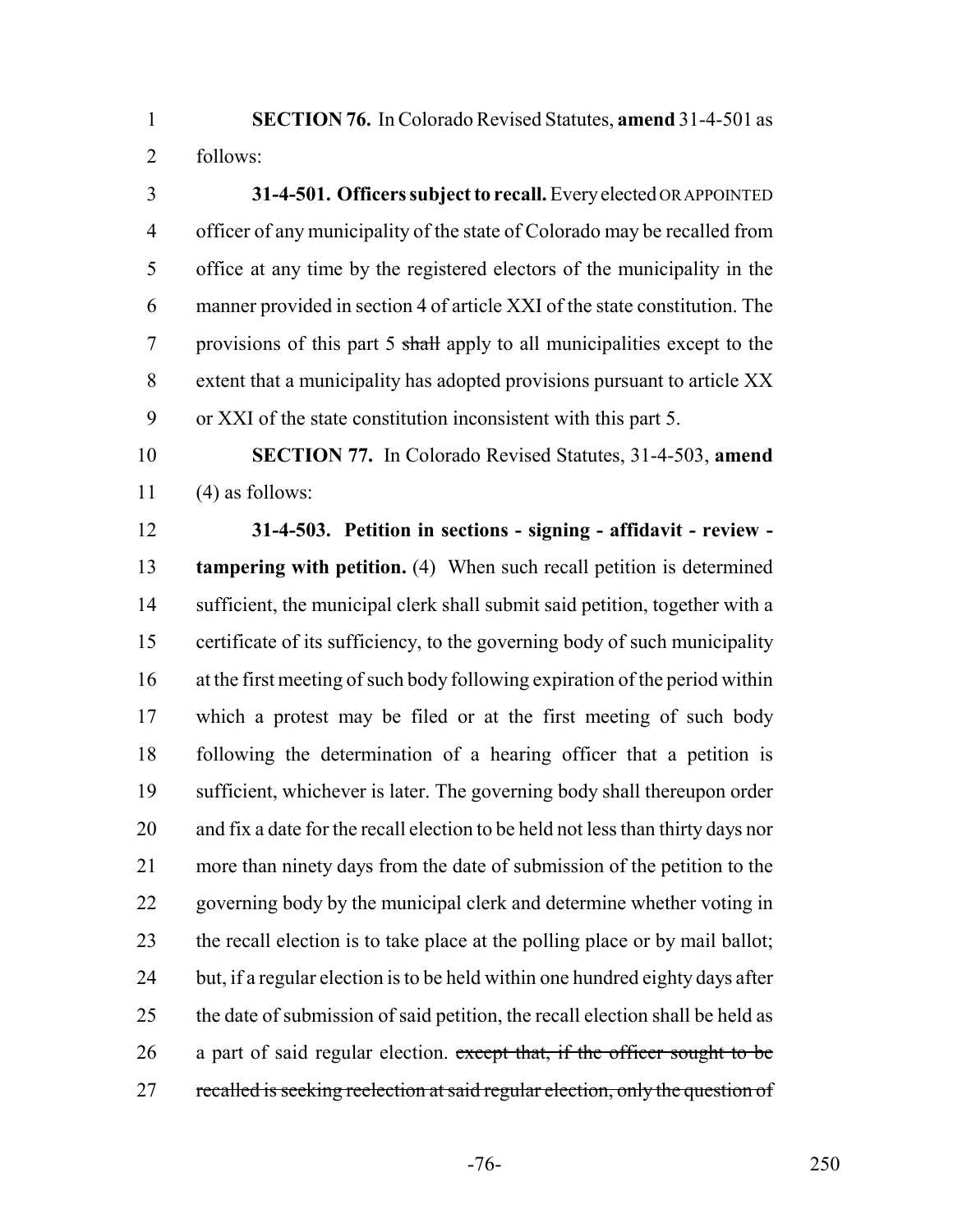**SECTION 76.** In Colorado Revised Statutes, **amend** 31-4-501 as follows:

**31-4-501. Officers subject to recall.** Every elected OR APPOINTED officer of any municipality of the state of Colorado may be recalled from office at any time by the registered electors of the municipality in the manner provided in section 4 of article XXI of the state constitution. The provisions of this part 5 ~~shall~~ apply to all municipalities except to the extent that a municipality has adopted provisions pursuant to article XX or XXI of the state constitution inconsistent with this part 5.

**SECTION 77.** In Colorado Revised Statutes, 31-4-503, **amend** (4) as follows:

**31-4-503. Petition in sections - signing - affidavit - review - tampering with petition.** (4) When such recall petition is determined sufficient, the municipal clerk shall submit said petition, together with a certificate of its sufficiency, to the governing body of such municipality at the first meeting of such body following expiration of the period within which a protest may be filed or at the first meeting of such body following the determination of a hearing officer that a petition is sufficient, whichever is later. The governing body shall thereupon order and fix a date for the recall election to be held not less than thirty days nor more than ninety days from the date of submission of the petition to the governing body by the municipal clerk and determine whether voting in the recall election is to take place at the polling place or by mail ballot; but, if a regular election is to be held within one hundred eighty days after the date of submission of said petition, the recall election shall be held as a part of said regular election. ~~except that, if the officer sought to be recalled is seeking reelection at said regular election, only the question of~~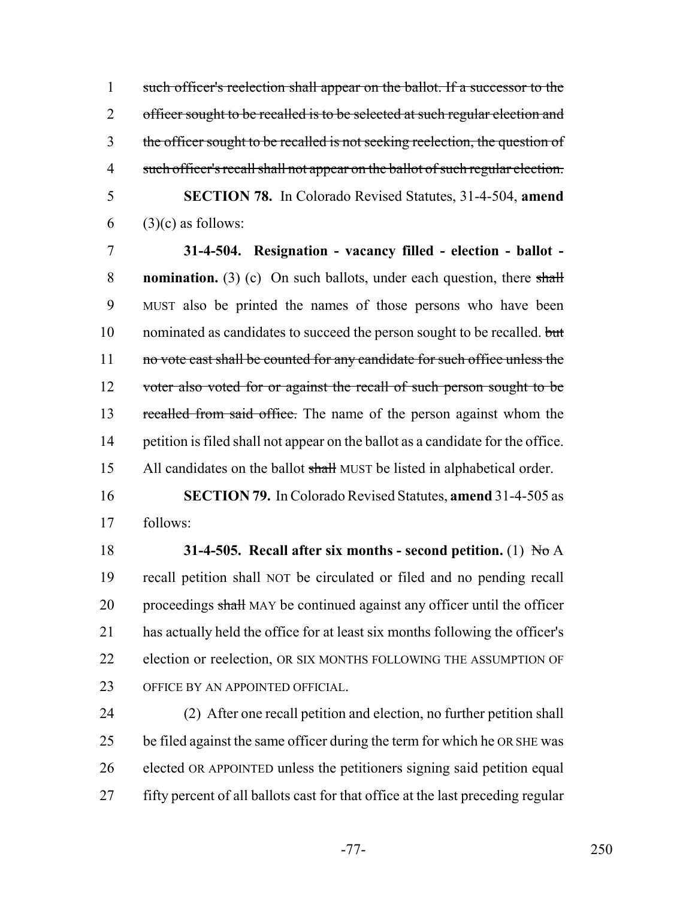~~such officer's reelection shall appear on the ballot. If a successor to the officer sought to be recalled is to be selected at such regular election and the officer sought to be recalled is not seeking reelection, the question of such officer's recall shall not appear on the ballot of such regular election.~~

**SECTION 78.** In Colorado Revised Statutes, 31-4-504, **amend** (3)(c) as follows:

**31-4-504. Resignation - vacancy filled - election - ballot - nomination.** (3) (c) On such ballots, under each question, there ~~shall~~ MUST also be printed the names of those persons who have been nominated as candidates to succeed the person sought to be recalled. ~~but no vote cast shall be counted for any candidate for such office unless the voter also voted for or against the recall of such person sought to be recalled from said office.~~ The name of the person against whom the petition is filed shall not appear on the ballot as a candidate for the office. All candidates on the ballot ~~shall~~ MUST be listed in alphabetical order.

**SECTION 79.** In Colorado Revised Statutes, **amend** 31-4-505 as follows:

**31-4-505. Recall after six months - second petition.** (1) ~~No~~ A recall petition shall NOT be circulated or filed and no pending recall proceedings ~~shall~~ MAY be continued against any officer until the officer has actually held the office for at least six months following the officer's election or reelection, OR SIX MONTHS FOLLOWING THE ASSUMPTION OF OFFICE BY AN APPOINTED OFFICIAL.

(2) After one recall petition and election, no further petition shall be filed against the same officer during the term for which he OR SHE was elected OR APPOINTED unless the petitioners signing said petition equal fifty percent of all ballots cast for that office at the last preceding regular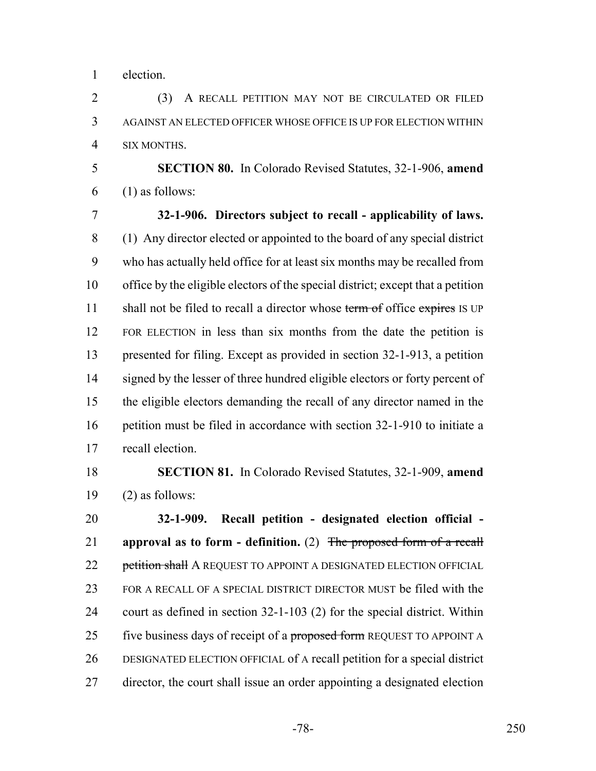election.

(3) A RECALL PETITION MAY NOT BE CIRCULATED OR FILED AGAINST AN ELECTED OFFICER WHOSE OFFICE IS UP FOR ELECTION WITHIN SIX MONTHS.

**SECTION 80.** In Colorado Revised Statutes, 32-1-906, **amend** (1) as follows:

**32-1-906. Directors subject to recall - applicability of laws.** (1) Any director elected or appointed to the board of any special district who has actually held office for at least six months may be recalled from office by the eligible electors of the special district; except that a petition shall not be filed to recall a director whose ~~term of~~ office ~~expires~~ IS UP FOR ELECTION in less than six months from the date the petition is presented for filing. Except as provided in section 32-1-913, a petition signed by the lesser of three hundred eligible electors or forty percent of the eligible electors demanding the recall of any director named in the petition must be filed in accordance with section 32-1-910 to initiate a recall election.

**SECTION 81.** In Colorado Revised Statutes, 32-1-909, **amend** (2) as follows:

**32-1-909. Recall petition - designated election official - approval as to form - definition.** (2) ~~The proposed form of a recall petition shall~~ A REQUEST TO APPOINT A DESIGNATED ELECTION OFFICIAL FOR A RECALL OF A SPECIAL DISTRICT DIRECTOR MUST be filed with the court as defined in section 32-1-103 (2) for the special district. Within five business days of receipt of a ~~proposed form~~ REQUEST TO APPOINT A DESIGNATED ELECTION OFFICIAL of A recall petition for a special district director, the court shall issue an order appointing a designated election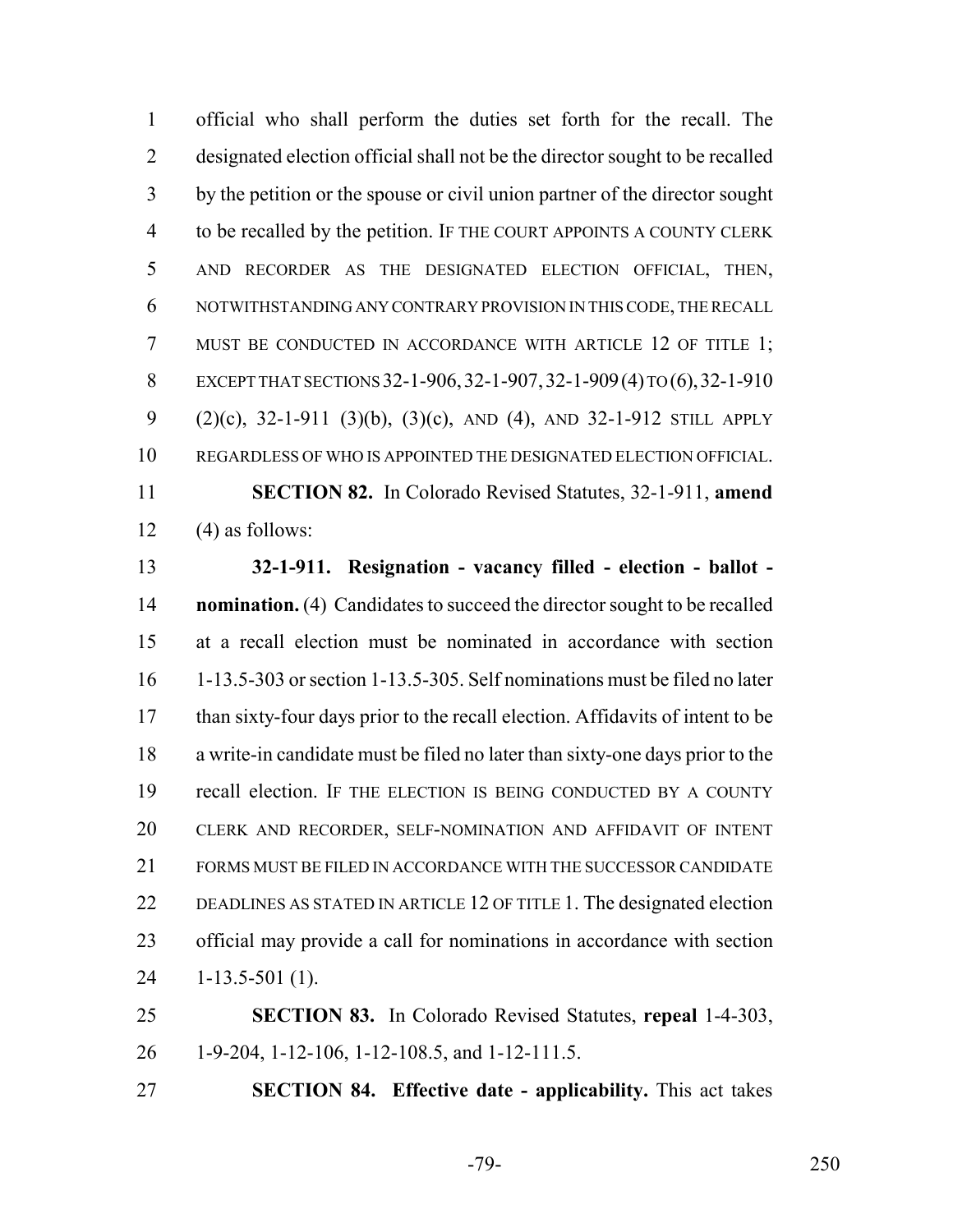official who shall perform the duties set forth for the recall. The designated election official shall not be the director sought to be recalled by the petition or the spouse or civil union partner of the director sought to be recalled by the petition. IF THE COURT APPOINTS A COUNTY CLERK AND RECORDER AS THE DESIGNATED ELECTION OFFICIAL, THEN, NOTWITHSTANDING ANY CONTRARY PROVISION IN THIS CODE, THE RECALL MUST BE CONDUCTED IN ACCORDANCE WITH ARTICLE 12 OF TITLE 1; EXCEPT THAT SECTIONS 32-1-906, 32-1-907, 32-1-909 (4) TO (6), 32-1-910 (2)(c), 32-1-911 (3)(b), (3)(c), AND (4), AND 32-1-912 STILL APPLY REGARDLESS OF WHO IS APPOINTED THE DESIGNATED ELECTION OFFICIAL.

**SECTION 82.** In Colorado Revised Statutes, 32-1-911, **amend** (4) as follows:

**32-1-911. Resignation - vacancy filled - election - ballot - nomination.** (4) Candidates to succeed the director sought to be recalled at a recall election must be nominated in accordance with section 1-13.5-303 or section 1-13.5-305. Self nominations must be filed no later than sixty-four days prior to the recall election. Affidavits of intent to be a write-in candidate must be filed no later than sixty-one days prior to the recall election. IF THE ELECTION IS BEING CONDUCTED BY A COUNTY CLERK AND RECORDER, SELF-NOMINATION AND AFFIDAVIT OF INTENT FORMS MUST BE FILED IN ACCORDANCE WITH THE SUCCESSOR CANDIDATE DEADLINES AS STATED IN ARTICLE 12 OF TITLE 1. The designated election official may provide a call for nominations in accordance with section 1-13.5-501 (1).

**SECTION 83.** In Colorado Revised Statutes, **repeal** 1-4-303, 1-9-204, 1-12-106, 1-12-108.5, and 1-12-111.5.

**SECTION 84. Effective date - applicability.** This act takes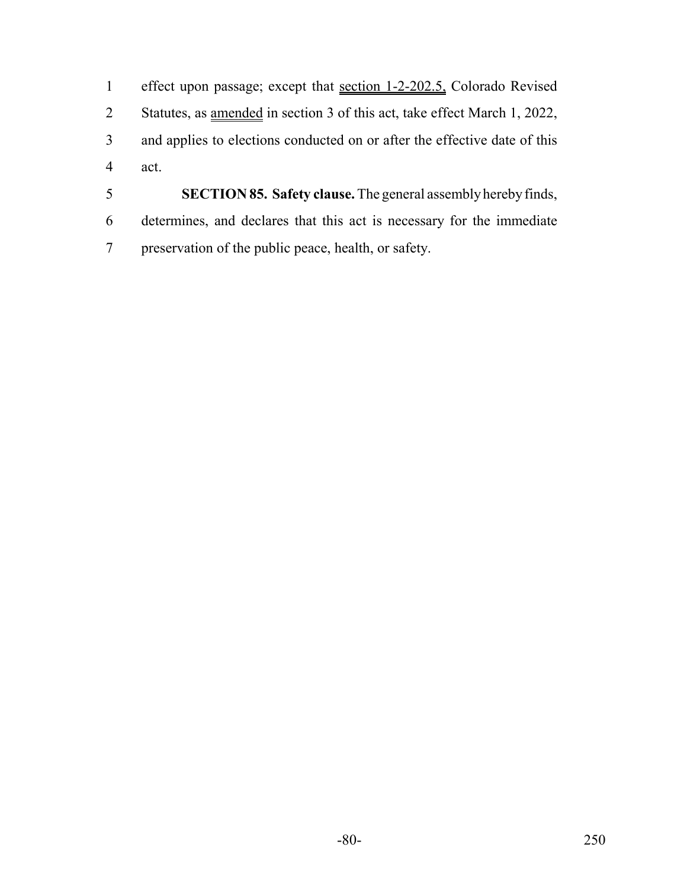effect upon passage; except that section 1-2-202.5, Colorado Revised Statutes, as amended in section 3 of this act, take effect March 1, 2022, and applies to elections conducted on or after the effective date of this act.

**SECTION 85. Safety clause.** The general assembly hereby finds, determines, and declares that this act is necessary for the immediate preservation of the public peace, health, or safety.